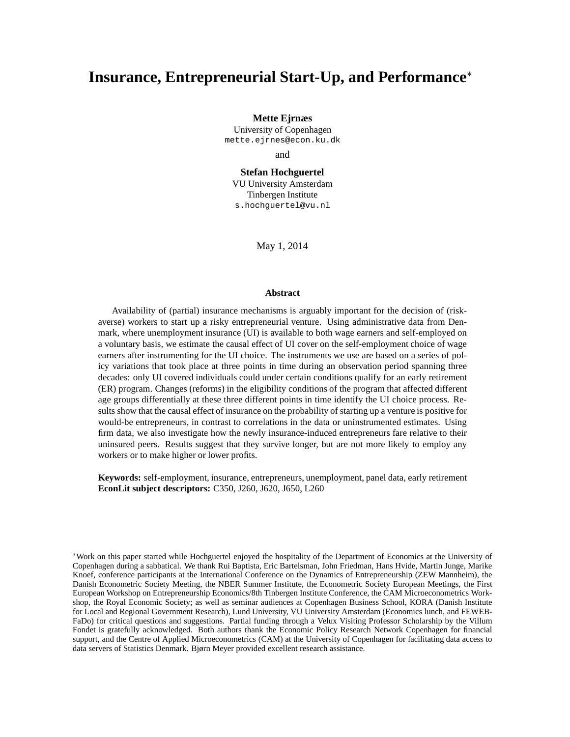# Insurance, Entrepreneurial Start-Up, and Performance[*]

**Mette Ejrnæs**
University of Copenhagen
mette.ejrnes@econ.ku.dk

and

**Stefan Hochguertel**
VU University Amsterdam
Tinbergen Institute
s.hochguertel@vu.nl

May 1, 2014

**Abstract**

Availability of (partial) insurance mechanisms is arguably important for the decision of (risk-averse) workers to start up a risky entrepreneurial venture. Using administrative data from Denmark, where unemployment insurance (UI) is available to both wage earners and self-employed on a voluntary basis, we estimate the causal effect of UI cover on the self-employment choice of wage earners after instrumenting for the UI choice. The instruments we use are based on a series of policy variations that took place at three points in time during an observation period spanning three decades: only UI covered individuals could under certain conditions qualify for an early retirement (ER) program. Changes (reforms) in the eligibility conditions of the program that affected different age groups differentially at these three different points in time identify the UI choice process. Results show that the causal effect of insurance on the probability of starting up a venture is positive for would-be entrepreneurs, in contrast to correlations in the data or uninstrumented estimates. Using firm data, we also investigate how the newly insurance-induced entrepreneurs fare relative to their uninsured peers. Results suggest that they survive longer, but are not more likely to employ any workers or to make higher or lower profits.

**Keywords:** self-employment, insurance, entrepreneurs, unemployment, panel data, early retirement
**EconLit subject descriptors:** C350, J260, J620, J650, L260

[*]Work on this paper started while Hochguertel enjoyed the hospitality of the Department of Economics at the University of Copenhagen during a sabbatical. We thank Rui Baptista, Eric Bartelsman, John Friedman, Hans Hvide, Martin Junge, Marike Knoef, conference participants at the International Conference on the Dynamics of Entrepreneurship (ZEW Mannheim), the Danish Econometric Society Meeting, the NBER Summer Institute, the Econometric Society European Meetings, the First European Workshop on Entrepreneurship Economics/8th Tinbergen Institute Conference, the CAM Microeconometrics Workshop, the Royal Economic Society; as well as seminar audiences at Copenhagen Business School, KORA (Danish Institute for Local and Regional Government Research), Lund University, VU University Amsterdam (Economics lunch, and FEWEB-FaDo) for critical questions and suggestions. Partial funding through a Velux Visiting Professor Scholarship by the Villum Fondet is gratefully acknowledged. Both authors thank the Economic Policy Research Network Copenhagen for financial support, and the Centre of Applied Microeconometrics (CAM) at the University of Copenhagen for facilitating data access to data servers of Statistics Denmark. Bjørn Meyer provided excellent research assistance.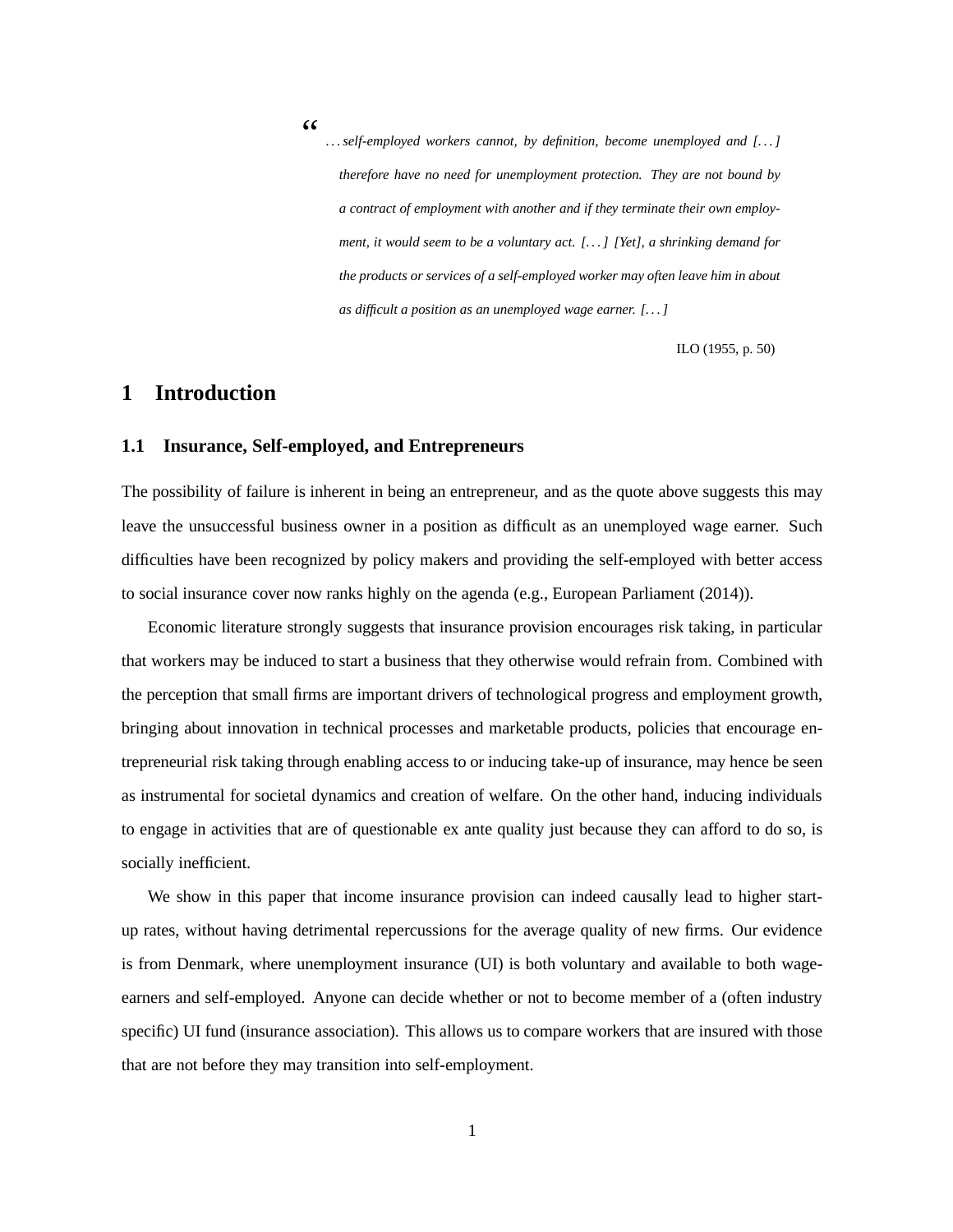> “ *...self-employed workers cannot, by definition, become unemployed and [...] therefore have no need for unemployment protection. They are not bound by a contract of employment with another and if they terminate their own employment, it would seem to be a voluntary act. [...] [Yet], a shrinking demand for the products or services of a self-employed worker may often leave him in about as difficult a position as an unemployed wage earner. [...]*
>
> ILO (1955, p. 50)

# 1 Introduction

## 1.1 Insurance, Self-employed, and Entrepreneurs

The possibility of failure is inherent in being an entrepreneur, and as the quote above suggests this may leave the unsuccessful business owner in a position as difficult as an unemployed wage earner. Such difficulties have been recognized by policy makers and providing the self-employed with better access to social insurance cover now ranks highly on the agenda (e.g., European Parliament (2014)).

Economic literature strongly suggests that insurance provision encourages risk taking, in particular that workers may be induced to start a business that they otherwise would refrain from. Combined with the perception that small firms are important drivers of technological progress and employment growth, bringing about innovation in technical processes and marketable products, policies that encourage entrepreneurial risk taking through enabling access to or inducing take-up of insurance, may hence be seen as instrumental for societal dynamics and creation of welfare. On the other hand, inducing individuals to engage in activities that are of questionable ex ante quality just because they can afford to do so, is socially inefficient.

We show in this paper that income insurance provision can indeed causally lead to higher start-up rates, without having detrimental repercussions for the average quality of new firms. Our evidence is from Denmark, where unemployment insurance (UI) is both voluntary and available to both wage-earners and self-employed. Anyone can decide whether or not to become member of a (often industry specific) UI fund (insurance association). This allows us to compare workers that are insured with those that are not before they may transition into self-employment.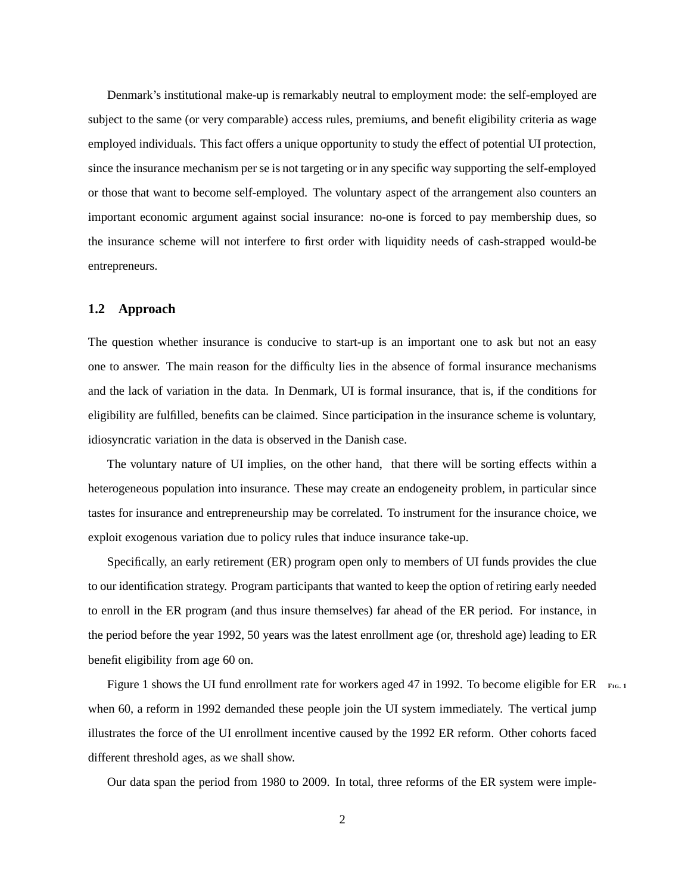Denmark's institutional make-up is remarkably neutral to employment mode: the self-employed are subject to the same (or very comparable) access rules, premiums, and benefit eligibility criteria as wage employed individuals. This fact offers a unique opportunity to study the effect of potential UI protection, since the insurance mechanism per se is not targeting or in any specific way supporting the self-employed or those that want to become self-employed. The voluntary aspect of the arrangement also counters an important economic argument against social insurance: no-one is forced to pay membership dues, so the insurance scheme will not interfere to first order with liquidity needs of cash-strapped would-be entrepreneurs.

### 1.2 Approach

The question whether insurance is conducive to start-up is an important one to ask but not an easy one to answer. The main reason for the difficulty lies in the absence of formal insurance mechanisms and the lack of variation in the data. In Denmark, UI is formal insurance, that is, if the conditions for eligibility are fulfilled, benefits can be claimed. Since participation in the insurance scheme is voluntary, idiosyncratic variation in the data is observed in the Danish case.

The voluntary nature of UI implies, on the other hand, that there will be sorting effects within a heterogeneous population into insurance. These may create an endogeneity problem, in particular since tastes for insurance and entrepreneurship may be correlated. To instrument for the insurance choice, we exploit exogenous variation due to policy rules that induce insurance take-up.

Specifically, an early retirement (ER) program open only to members of UI funds provides the clue to our identification strategy. Program participants that wanted to keep the option of retiring early needed to enroll in the ER program (and thus insure themselves) far ahead of the ER period. For instance, in the period before the year 1992, 50 years was the latest enrollment age (or, threshold age) leading to ER benefit eligibility from age 60 on.

Figure 1 shows the UI fund enrollment rate for workers aged 47 in 1992. To become eligible for ER when 60, a reform in 1992 demanded these people join the UI system immediately. The vertical jump illustrates the force of the UI enrollment incentive caused by the 1992 ER reform. Other cohorts faced different threshold ages, as we shall show.

Our data span the period from 1980 to 2009. In total, three reforms of the ER system were imple-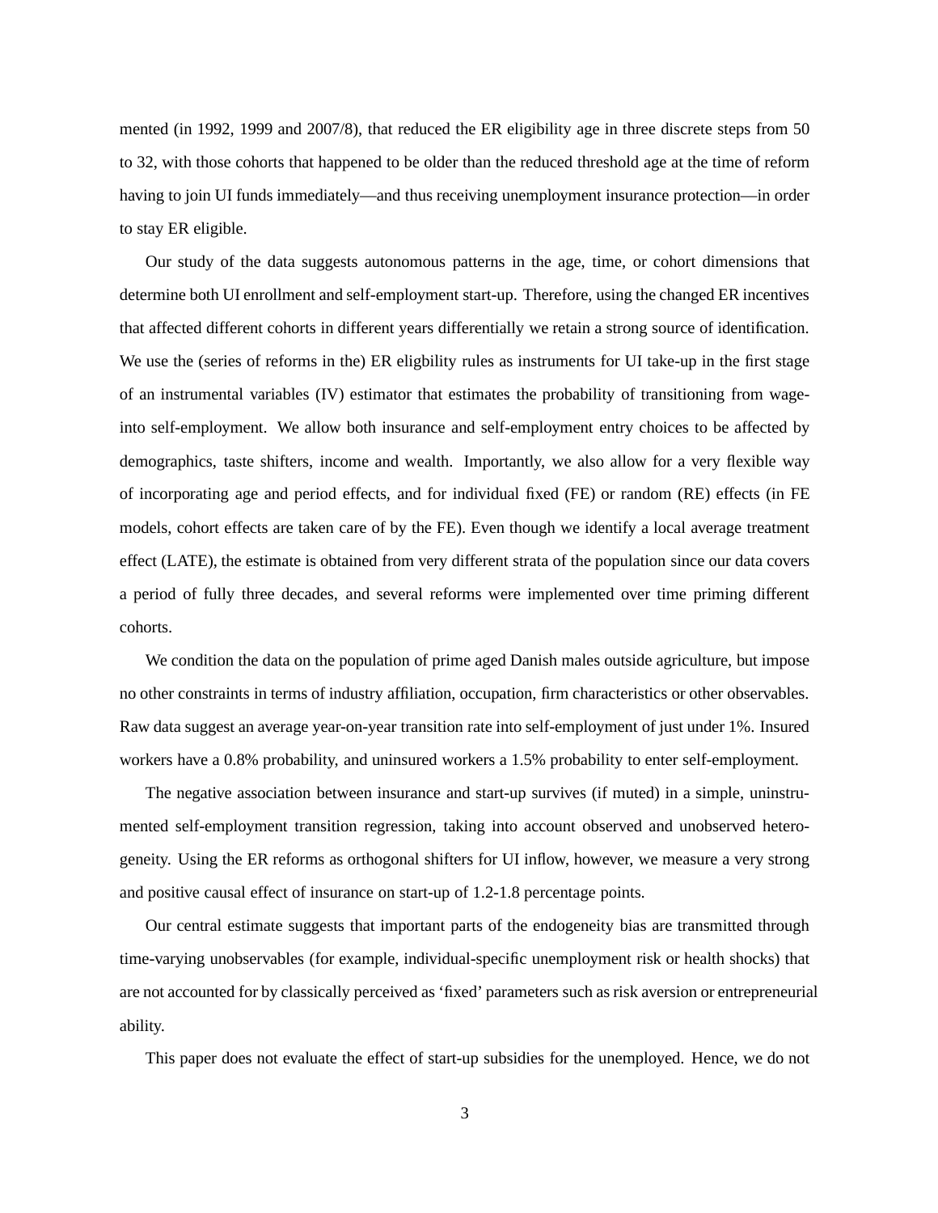mented (in 1992, 1999 and 2007/8), that reduced the ER eligibility age in three discrete steps from 50 to 32, with those cohorts that happened to be older than the reduced threshold age at the time of reform having to join UI funds immediately—and thus receiving unemployment insurance protection—in order to stay ER eligible.

Our study of the data suggests autonomous patterns in the age, time, or cohort dimensions that determine both UI enrollment and self-employment start-up. Therefore, using the changed ER incentives that affected different cohorts in different years differentially we retain a strong source of identification. We use the (series of reforms in the) ER eligbility rules as instruments for UI take-up in the first stage of an instrumental variables (IV) estimator that estimates the probability of transitioning from wage- into self-employment. We allow both insurance and self-employment entry choices to be affected by demographics, taste shifters, income and wealth. Importantly, we also allow for a very flexible way of incorporating age and period effects, and for individual fixed (FE) or random (RE) effects (in FE models, cohort effects are taken care of by the FE). Even though we identify a local average treatment effect (LATE), the estimate is obtained from very different strata of the population since our data covers a period of fully three decades, and several reforms were implemented over time priming different cohorts.

We condition the data on the population of prime aged Danish males outside agriculture, but impose no other constraints in terms of industry affiliation, occupation, firm characteristics or other observables. Raw data suggest an average year-on-year transition rate into self-employment of just under 1%. Insured workers have a 0.8% probability, and uninsured workers a 1.5% probability to enter self-employment.

The negative association between insurance and start-up survives (if muted) in a simple, uninstrumented self-employment transition regression, taking into account observed and unobserved heterogeneity. Using the ER reforms as orthogonal shifters for UI inflow, however, we measure a very strong and positive causal effect of insurance on start-up of 1.2-1.8 percentage points.

Our central estimate suggests that important parts of the endogeneity bias are transmitted through time-varying unobservables (for example, individual-specific unemployment risk or health shocks) that are not accounted for by classically perceived as 'fixed' parameters such as risk aversion or entrepreneurial ability.

This paper does not evaluate the effect of start-up subsidies for the unemployed. Hence, we do not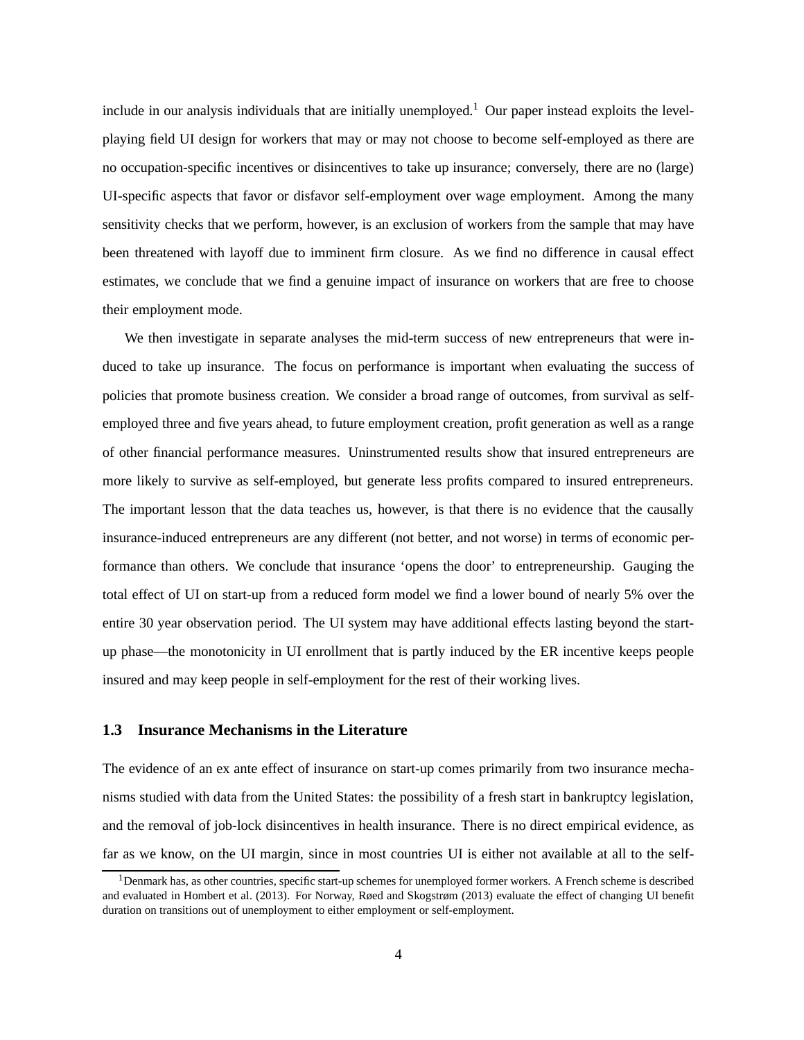include in our analysis individuals that are initially unemployed.[1] Our paper instead exploits the level-playing field UI design for workers that may or may not choose to become self-employed as there are no occupation-specific incentives or disincentives to take up insurance; conversely, there are no (large) UI-specific aspects that favor or disfavor self-employment over wage employment. Among the many sensitivity checks that we perform, however, is an exclusion of workers from the sample that may have been threatened with layoff due to imminent firm closure. As we find no difference in causal effect estimates, we conclude that we find a genuine impact of insurance on workers that are free to choose their employment mode.

We then investigate in separate analyses the mid-term success of new entrepreneurs that were induced to take up insurance. The focus on performance is important when evaluating the success of policies that promote business creation. We consider a broad range of outcomes, from survival as self-employed three and five years ahead, to future employment creation, profit generation as well as a range of other financial performance measures. Uninstrumented results show that insured entrepreneurs are more likely to survive as self-employed, but generate less profits compared to insured entrepreneurs. The important lesson that the data teaches us, however, is that there is no evidence that the causally insurance-induced entrepreneurs are any different (not better, and not worse) in terms of economic performance than others. We conclude that insurance 'opens the door' to entrepreneurship. Gauging the total effect of UI on start-up from a reduced form model we find a lower bound of nearly 5% over the entire 30 year observation period. The UI system may have additional effects lasting beyond the start-up phase—the monotonicity in UI enrollment that is partly induced by the ER incentive keeps people insured and may keep people in self-employment for the rest of their working lives.

### 1.3 Insurance Mechanisms in the Literature

The evidence of an ex ante effect of insurance on start-up comes primarily from two insurance mechanisms studied with data from the United States: the possibility of a fresh start in bankruptcy legislation, and the removal of job-lock disincentives in health insurance. There is no direct empirical evidence, as far as we know, on the UI margin, since in most countries UI is either not available at all to the self-

[1] Denmark has, as other countries, specific start-up schemes for unemployed former workers. A French scheme is described and evaluated in Hombert et al. (2013). For Norway, Røed and Skogstrøm (2013) evaluate the effect of changing UI benefit duration on transitions out of unemployment to either employment or self-employment.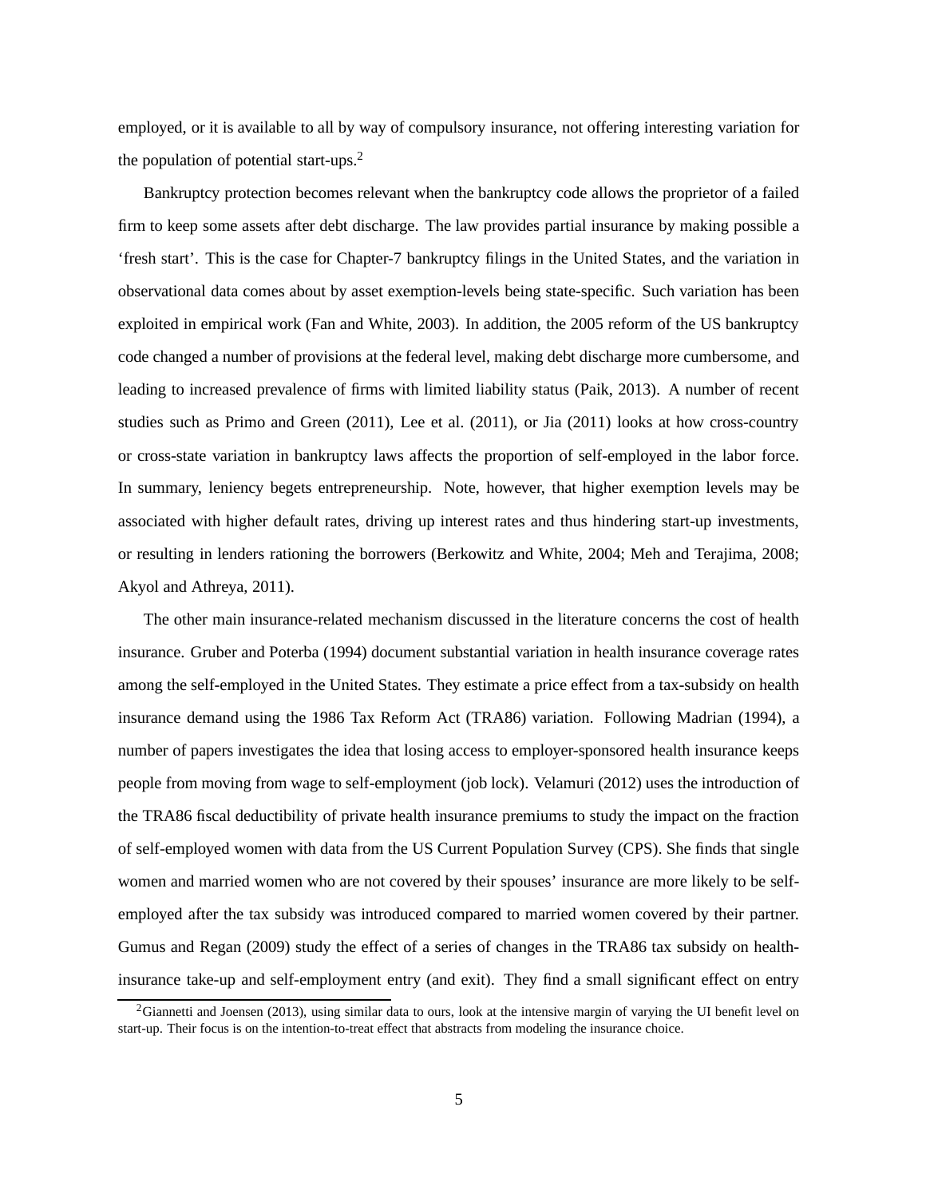employed, or it is available to all by way of compulsory insurance, not offering interesting variation for the population of potential start-ups.[2]

Bankruptcy protection becomes relevant when the bankruptcy code allows the proprietor of a failed firm to keep some assets after debt discharge. The law provides partial insurance by making possible a 'fresh start'. This is the case for Chapter-7 bankruptcy filings in the United States, and the variation in observational data comes about by asset exemption-levels being state-specific. Such variation has been exploited in empirical work (Fan and White, 2003). In addition, the 2005 reform of the US bankruptcy code changed a number of provisions at the federal level, making debt discharge more cumbersome, and leading to increased prevalence of firms with limited liability status (Paik, 2013). A number of recent studies such as Primo and Green (2011), Lee et al. (2011), or Jia (2011) looks at how cross-country or cross-state variation in bankruptcy laws affects the proportion of self-employed in the labor force. In summary, leniency begets entrepreneurship. Note, however, that higher exemption levels may be associated with higher default rates, driving up interest rates and thus hindering start-up investments, or resulting in lenders rationing the borrowers (Berkowitz and White, 2004; Meh and Terajima, 2008; Akyol and Athreya, 2011).

The other main insurance-related mechanism discussed in the literature concerns the cost of health insurance. Gruber and Poterba (1994) document substantial variation in health insurance coverage rates among the self-employed in the United States. They estimate a price effect from a tax-subsidy on health insurance demand using the 1986 Tax Reform Act (TRA86) variation. Following Madrian (1994), a number of papers investigates the idea that losing access to employer-sponsored health insurance keeps people from moving from wage to self-employment (job lock). Velamuri (2012) uses the introduction of the TRA86 fiscal deductibility of private health insurance premiums to study the impact on the fraction of self-employed women with data from the US Current Population Survey (CPS). She finds that single women and married women who are not covered by their spouses' insurance are more likely to be self-employed after the tax subsidy was introduced compared to married women covered by their partner. Gumus and Regan (2009) study the effect of a series of changes in the TRA86 tax subsidy on health-insurance take-up and self-employment entry (and exit). They find a small significant effect on entry

[2] Giannetti and Joensen (2013), using similar data to ours, look at the intensive margin of varying the UI benefit level on start-up. Their focus is on the intention-to-treat effect that abstracts from modeling the insurance choice.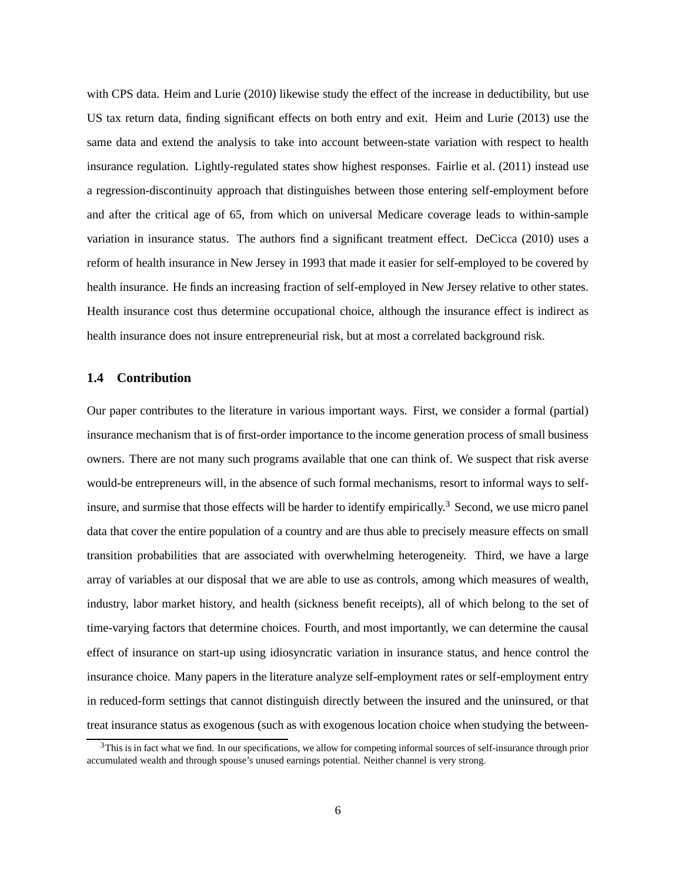with CPS data. Heim and Lurie (2010) likewise study the effect of the increase in deductibility, but use US tax return data, finding significant effects on both entry and exit. Heim and Lurie (2013) use the same data and extend the analysis to take into account between-state variation with respect to health insurance regulation. Lightly-regulated states show highest responses. Fairlie et al. (2011) instead use a regression-discontinuity approach that distinguishes between those entering self-employment before and after the critical age of 65, from which on universal Medicare coverage leads to within-sample variation in insurance status. The authors find a significant treatment effect. DeCicca (2010) uses a reform of health insurance in New Jersey in 1993 that made it easier for self-employed to be covered by health insurance. He finds an increasing fraction of self-employed in New Jersey relative to other states. Health insurance cost thus determine occupational choice, although the insurance effect is indirect as health insurance does not insure entrepreneurial risk, but at most a correlated background risk.

### 1.4 Contribution

Our paper contributes to the literature in various important ways. First, we consider a formal (partial) insurance mechanism that is of first-order importance to the income generation process of small business owners. There are not many such programs available that one can think of. We suspect that risk averse would-be entrepreneurs will, in the absence of such formal mechanisms, resort to informal ways to self-insure, and surmise that those effects will be harder to identify empirically.[3] Second, we use micro panel data that cover the entire population of a country and are thus able to precisely measure effects on small transition probabilities that are associated with overwhelming heterogeneity. Third, we have a large array of variables at our disposal that we are able to use as controls, among which measures of wealth, industry, labor market history, and health (sickness benefit receipts), all of which belong to the set of time-varying factors that determine choices. Fourth, and most importantly, we can determine the causal effect of insurance on start-up using idiosyncratic variation in insurance status, and hence control the insurance choice. Many papers in the literature analyze self-employment rates or self-employment entry in reduced-form settings that cannot distinguish directly between the insured and the uninsured, or that treat insurance status as exogenous (such as with exogenous location choice when studying the between-

[3] This is in fact what we find. In our specifications, we allow for competing informal sources of self-insurance through prior accumulated wealth and through spouse's unused earnings potential. Neither channel is very strong.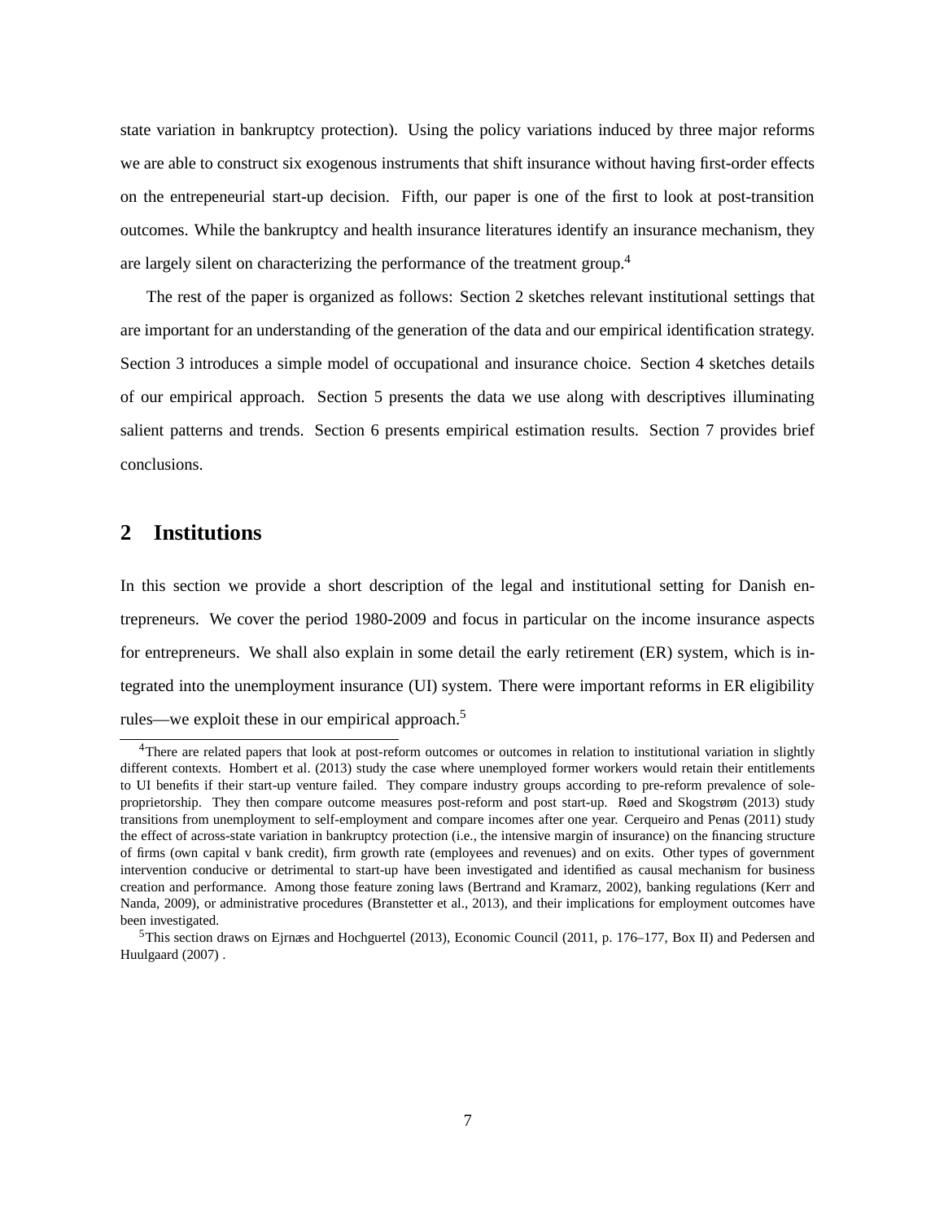state variation in bankruptcy protection). Using the policy variations induced by three major reforms we are able to construct six exogenous instruments that shift insurance without having first-order effects on the entrepeneurial start-up decision. Fifth, our paper is one of the first to look at post-transition outcomes. While the bankruptcy and health insurance literatures identify an insurance mechanism, they are largely silent on characterizing the performance of the treatment group.[4]

The rest of the paper is organized as follows: Section 2 sketches relevant institutional settings that are important for an understanding of the generation of the data and our empirical identification strategy. Section 3 introduces a simple model of occupational and insurance choice. Section 4 sketches details of our empirical approach. Section 5 presents the data we use along with descriptives illuminating salient patterns and trends. Section 6 presents empirical estimation results. Section 7 provides brief conclusions.

## 2 Institutions

In this section we provide a short description of the legal and institutional setting for Danish entrepreneurs. We cover the period 1980-2009 and focus in particular on the income insurance aspects for entrepreneurs. We shall also explain in some detail the early retirement (ER) system, which is integrated into the unemployment insurance (UI) system. There were important reforms in ER eligibility rules—we exploit these in our empirical approach.[5]

---

[4] There are related papers that look at post-reform outcomes or outcomes in relation to institutional variation in slightly different contexts. Hombert et al. (2013) study the case where unemployed former workers would retain their entitlements to UI benefits if their start-up venture failed. They compare industry groups according to pre-reform prevalence of sole-proprietorship. They then compare outcome measures post-reform and post start-up. Røed and Skogstrøm (2013) study transitions from unemployment to self-employment and compare incomes after one year. Cerqueiro and Penas (2011) study the effect of across-state variation in bankruptcy protection (i.e., the intensive margin of insurance) on the financing structure of firms (own capital v bank credit), firm growth rate (employees and revenues) and on exits. Other types of government intervention conducive or detrimental to start-up have been investigated and identified as causal mechanism for business creation and performance. Among those feature zoning laws (Bertrand and Kramarz, 2002), banking regulations (Kerr and Nanda, 2009), or administrative procedures (Branstetter et al., 2013), and their implications for employment outcomes have been investigated.

[5] This section draws on Ejrnæs and Hochguertel (2013), Economic Council (2011, p. 176–177, Box II) and Pedersen and Huulgaard (2007) .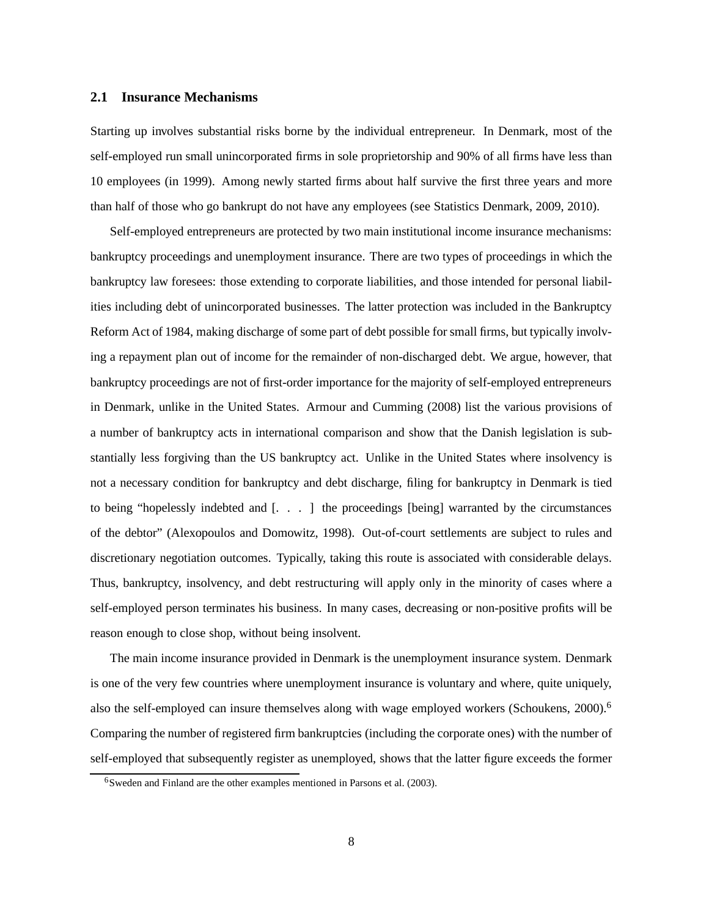## 2.1 Insurance Mechanisms

Starting up involves substantial risks borne by the individual entrepreneur. In Denmark, most of the self-employed run small unincorporated firms in sole proprietorship and 90% of all firms have less than 10 employees (in 1999). Among newly started firms about half survive the first three years and more than half of those who go bankrupt do not have any employees (see Statistics Denmark, 2009, 2010).

Self-employed entrepreneurs are protected by two main institutional income insurance mechanisms: bankruptcy proceedings and unemployment insurance. There are two types of proceedings in which the bankruptcy law foresees: those extending to corporate liabilities, and those intended for personal liabilities including debt of unincorporated businesses. The latter protection was included in the Bankruptcy Reform Act of 1984, making discharge of some part of debt possible for small firms, but typically involving a repayment plan out of income for the remainder of non-discharged debt. We argue, however, that bankruptcy proceedings are not of first-order importance for the majority of self-employed entrepreneurs in Denmark, unlike in the United States. Armour and Cumming (2008) list the various provisions of a number of bankruptcy acts in international comparison and show that the Danish legislation is substantially less forgiving than the US bankruptcy act. Unlike in the United States where insolvency is not a necessary condition for bankruptcy and debt discharge, filing for bankruptcy in Denmark is tied to being "hopelessly indebted and [. . . ] the proceedings [being] warranted by the circumstances of the debtor" (Alexopoulos and Domowitz, 1998). Out-of-court settlements are subject to rules and discretionary negotiation outcomes. Typically, taking this route is associated with considerable delays. Thus, bankruptcy, insolvency, and debt restructuring will apply only in the minority of cases where a self-employed person terminates his business. In many cases, decreasing or non-positive profits will be reason enough to close shop, without being insolvent.

The main income insurance provided in Denmark is the unemployment insurance system. Denmark is one of the very few countries where unemployment insurance is voluntary and where, quite uniquely, also the self-employed can insure themselves along with wage employed workers (Schoukens, 2000).[6] Comparing the number of registered firm bankruptcies (including the corporate ones) with the number of self-employed that subsequently register as unemployed, shows that the latter figure exceeds the former

[6] Sweden and Finland are the other examples mentioned in Parsons et al. (2003).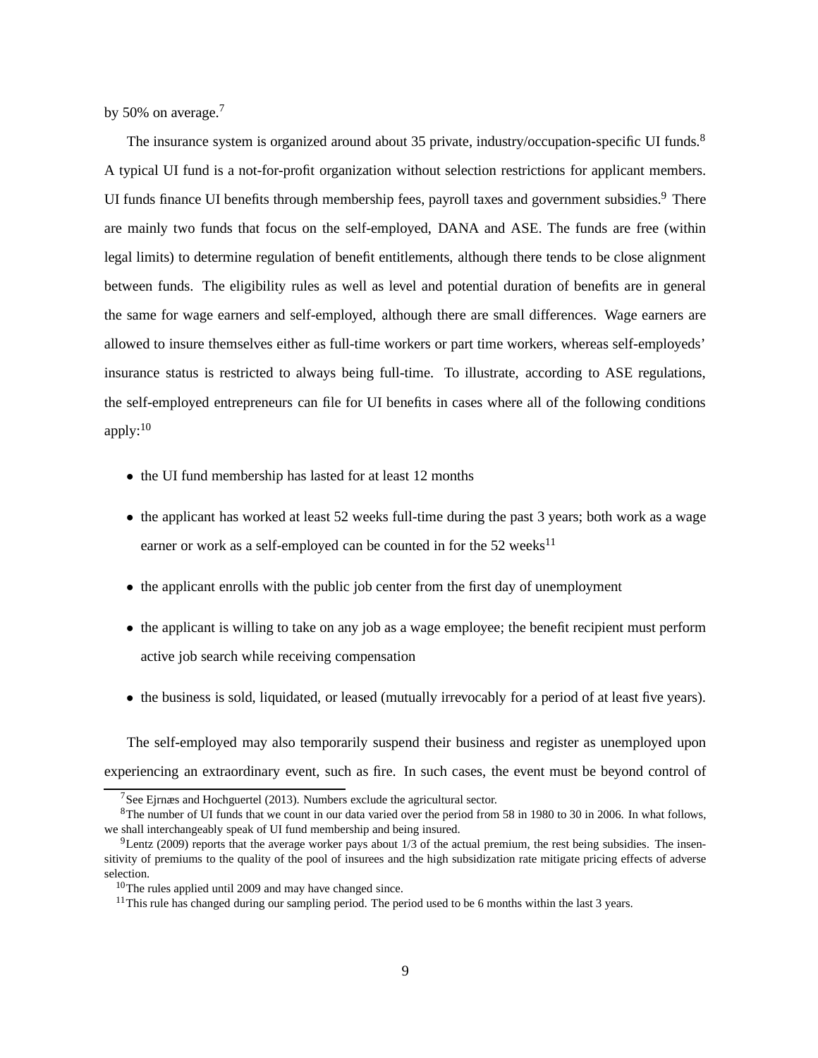by 50% on average.[7]

The insurance system is organized around about 35 private, industry/occupation-specific UI funds.[8] A typical UI fund is a not-for-profit organization without selection restrictions for applicant members. UI funds finance UI benefits through membership fees, payroll taxes and government subsidies.[9] There are mainly two funds that focus on the self-employed, DANA and ASE. The funds are free (within legal limits) to determine regulation of benefit entitlements, although there tends to be close alignment between funds. The eligibility rules as well as level and potential duration of benefits are in general the same for wage earners and self-employed, although there are small differences. Wage earners are allowed to insure themselves either as full-time workers or part time workers, whereas self-employeds' insurance status is restricted to always being full-time. To illustrate, according to ASE regulations, the self-employed entrepreneurs can file for UI benefits in cases where all of the following conditions apply:[10]

- the UI fund membership has lasted for at least 12 months
- the applicant has worked at least 52 weeks full-time during the past 3 years; both work as a wage earner or work as a self-employed can be counted in for the 52 weeks[11]
- the applicant enrolls with the public job center from the first day of unemployment
- the applicant is willing to take on any job as a wage employee; the benefit recipient must perform active job search while receiving compensation
- the business is sold, liquidated, or leased (mutually irrevocably for a period of at least five years).

The self-employed may also temporarily suspend their business and register as unemployed upon experiencing an extraordinary event, such as fire. In such cases, the event must be beyond control of

[7] See Ejrnæs and Hochguertel (2013). Numbers exclude the agricultural sector.

[8] The number of UI funds that we count in our data varied over the period from 58 in 1980 to 30 in 2006. In what follows, we shall interchangeably speak of UI fund membership and being insured.

[9] Lentz (2009) reports that the average worker pays about 1/3 of the actual premium, the rest being subsidies. The insensitivity of premiums to the quality of the pool of insurees and the high subsidization rate mitigate pricing effects of adverse selection.

[10] The rules applied until 2009 and may have changed since.

[11] This rule has changed during our sampling period. The period used to be 6 months within the last 3 years.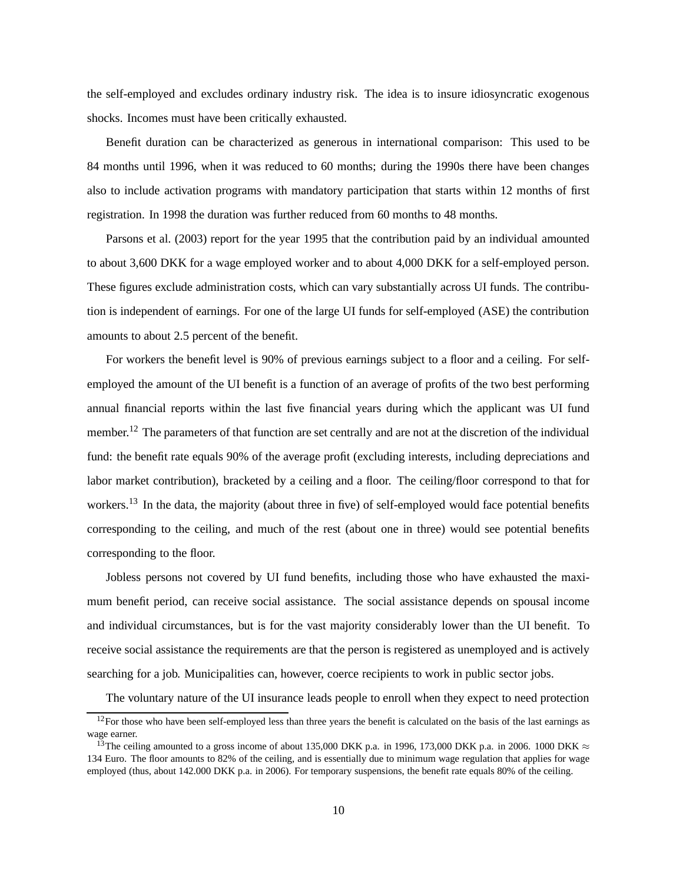the self-employed and excludes ordinary industry risk. The idea is to insure idiosyncratic exogenous shocks. Incomes must have been critically exhausted.

Benefit duration can be characterized as generous in international comparison: This used to be 84 months until 1996, when it was reduced to 60 months; during the 1990s there have been changes also to include activation programs with mandatory participation that starts within 12 months of first registration. In 1998 the duration was further reduced from 60 months to 48 months.

Parsons et al. (2003) report for the year 1995 that the contribution paid by an individual amounted to about 3,600 DKK for a wage employed worker and to about 4,000 DKK for a self-employed person. These figures exclude administration costs, which can vary substantially across UI funds. The contribution is independent of earnings. For one of the large UI funds for self-employed (ASE) the contribution amounts to about 2.5 percent of the benefit.

For workers the benefit level is 90% of previous earnings subject to a floor and a ceiling. For self-employed the amount of the UI benefit is a function of an average of profits of the two best performing annual financial reports within the last five financial years during which the applicant was UI fund member.[12] The parameters of that function are set centrally and are not at the discretion of the individual fund: the benefit rate equals 90% of the average profit (excluding interests, including depreciations and labor market contribution), bracketed by a ceiling and a floor. The ceiling/floor correspond to that for workers.[13] In the data, the majority (about three in five) of self-employed would face potential benefits corresponding to the ceiling, and much of the rest (about one in three) would see potential benefits corresponding to the floor.

Jobless persons not covered by UI fund benefits, including those who have exhausted the maximum benefit period, can receive social assistance. The social assistance depends on spousal income and individual circumstances, but is for the vast majority considerably lower than the UI benefit. To receive social assistance the requirements are that the person is registered as unemployed and is actively searching for a job. Municipalities can, however, coerce recipients to work in public sector jobs.

The voluntary nature of the UI insurance leads people to enroll when they expect to need protection

[12] For those who have been self-employed less than three years the benefit is calculated on the basis of the last earnings as wage earner.

[13] The ceiling amounted to a gross income of about 135,000 DKK p.a. in 1996, 173,000 DKK p.a. in 2006. 1000 DKK ≈ 134 Euro. The floor amounts to 82% of the ceiling, and is essentially due to minimum wage regulation that applies for wage employed (thus, about 142.000 DKK p.a. in 2006). For temporary suspensions, the benefit rate equals 80% of the ceiling.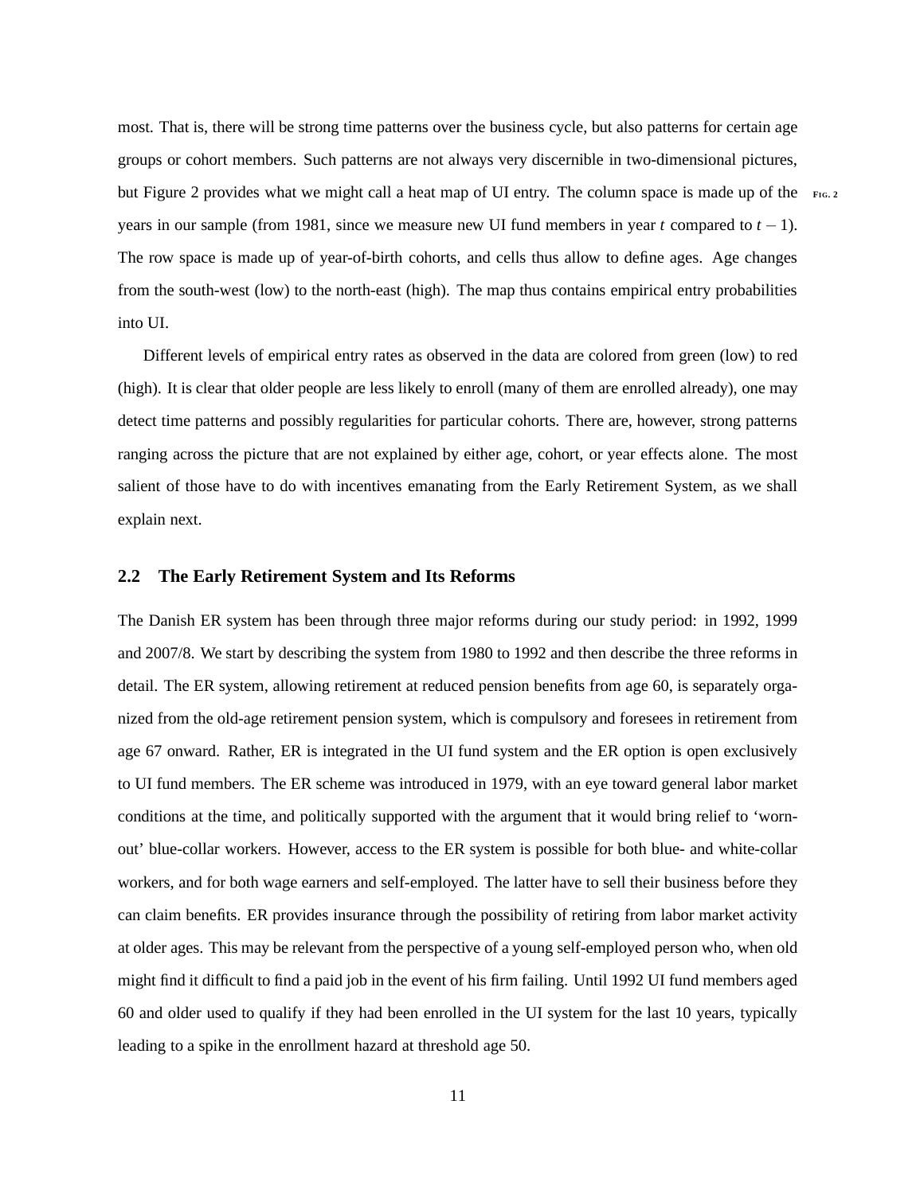most. That is, there will be strong time patterns over the business cycle, but also patterns for certain age groups or cohort members. Such patterns are not always very discernible in two-dimensional pictures, but Figure 2 provides what we might call a heat map of UI entry. The column space is made up of the years in our sample (from 1981, since we measure new UI fund members in year $t$ compared to $t-1$). The row space is made up of year-of-birth cohorts, and cells thus allow to define ages. Age changes from the south-west (low) to the north-east (high). The map thus contains empirical entry probabilities into UI.

Different levels of empirical entry rates as observed in the data are colored from green (low) to red (high). It is clear that older people are less likely to enroll (many of them are enrolled already), one may detect time patterns and possibly regularities for particular cohorts. There are, however, strong patterns ranging across the picture that are not explained by either age, cohort, or year effects alone. The most salient of those have to do with incentives emanating from the Early Retirement System, as we shall explain next.

## 2.2 The Early Retirement System and Its Reforms

The Danish ER system has been through three major reforms during our study period: in 1992, 1999 and 2007/8. We start by describing the system from 1980 to 1992 and then describe the three reforms in detail. The ER system, allowing retirement at reduced pension benefits from age 60, is separately organized from the old-age retirement pension system, which is compulsory and foresees in retirement from age 67 onward. Rather, ER is integrated in the UI fund system and the ER option is open exclusively to UI fund members. The ER scheme was introduced in 1979, with an eye toward general labor market conditions at the time, and politically supported with the argument that it would bring relief to 'worn-out' blue-collar workers. However, access to the ER system is possible for both blue- and white-collar workers, and for both wage earners and self-employed. The latter have to sell their business before they can claim benefits. ER provides insurance through the possibility of retiring from labor market activity at older ages. This may be relevant from the perspective of a young self-employed person who, when old might find it difficult to find a paid job in the event of his firm failing. Until 1992 UI fund members aged 60 and older used to qualify if they had been enrolled in the UI system for the last 10 years, typically leading to a spike in the enrollment hazard at threshold age 50.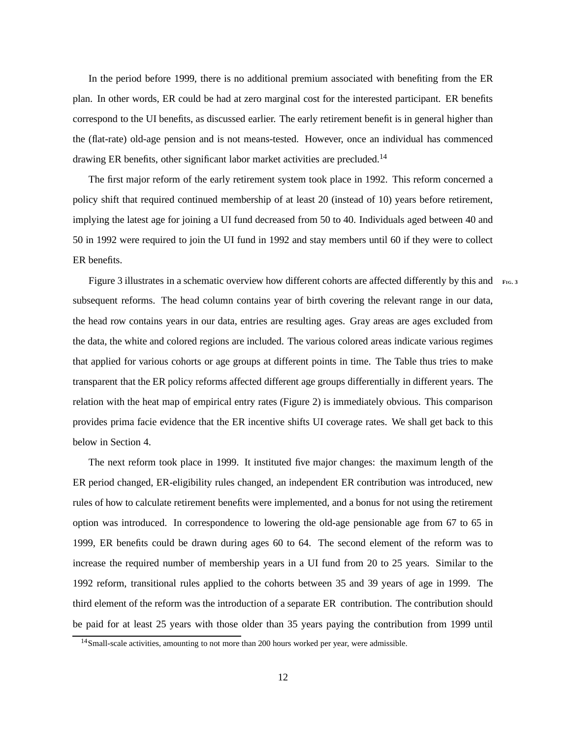In the period before 1999, there is no additional premium associated with benefiting from the ER plan. In other words, ER could be had at zero marginal cost for the interested participant. ER benefits correspond to the UI benefits, as discussed earlier. The early retirement benefit is in general higher than the (flat-rate) old-age pension and is not means-tested. However, once an individual has commenced drawing ER benefits, other significant labor market activities are precluded.[14]

The first major reform of the early retirement system took place in 1992. This reform concerned a policy shift that required continued membership of at least 20 (instead of 10) years before retirement, implying the latest age for joining a UI fund decreased from 50 to 40. Individuals aged between 40 and 50 in 1992 were required to join the UI fund in 1992 and stay members until 60 if they were to collect ER benefits.

Figure 3 illustrates in a schematic overview how different cohorts are affected differently by this and subsequent reforms. The head column contains year of birth covering the relevant range in our data, the head row contains years in our data, entries are resulting ages. Gray areas are ages excluded from the data, the white and colored regions are included. The various colored areas indicate various regimes that applied for various cohorts or age groups at different points in time. The Table thus tries to make transparent that the ER policy reforms affected different age groups differentially in different years. The relation with the heat map of empirical entry rates (Figure 2) is immediately obvious. This comparison provides prima facie evidence that the ER incentive shifts UI coverage rates. We shall get back to this below in Section 4.

The next reform took place in 1999. It instituted five major changes: the maximum length of the ER period changed, ER-eligibility rules changed, an independent ER contribution was introduced, new rules of how to calculate retirement benefits were implemented, and a bonus for not using the retirement option was introduced. In correspondence to lowering the old-age pensionable age from 67 to 65 in 1999, ER benefits could be drawn during ages 60 to 64. The second element of the reform was to increase the required number of membership years in a UI fund from 20 to 25 years. Similar to the 1992 reform, transitional rules applied to the cohorts between 35 and 39 years of age in 1999. The third element of the reform was the introduction of a separate ER contribution. The contribution should be paid for at least 25 years with those older than 35 years paying the contribution from 1999 until

[14] Small-scale activities, amounting to not more than 200 hours worked per year, were admissible.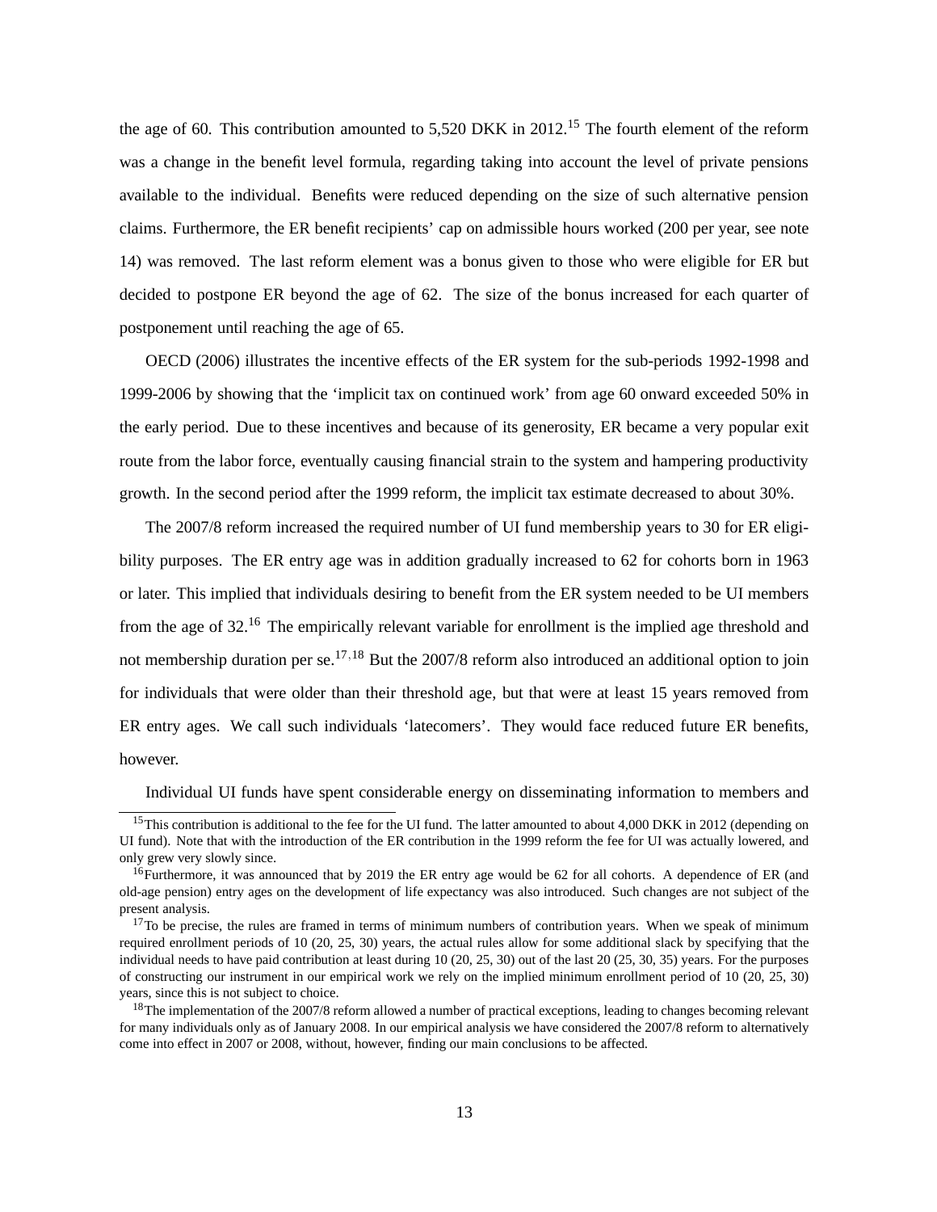the age of 60. This contribution amounted to 5,520 DKK in 2012.[15] The fourth element of the reform was a change in the benefit level formula, regarding taking into account the level of private pensions available to the individual. Benefits were reduced depending on the size of such alternative pension claims. Furthermore, the ER benefit recipients' cap on admissible hours worked (200 per year, see note 14) was removed. The last reform element was a bonus given to those who were eligible for ER but decided to postpone ER beyond the age of 62. The size of the bonus increased for each quarter of postponement until reaching the age of 65.

OECD (2006) illustrates the incentive effects of the ER system for the sub-periods 1992-1998 and 1999-2006 by showing that the 'implicit tax on continued work' from age 60 onward exceeded 50% in the early period. Due to these incentives and because of its generosity, ER became a very popular exit route from the labor force, eventually causing financial strain to the system and hampering productivity growth. In the second period after the 1999 reform, the implicit tax estimate decreased to about 30%.

The 2007/8 reform increased the required number of UI fund membership years to 30 for ER eligibility purposes. The ER entry age was in addition gradually increased to 62 for cohorts born in 1963 or later. This implied that individuals desiring to benefit from the ER system needed to be UI members from the age of 32.[16] The empirically relevant variable for enrollment is the implied age threshold and not membership duration per se.[17,18] But the 2007/8 reform also introduced an additional option to join for individuals that were older than their threshold age, but that were at least 15 years removed from ER entry ages. We call such individuals 'latecomers'. They would face reduced future ER benefits, however.

Individual UI funds have spent considerable energy on disseminating information to members and

---

[15] This contribution is additional to the fee for the UI fund. The latter amounted to about 4,000 DKK in 2012 (depending on UI fund). Note that with the introduction of the ER contribution in the 1999 reform the fee for UI was actually lowered, and only grew very slowly since.

[16] Furthermore, it was announced that by 2019 the ER entry age would be 62 for all cohorts. A dependence of ER (and old-age pension) entry ages on the development of life expectancy was also introduced. Such changes are not subject of the present analysis.

[17] To be precise, the rules are framed in terms of minimum numbers of contribution years. When we speak of minimum required enrollment periods of 10 (20, 25, 30) years, the actual rules allow for some additional slack by specifying that the individual needs to have paid contribution at least during 10 (20, 25, 30) out of the last 20 (25, 30, 35) years. For the purposes of constructing our instrument in our empirical work we rely on the implied minimum enrollment period of 10 (20, 25, 30) years, since this is not subject to choice.

[18] The implementation of the 2007/8 reform allowed a number of practical exceptions, leading to changes becoming relevant for many individuals only as of January 2008. In our empirical analysis we have considered the 2007/8 reform to alternatively come into effect in 2007 or 2008, without, however, finding our main conclusions to be affected.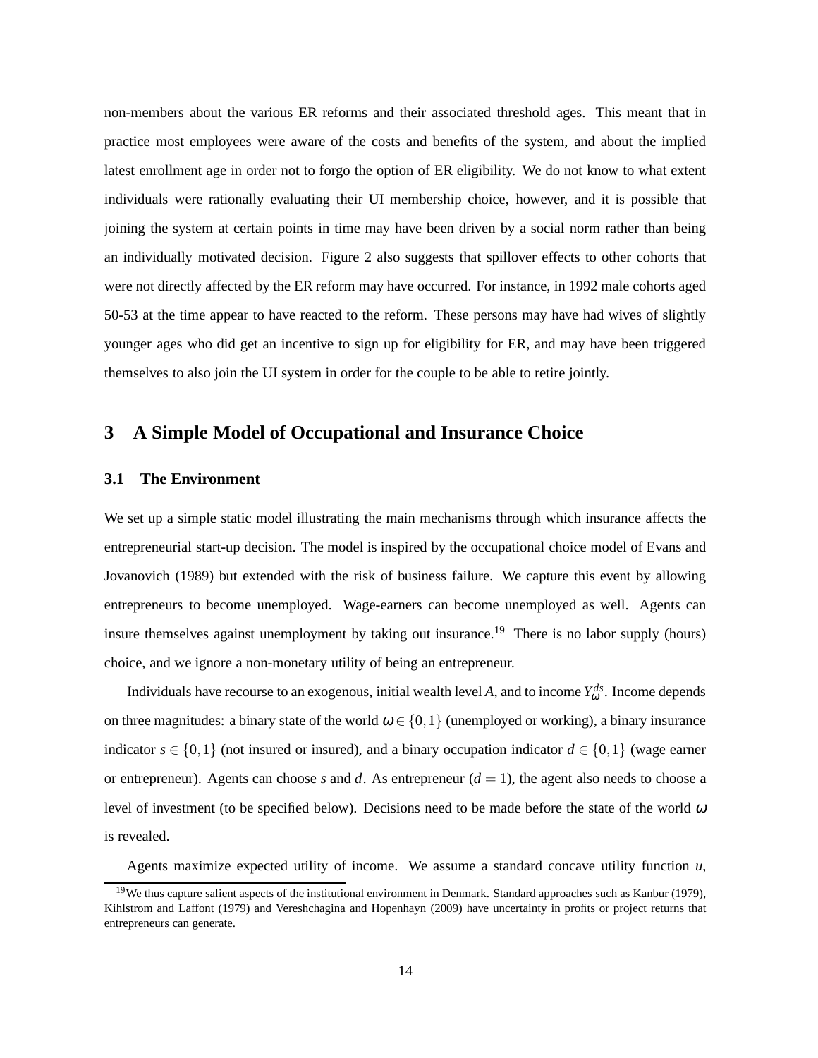non-members about the various ER reforms and their associated threshold ages. This meant that in practice most employees were aware of the costs and benefits of the system, and about the implied latest enrollment age in order not to forgo the option of ER eligibility. We do not know to what extent individuals were rationally evaluating their UI membership choice, however, and it is possible that joining the system at certain points in time may have been driven by a social norm rather than being an individually motivated decision. Figure 2 also suggests that spillover effects to other cohorts that were not directly affected by the ER reform may have occurred. For instance, in 1992 male cohorts aged 50-53 at the time appear to have reacted to the reform. These persons may have had wives of slightly younger ages who did get an incentive to sign up for eligibility for ER, and may have been triggered themselves to also join the UI system in order for the couple to be able to retire jointly.

## 3 A Simple Model of Occupational and Insurance Choice

### 3.1 The Environment

We set up a simple static model illustrating the main mechanisms through which insurance affects the entrepreneurial start-up decision. The model is inspired by the occupational choice model of Evans and Jovanovich (1989) but extended with the risk of business failure. We capture this event by allowing entrepreneurs to become unemployed. Wage-earners can become unemployed as well. Agents can insure themselves against unemployment by taking out insurance.[19] There is no labor supply (hours) choice, and we ignore a non-monetary utility of being an entrepreneur.

Individuals have recourse to an exogenous, initial wealth level $A$, and to income $Y_{\omega}^{ds}$. Income depends on three magnitudes: a binary state of the world $\omega \in \{0,1\}$ (unemployed or working), a binary insurance indicator $s \in \{0,1\}$ (not insured or insured), and a binary occupation indicator $d \in \{0,1\}$ (wage earner or entrepreneur). Agents can choose $s$ and $d$. As entrepreneur ($d = 1$), the agent also needs to choose a level of investment (to be specified below). Decisions need to be made before the state of the world $\omega$ is revealed.

Agents maximize expected utility of income. We assume a standard concave utility function $u$,

[19] We thus capture salient aspects of the institutional environment in Denmark. Standard approaches such as Kanbur (1979), Kihlstrom and Laffont (1979) and Vereshchagina and Hopenhayn (2009) have uncertainty in profits or project returns that entrepreneurs can generate.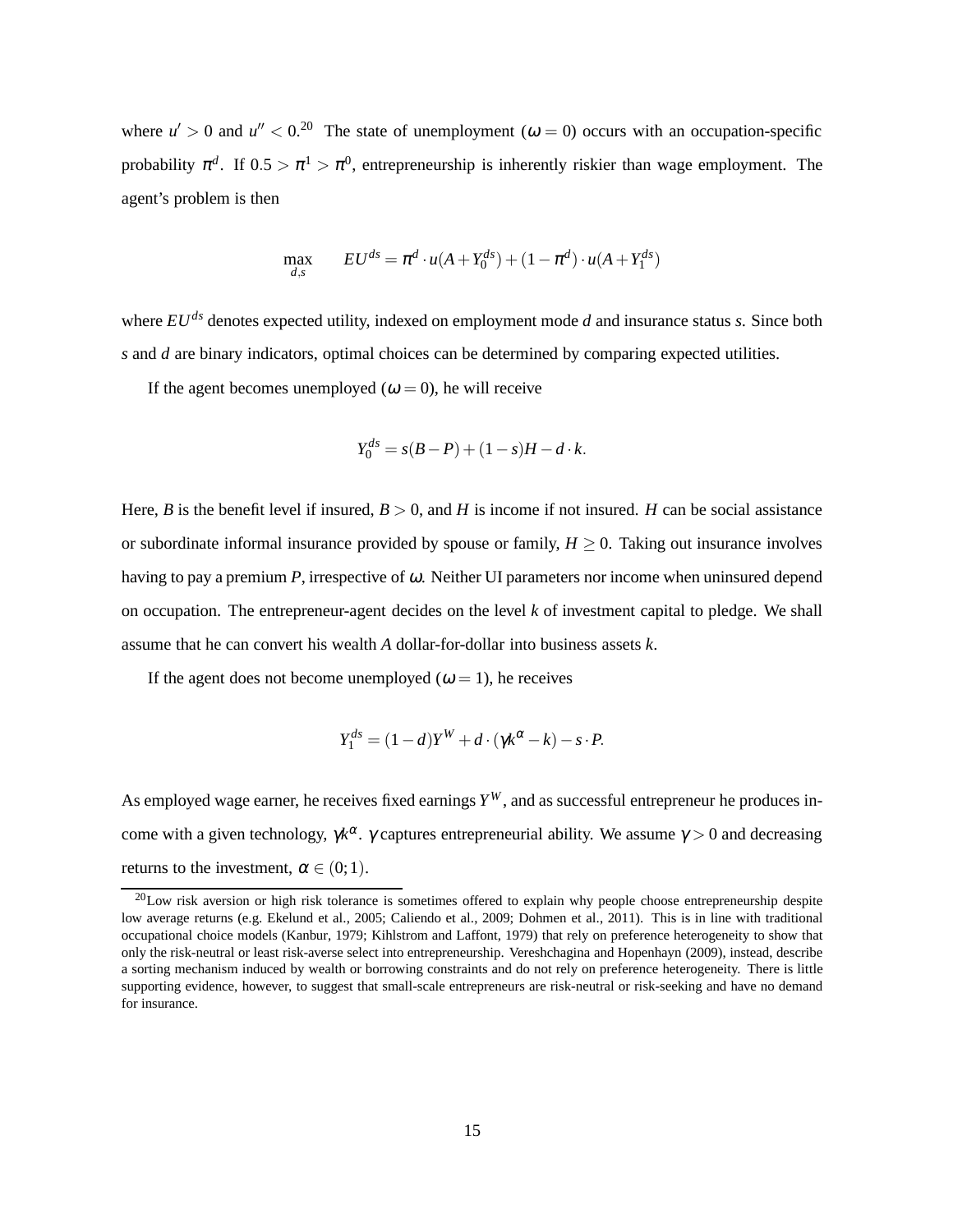where $u' > 0$ and $u'' < 0$.[20] The state of unemployment ($\omega = 0$) occurs with an occupation-specific probability $\pi^d$. If $0.5 > \pi^1 > \pi^0$, entrepreneurship is inherently riskier than wage employment. The agent's problem is then

$$\max_{d,s} \qquad EU^{ds} = \pi^d \cdot u(A + Y_0^{ds}) + (1 - \pi^d) \cdot u(A + Y_1^{ds})$$

where $EU^{ds}$ denotes expected utility, indexed on employment mode $d$ and insurance status $s$. Since both $s$ and $d$ are binary indicators, optimal choices can be determined by comparing expected utilities.

If the agent becomes unemployed ($\omega = 0$), he will receive

$$Y_0^{ds} = s(B - P) + (1 - s)H - d \cdot k.$$

Here, $B$ is the benefit level if insured, $B > 0$, and $H$ is income if not insured. $H$ can be social assistance or subordinate informal insurance provided by spouse or family, $H \geq 0$. Taking out insurance involves having to pay a premium $P$, irrespective of $\omega$. Neither UI parameters nor income when uninsured depend on occupation. The entrepreneur-agent decides on the level $k$ of investment capital to pledge. We shall assume that he can convert his wealth $A$ dollar-for-dollar into business assets $k$.

If the agent does not become unemployed ($\omega = 1$), he receives

$$Y_1^{ds} = (1 - d)Y^W + d \cdot (\gamma k^\alpha - k) - s \cdot P.$$

As employed wage earner, he receives fixed earnings $Y^W$, and as successful entrepreneur he produces income with a given technology, $\gamma k^\alpha$. $\gamma$ captures entrepreneurial ability. We assume $\gamma > 0$ and decreasing returns to the investment, $\alpha \in (0; 1)$.

[20] Low risk aversion or high risk tolerance is sometimes offered to explain why people choose entrepreneurship despite low average returns (e.g. Ekelund et al., 2005; Caliendo et al., 2009; Dohmen et al., 2011). This is in line with traditional occupational choice models (Kanbur, 1979; Kihlstrom and Laffont, 1979) that rely on preference heterogeneity to show that only the risk-neutral or least risk-averse select into entrepreneurship. Vereshchagina and Hopenhayn (2009), instead, describe a sorting mechanism induced by wealth or borrowing constraints and do not rely on preference heterogeneity. There is little supporting evidence, however, to suggest that small-scale entrepreneurs are risk-neutral or risk-seeking and have no demand for insurance.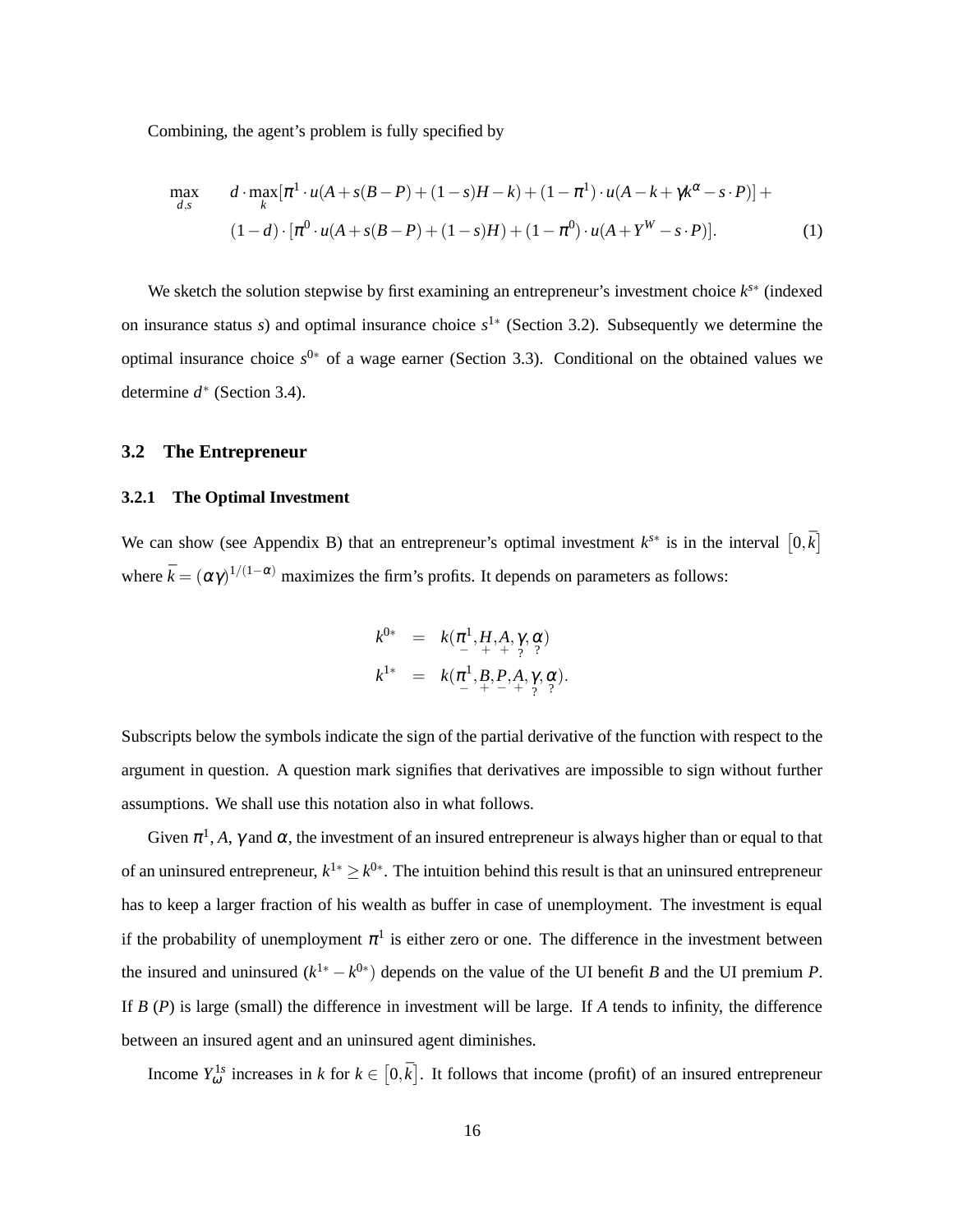Combining, the agent's problem is fully specified by

$$
\begin{aligned}
\max_{d,s} \quad & d \cdot \max_{k} [\pi^1 \cdot u(A + s(B-P) + (1-s)H - k) + (1-\pi^1) \cdot u(A - k + \gamma k^{\alpha} - s \cdot P)] + \\
& (1-d) \cdot [\pi^0 \cdot u(A + s(B-P) + (1-s)H) + (1-\pi^0) \cdot u(A + Y^W - s \cdot P)]. \qquad (1)
\end{aligned}
$$

We sketch the solution stepwise by first examining an entrepreneur's investment choice $k^{s*}$ (indexed on insurance status $s$) and optimal insurance choice $s^{1*}$ (Section 3.2). Subsequently we determine the optimal insurance choice $s^{0*}$ of a wage earner (Section 3.3). Conditional on the obtained values we determine $d^*$ (Section 3.4).

## 3.2 The Entrepreneur

### 3.2.1 The Optimal Investment

We can show (see Appendix B) that an entrepreneur's optimal investment $k^{s*}$ is in the interval $\left[0, \bar{k}\right]$ where $\bar{k} = (\alpha\gamma)^{1/(1-\alpha)}$ maximizes the firm's profits. It depends on parameters as follows:

$$
\begin{aligned}
k^{0*} &= k(\underset{-}{\pi^1}, \underset{+}{H}, \underset{+}{A}, \underset{?}{\gamma}, \underset{?}{\alpha}) \\
k^{1*} &= k(\underset{-}{\pi^1}, \underset{+}{B}, \underset{-}{P}, \underset{+}{A}, \underset{?}{\gamma}, \underset{?}{\alpha}).
\end{aligned}
$$

Subscripts below the symbols indicate the sign of the partial derivative of the function with respect to the argument in question. A question mark signifies that derivatives are impossible to sign without further assumptions. We shall use this notation also in what follows.

Given $\pi^1$, $A$, $\gamma$ and $\alpha$, the investment of an insured entrepreneur is always higher than or equal to that of an uninsured entrepreneur, $k^{1*} \geq k^{0*}$. The intuition behind this result is that an uninsured entrepreneur has to keep a larger fraction of his wealth as buffer in case of unemployment. The investment is equal if the probability of unemployment $\pi^1$ is either zero or one. The difference in the investment between the insured and uninsured $(k^{1*} - k^{0*})$ depends on the value of the UI benefit $B$ and the UI premium $P$. If $B$ ($P$) is large (small) the difference in investment will be large. If $A$ tends to infinity, the difference between an insured agent and an uninsured agent diminishes.

Income $Y_{\omega}^{1s}$ increases in $k$ for $k \in \left[0, \bar{k}\right]$. It follows that income (profit) of an insured entrepreneur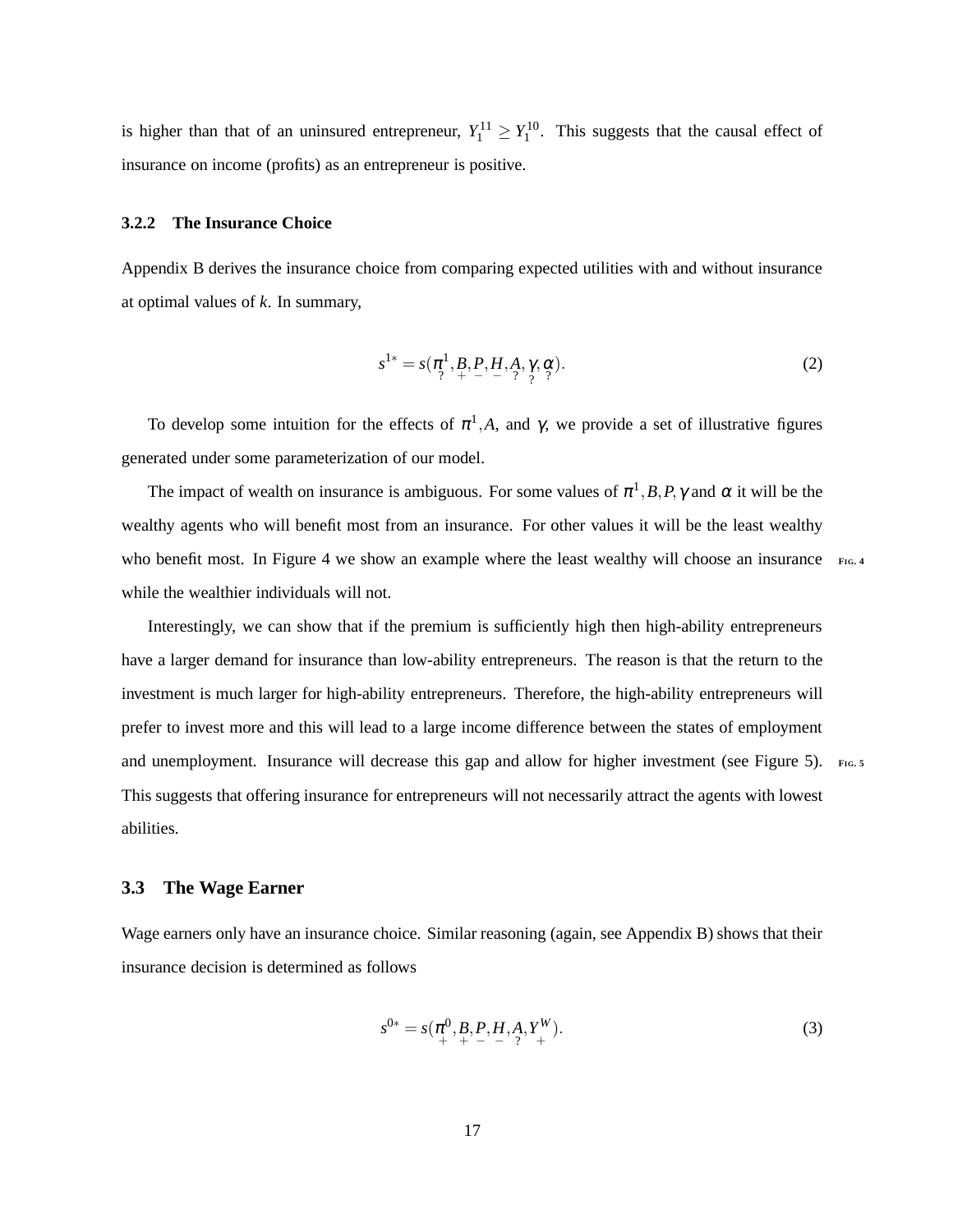is higher than that of an uninsured entrepreneur, $Y_1^{11} \geq Y_1^{10}$. This suggests that the causal effect of insurance on income (profits) as an entrepreneur is positive.

### 3.2.2 The Insurance Choice

Appendix B derives the insurance choice from comparing expected utilities with and without insurance at optimal values of $k$. In summary,

$$s^{1*} = s(\underset{?}{\pi^1}, \underset{+}{B}, \underset{-}{P}, \underset{-}{H}, \underset{?}{A}, \underset{?}{\gamma}, \underset{?}{\alpha}). \tag{2}$$

To develop some intuition for the effects of $\pi^1, A$, and $\gamma$, we provide a set of illustrative figures generated under some parameterization of our model.

The impact of wealth on insurance is ambiguous. For some values of $\pi^1, B, P, \gamma$ and $\alpha$ it will be the wealthy agents who will benefit most from an insurance. For other values it will be the least wealthy who benefit most. In Figure 4 we show an example where the least wealthy will choose an insurance while the wealthier individuals will not.

Interestingly, we can show that if the premium is sufficiently high then high-ability entrepreneurs have a larger demand for insurance than low-ability entrepreneurs. The reason is that the return to the investment is much larger for high-ability entrepreneurs. Therefore, the high-ability entrepreneurs will prefer to invest more and this will lead to a large income difference between the states of employment and unemployment. Insurance will decrease this gap and allow for higher investment (see Figure 5). This suggests that offering insurance for entrepreneurs will not necessarily attract the agents with lowest abilities.

## 3.3 The Wage Earner

Wage earners only have an insurance choice. Similar reasoning (again, see Appendix B) shows that their insurance decision is determined as follows

$$s^{0*} = s(\underset{+}{\pi^0}, \underset{+}{B}, \underset{-}{P}, \underset{-}{H}, \underset{?}{A}, \underset{+}{Y^W}). \tag{3}$$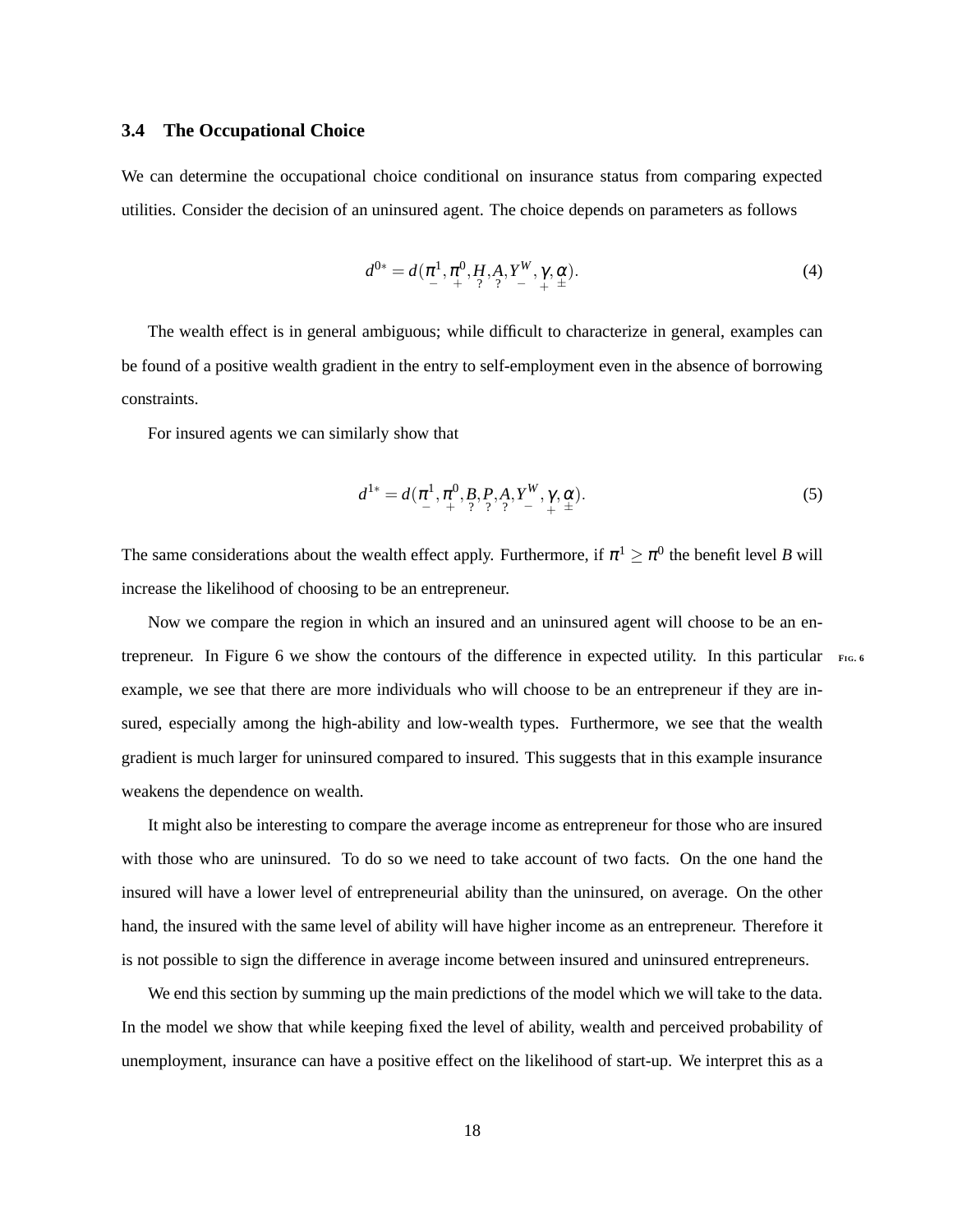### 3.4 The Occupational Choice

We can determine the occupational choice conditional on insurance status from comparing expected utilities. Consider the decision of an uninsured agent. The choice depends on parameters as follows

$$d^{0*} = d(\underset{-}{\pi^1}, \underset{+}{\pi^0}, \underset{?}{H}, \underset{?}{A}, \underset{-}{Y^W}, \underset{+}{\gamma}, \underset{\pm}{\alpha}). \tag{4}$$

The wealth effect is in general ambiguous; while difficult to characterize in general, examples can be found of a positive wealth gradient in the entry to self-employment even in the absence of borrowing constraints.

For insured agents we can similarly show that

$$d^{1*} = d(\underset{-}{\pi^1}, \underset{+}{\pi^0}, \underset{?}{B}, \underset{?}{P}, \underset{?}{A}, \underset{-}{Y^W}, \underset{+}{\gamma}, \underset{\pm}{\alpha}). \tag{5}$$

The same considerations about the wealth effect apply. Furthermore, if $\pi^1 \geq \pi^0$ the benefit level $B$ will increase the likelihood of choosing to be an entrepreneur.

Now we compare the region in which an insured and an uninsured agent will choose to be an entrepreneur. In Figure 6 we show the contours of the difference in expected utility. In this particular example, we see that there are more individuals who will choose to be an entrepreneur if they are insured, especially among the high-ability and low-wealth types. Furthermore, we see that the wealth gradient is much larger for uninsured compared to insured. This suggests that in this example insurance weakens the dependence on wealth.

FIG. 6

It might also be interesting to compare the average income as entrepreneur for those who are insured with those who are uninsured. To do so we need to take account of two facts. On the one hand the insured will have a lower level of entrepreneurial ability than the uninsured, on average. On the other hand, the insured with the same level of ability will have higher income as an entrepreneur. Therefore it is not possible to sign the difference in average income between insured and uninsured entrepreneurs.

We end this section by summing up the main predictions of the model which we will take to the data. In the model we show that while keeping fixed the level of ability, wealth and perceived probability of unemployment, insurance can have a positive effect on the likelihood of start-up. We interpret this as a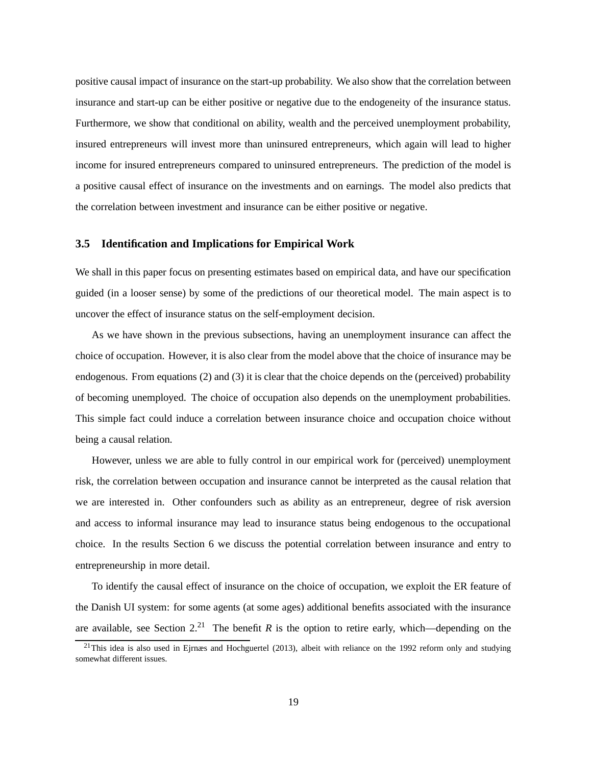positive causal impact of insurance on the start-up probability. We also show that the correlation between insurance and start-up can be either positive or negative due to the endogeneity of the insurance status. Furthermore, we show that conditional on ability, wealth and the perceived unemployment probability, insured entrepreneurs will invest more than uninsured entrepreneurs, which again will lead to higher income for insured entrepreneurs compared to uninsured entrepreneurs. The prediction of the model is a positive causal effect of insurance on the investments and on earnings. The model also predicts that the correlation between investment and insurance can be either positive or negative.

### 3.5 Identification and Implications for Empirical Work

We shall in this paper focus on presenting estimates based on empirical data, and have our specification guided (in a looser sense) by some of the predictions of our theoretical model. The main aspect is to uncover the effect of insurance status on the self-employment decision.

As we have shown in the previous subsections, having an unemployment insurance can affect the choice of occupation. However, it is also clear from the model above that the choice of insurance may be endogenous. From equations (2) and (3) it is clear that the choice depends on the (perceived) probability of becoming unemployed. The choice of occupation also depends on the unemployment probabilities. This simple fact could induce a correlation between insurance choice and occupation choice without being a causal relation.

However, unless we are able to fully control in our empirical work for (perceived) unemployment risk, the correlation between occupation and insurance cannot be interpreted as the causal relation that we are interested in. Other confounders such as ability as an entrepreneur, degree of risk aversion and access to informal insurance may lead to insurance status being endogenous to the occupational choice. In the results Section 6 we discuss the potential correlation between insurance and entry to entrepreneurship in more detail.

To identify the causal effect of insurance on the choice of occupation, we exploit the ER feature of the Danish UI system: for some agents (at some ages) additional benefits associated with the insurance are available, see Section 2.[21] The benefit $R$ is the option to retire early, which—depending on the

[21] This idea is also used in Ejrnæs and Hochguertel (2013), albeit with reliance on the 1992 reform only and studying somewhat different issues.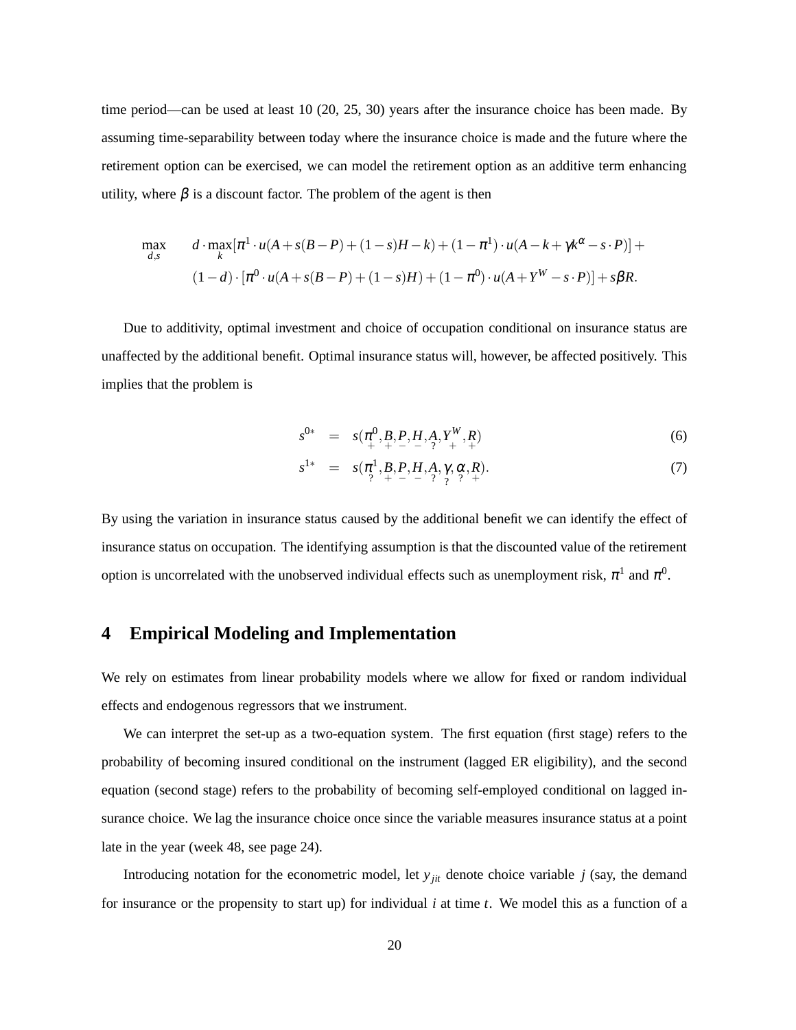time period—can be used at least 10 (20, 25, 30) years after the insurance choice has been made. By assuming time-separability between today where the insurance choice is made and the future where the retirement option can be exercised, we can model the retirement option as an additive term enhancing utility, where $\beta$ is a discount factor. The problem of the agent is then

$$\max_{d,s} \quad d \cdot \max_{k}[\pi^1 \cdot u(A + s(B-P) + (1-s)H - k) + (1-\pi^1) \cdot u(A - k + \gamma k^{\alpha} - s \cdot P)] +$$
$$(1-d) \cdot [\pi^0 \cdot u(A + s(B-P) + (1-s)H) + (1-\pi^0) \cdot u(A + Y^W - s \cdot P)] + s\beta R.$$

Due to additivity, optimal investment and choice of occupation conditional on insurance status are unaffected by the additional benefit. Optimal insurance status will, however, be affected positively. This implies that the problem is

$$s^{0*} = s(\underset{+}{\pi^0}, \underset{+}{B}, \underset{-}{P}, \underset{-}{H}, \underset{?}{A}, \underset{+}{Y^W}, \underset{+}{R}) \tag{6}$$

$$s^{1*} = s(\underset{?}{\pi^1}, \underset{+}{B}, \underset{-}{P}, \underset{-}{H}, \underset{?}{A}, \underset{?}{\gamma}, \underset{?}{\alpha}, \underset{+}{R}). \tag{7}$$

By using the variation in insurance status caused by the additional benefit we can identify the effect of insurance status on occupation. The identifying assumption is that the discounted value of the retirement option is uncorrelated with the unobserved individual effects such as unemployment risk, $\pi^1$ and $\pi^0$.

## 4 Empirical Modeling and Implementation

We rely on estimates from linear probability models where we allow for fixed or random individual effects and endogenous regressors that we instrument.

We can interpret the set-up as a two-equation system. The first equation (first stage) refers to the probability of becoming insured conditional on the instrument (lagged ER eligibility), and the second equation (second stage) refers to the probability of becoming self-employed conditional on lagged insurance choice. We lag the insurance choice once since the variable measures insurance status at a point late in the year (week 48, see page 24).

Introducing notation for the econometric model, let $y_{jit}$ denote choice variable $j$ (say, the demand for insurance or the propensity to start up) for individual $i$ at time $t$. We model this as a function of a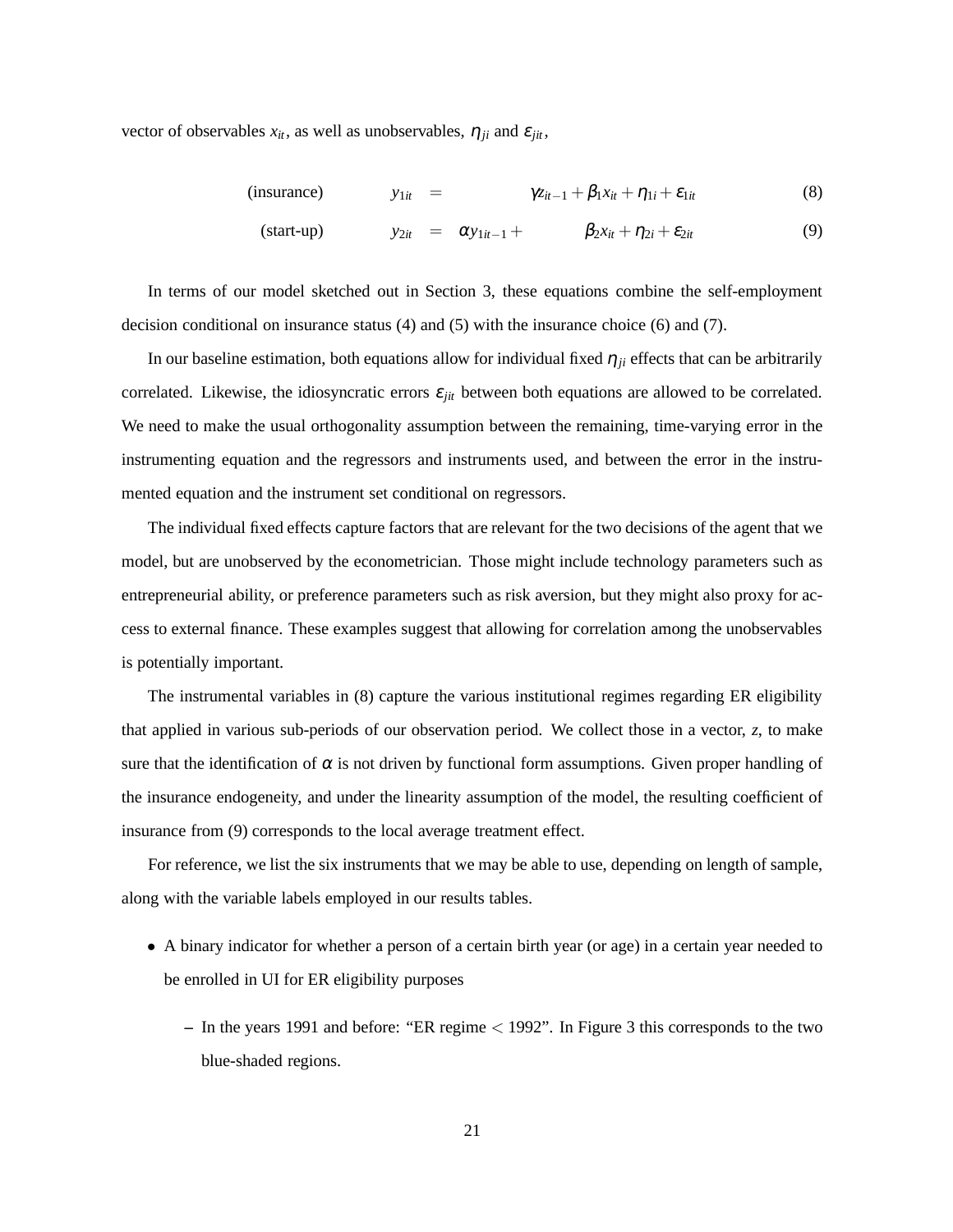vector of observables $x_{it}$, as well as unobservables, $\eta_{ji}$ and $\varepsilon_{jit}$,

$$\text{(insurance)} \qquad y_{1it} = \gamma z_{it-1} + \beta_1 x_{it} + \eta_{1i} + \varepsilon_{1it} \tag{8}$$

$$\text{(start-up)} \qquad y_{2it} = \alpha y_{1it-1} + \beta_2 x_{it} + \eta_{2i} + \varepsilon_{2it} \tag{9}$$

In terms of our model sketched out in Section 3, these equations combine the self-employment decision conditional on insurance status (4) and (5) with the insurance choice (6) and (7).

In our baseline estimation, both equations allow for individual fixed $\eta_{ji}$ effects that can be arbitrarily correlated. Likewise, the idiosyncratic errors $\varepsilon_{jit}$ between both equations are allowed to be correlated. We need to make the usual orthogonality assumption between the remaining, time-varying error in the instrumenting equation and the regressors and instruments used, and between the error in the instrumented equation and the instrument set conditional on regressors.

The individual fixed effects capture factors that are relevant for the two decisions of the agent that we model, but are unobserved by the econometrician. Those might include technology parameters such as entrepreneurial ability, or preference parameters such as risk aversion, but they might also proxy for access to external finance. These examples suggest that allowing for correlation among the unobservables is potentially important.

The instrumental variables in (8) capture the various institutional regimes regarding ER eligibility that applied in various sub-periods of our observation period. We collect those in a vector, $z$, to make sure that the identification of $\alpha$ is not driven by functional form assumptions. Given proper handling of the insurance endogeneity, and under the linearity assumption of the model, the resulting coefficient of insurance from (9) corresponds to the local average treatment effect.

For reference, we list the six instruments that we may be able to use, depending on length of sample, along with the variable labels employed in our results tables.

- A binary indicator for whether a person of a certain birth year (or age) in a certain year needed to be enrolled in UI for ER eligibility purposes
  - In the years 1991 and before: "ER regime $<$ 1992". In Figure 3 this corresponds to the two blue-shaded regions.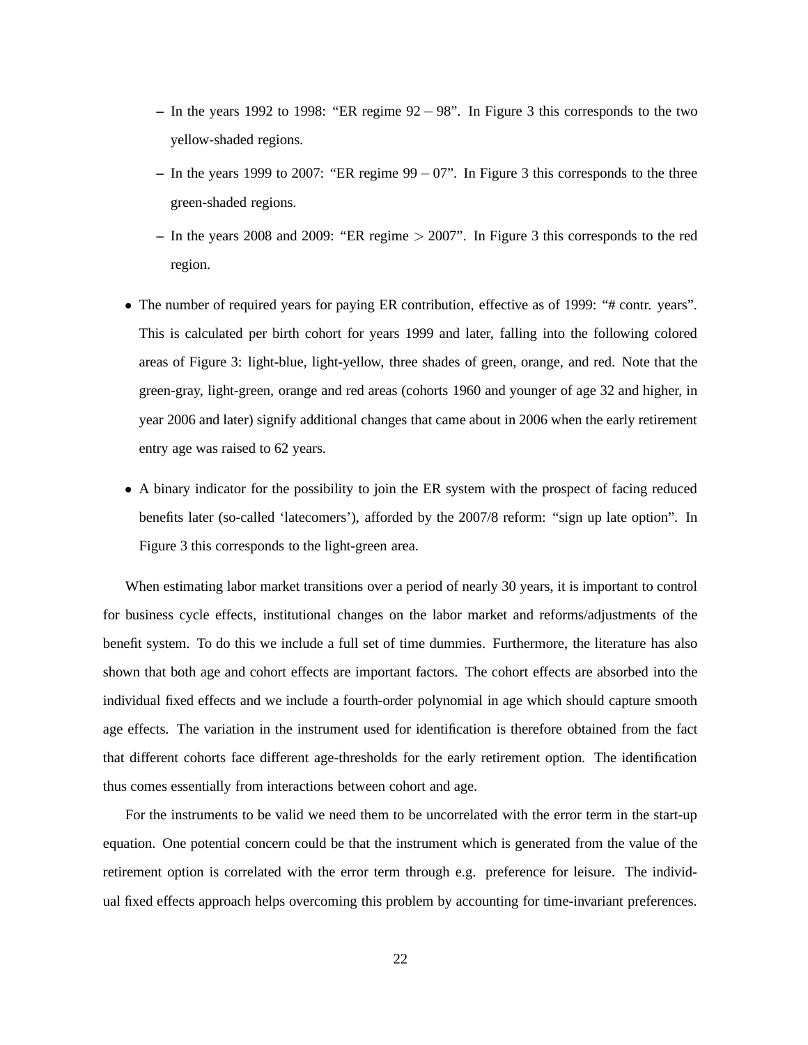- In the years 1992 to 1998: "ER regime 92 – 98". In Figure 3 this corresponds to the two yellow-shaded regions.
  - In the years 1999 to 2007: "ER regime 99 – 07". In Figure 3 this corresponds to the three green-shaded regions.
  - In the years 2008 and 2009: "ER regime $>$ 2007". In Figure 3 this corresponds to the red region.

- The number of required years for paying ER contribution, effective as of 1999: "# contr. years". This is calculated per birth cohort for years 1999 and later, falling into the following colored areas of Figure 3: light-blue, light-yellow, three shades of green, orange, and red. Note that the green-gray, light-green, orange and red areas (cohorts 1960 and younger of age 32 and higher, in year 2006 and later) signify additional changes that came about in 2006 when the early retirement entry age was raised to 62 years.

- A binary indicator for the possibility to join the ER system with the prospect of facing reduced benefits later (so-called 'latecomers'), afforded by the 2007/8 reform: "sign up late option". In Figure 3 this corresponds to the light-green area.

When estimating labor market transitions over a period of nearly 30 years, it is important to control for business cycle effects, institutional changes on the labor market and reforms/adjustments of the benefit system. To do this we include a full set of time dummies. Furthermore, the literature has also shown that both age and cohort effects are important factors. The cohort effects are absorbed into the individual fixed effects and we include a fourth-order polynomial in age which should capture smooth age effects. The variation in the instrument used for identification is therefore obtained from the fact that different cohorts face different age-thresholds for the early retirement option. The identification thus comes essentially from interactions between cohort and age.

For the instruments to be valid we need them to be uncorrelated with the error term in the start-up equation. One potential concern could be that the instrument which is generated from the value of the retirement option is correlated with the error term through e.g. preference for leisure. The individual fixed effects approach helps overcoming this problem by accounting for time-invariant preferences.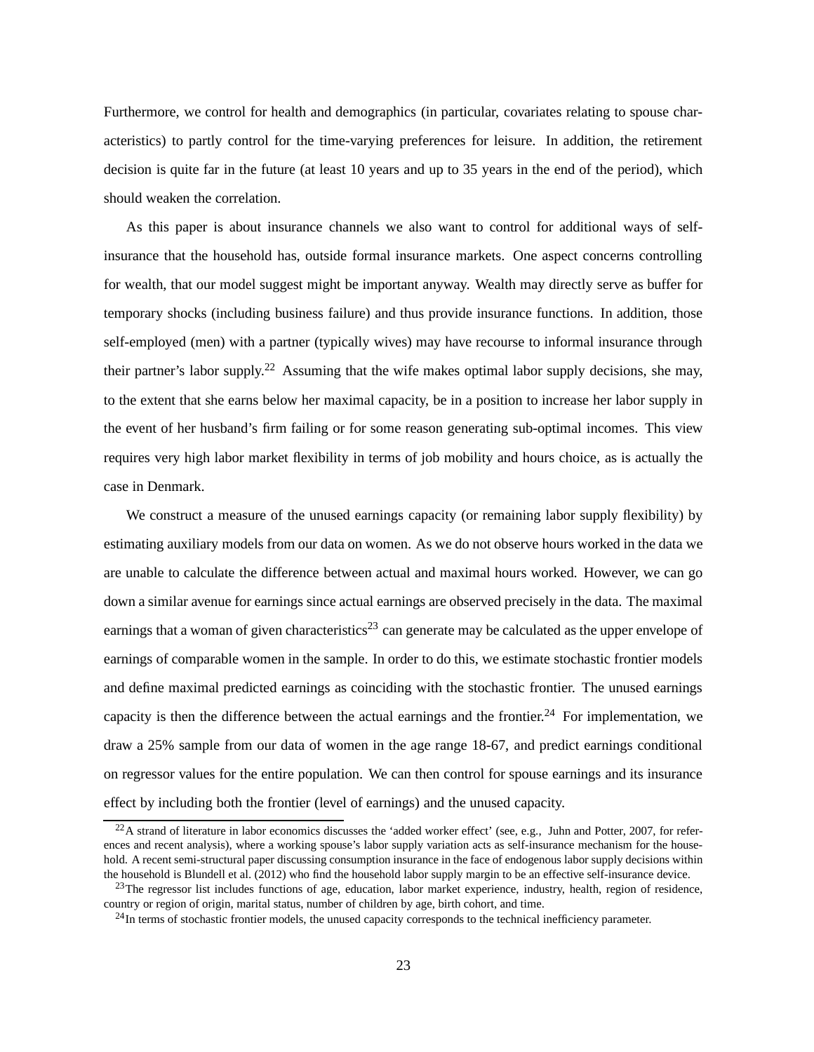Furthermore, we control for health and demographics (in particular, covariates relating to spouse characteristics) to partly control for the time-varying preferences for leisure. In addition, the retirement decision is quite far in the future (at least 10 years and up to 35 years in the end of the period), which should weaken the correlation.

As this paper is about insurance channels we also want to control for additional ways of self-insurance that the household has, outside formal insurance markets. One aspect concerns controlling for wealth, that our model suggest might be important anyway. Wealth may directly serve as buffer for temporary shocks (including business failure) and thus provide insurance functions. In addition, those self-employed (men) with a partner (typically wives) may have recourse to informal insurance through their partner's labor supply.[22] Assuming that the wife makes optimal labor supply decisions, she may, to the extent that she earns below her maximal capacity, be in a position to increase her labor supply in the event of her husband's firm failing or for some reason generating sub-optimal incomes. This view requires very high labor market flexibility in terms of job mobility and hours choice, as is actually the case in Denmark.

We construct a measure of the unused earnings capacity (or remaining labor supply flexibility) by estimating auxiliary models from our data on women. As we do not observe hours worked in the data we are unable to calculate the difference between actual and maximal hours worked. However, we can go down a similar avenue for earnings since actual earnings are observed precisely in the data. The maximal earnings that a woman of given characteristics[23] can generate may be calculated as the upper envelope of earnings of comparable women in the sample. In order to do this, we estimate stochastic frontier models and define maximal predicted earnings as coinciding with the stochastic frontier. The unused earnings capacity is then the difference between the actual earnings and the frontier.[24] For implementation, we draw a 25% sample from our data of women in the age range 18-67, and predict earnings conditional on regressor values for the entire population. We can then control for spouse earnings and its insurance effect by including both the frontier (level of earnings) and the unused capacity.

[22] A strand of literature in labor economics discusses the 'added worker effect' (see, e.g., Juhn and Potter, 2007, for references and recent analysis), where a working spouse's labor supply variation acts as self-insurance mechanism for the household. A recent semi-structural paper discussing consumption insurance in the face of endogenous labor supply decisions within the household is Blundell et al. (2012) who find the household labor supply margin to be an effective self-insurance device.

[23] The regressor list includes functions of age, education, labor market experience, industry, health, region of residence, country or region of origin, marital status, number of children by age, birth cohort, and time.

[24] In terms of stochastic frontier models, the unused capacity corresponds to the technical inefficiency parameter.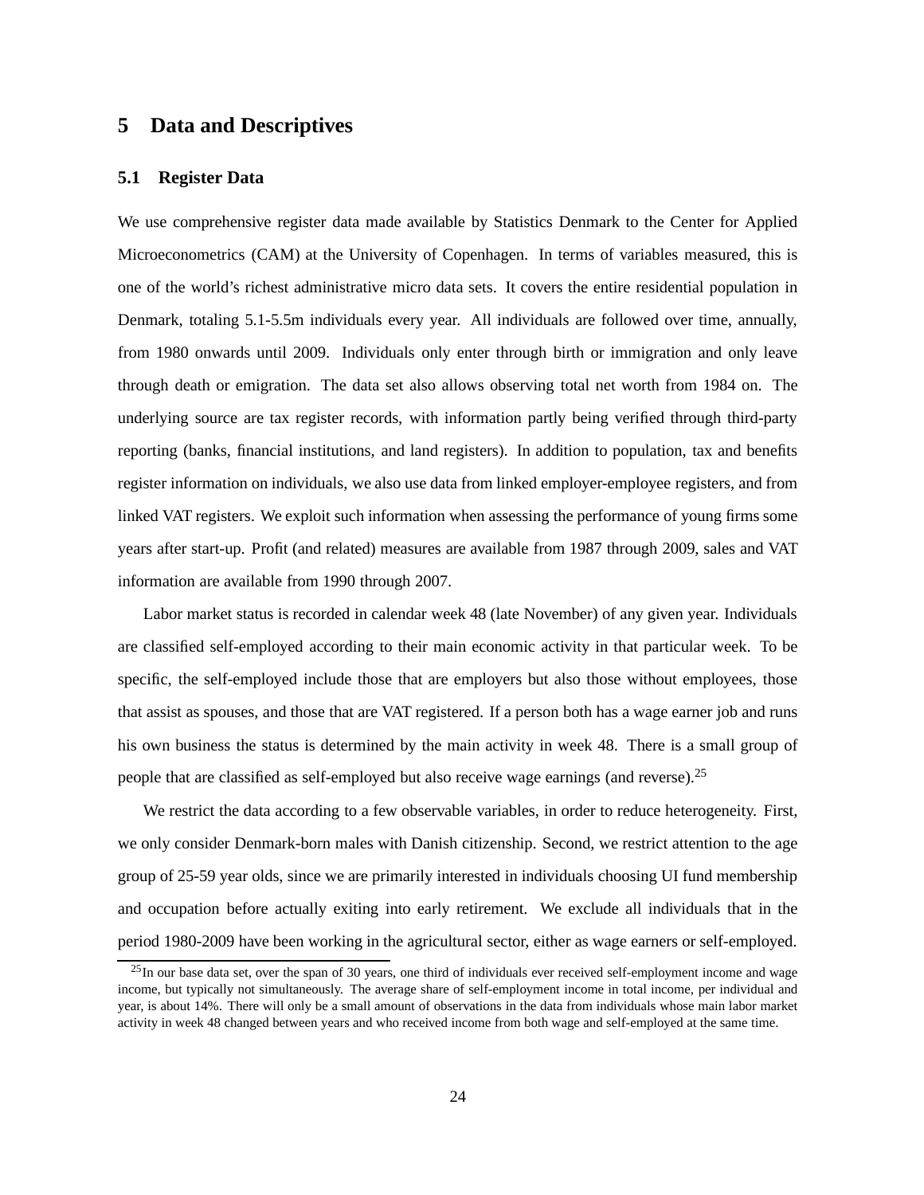## 5 Data and Descriptives

### 5.1 Register Data

We use comprehensive register data made available by Statistics Denmark to the Center for Applied Microeconometrics (CAM) at the University of Copenhagen. In terms of variables measured, this is one of the world's richest administrative micro data sets. It covers the entire residential population in Denmark, totaling 5.1-5.5m individuals every year. All individuals are followed over time, annually, from 1980 onwards until 2009. Individuals only enter through birth or immigration and only leave through death or emigration. The data set also allows observing total net worth from 1984 on. The underlying source are tax register records, with information partly being verified through third-party reporting (banks, financial institutions, and land registers). In addition to population, tax and benefits register information on individuals, we also use data from linked employer-employee registers, and from linked VAT registers. We exploit such information when assessing the performance of young firms some years after start-up. Profit (and related) measures are available from 1987 through 2009, sales and VAT information are available from 1990 through 2007.

Labor market status is recorded in calendar week 48 (late November) of any given year. Individuals are classified self-employed according to their main economic activity in that particular week. To be specific, the self-employed include those that are employers but also those without employees, those that assist as spouses, and those that are VAT registered. If a person both has a wage earner job and runs his own business the status is determined by the main activity in week 48. There is a small group of people that are classified as self-employed but also receive wage earnings (and reverse).[25]

We restrict the data according to a few observable variables, in order to reduce heterogeneity. First, we only consider Denmark-born males with Danish citizenship. Second, we restrict attention to the age group of 25-59 year olds, since we are primarily interested in individuals choosing UI fund membership and occupation before actually exiting into early retirement. We exclude all individuals that in the period 1980-2009 have been working in the agricultural sector, either as wage earners or self-employed.

[25] In our base data set, over the span of 30 years, one third of individuals ever received self-employment income and wage income, but typically not simultaneously. The average share of self-employment income in total income, per individual and year, is about 14%. There will only be a small amount of observations in the data from individuals whose main labor market activity in week 48 changed between years and who received income from both wage and self-employed at the same time.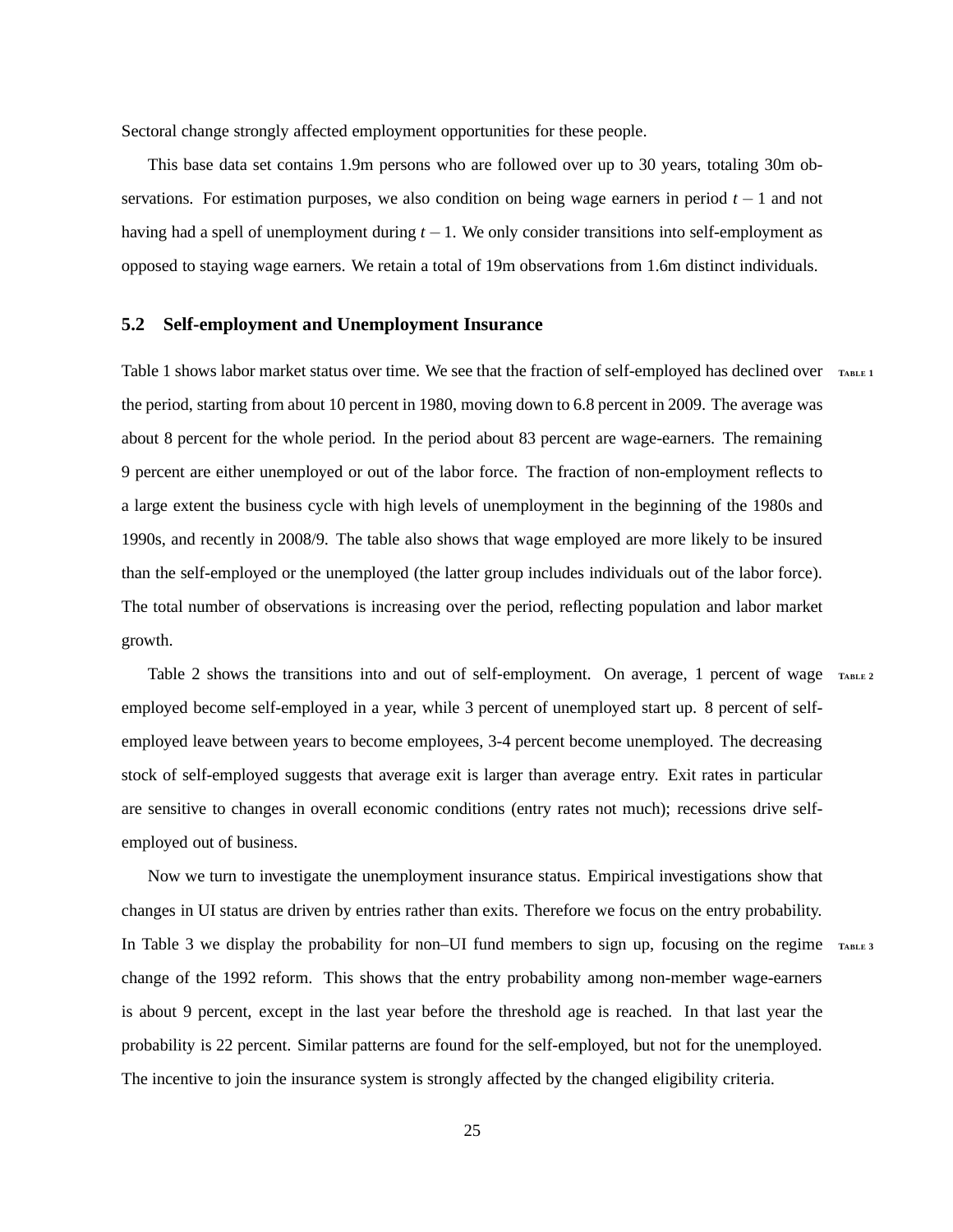Sectoral change strongly affected employment opportunities for these people.

This base data set contains 1.9m persons who are followed over up to 30 years, totaling 30m observations. For estimation purposes, we also condition on being wage earners in period $t-1$ and not having had a spell of unemployment during $t-1$. We only consider transitions into self-employment as opposed to staying wage earners. We retain a total of 19m observations from 1.6m distinct individuals.

### 5.2 Self-employment and Unemployment Insurance

Table 1 shows labor market status over time. We see that the fraction of self-employed has declined over the period, starting from about 10 percent in 1980, moving down to 6.8 percent in 2009. The average was about 8 percent for the whole period. In the period about 83 percent are wage-earners. The remaining 9 percent are either unemployed or out of the labor force. The fraction of non-employment reflects to a large extent the business cycle with high levels of unemployment in the beginning of the 1980s and 1990s, and recently in 2008/9. The table also shows that wage employed are more likely to be insured than the self-employed or the unemployed (the latter group includes individuals out of the labor force). The total number of observations is increasing over the period, reflecting population and labor market growth.

Table 2 shows the transitions into and out of self-employment. On average, 1 percent of wage employed become self-employed in a year, while 3 percent of unemployed start up. 8 percent of self-employed leave between years to become employees, 3-4 percent become unemployed. The decreasing stock of self-employed suggests that average exit is larger than average entry. Exit rates in particular are sensitive to changes in overall economic conditions (entry rates not much); recessions drive self-employed out of business.

Now we turn to investigate the unemployment insurance status. Empirical investigations show that changes in UI status are driven by entries rather than exits. Therefore we focus on the entry probability. In Table 3 we display the probability for non–UI fund members to sign up, focusing on the regime change of the 1992 reform. This shows that the entry probability among non-member wage-earners is about 9 percent, except in the last year before the threshold age is reached. In that last year the probability is 22 percent. Similar patterns are found for the self-employed, but not for the unemployed. The incentive to join the insurance system is strongly affected by the changed eligibility criteria.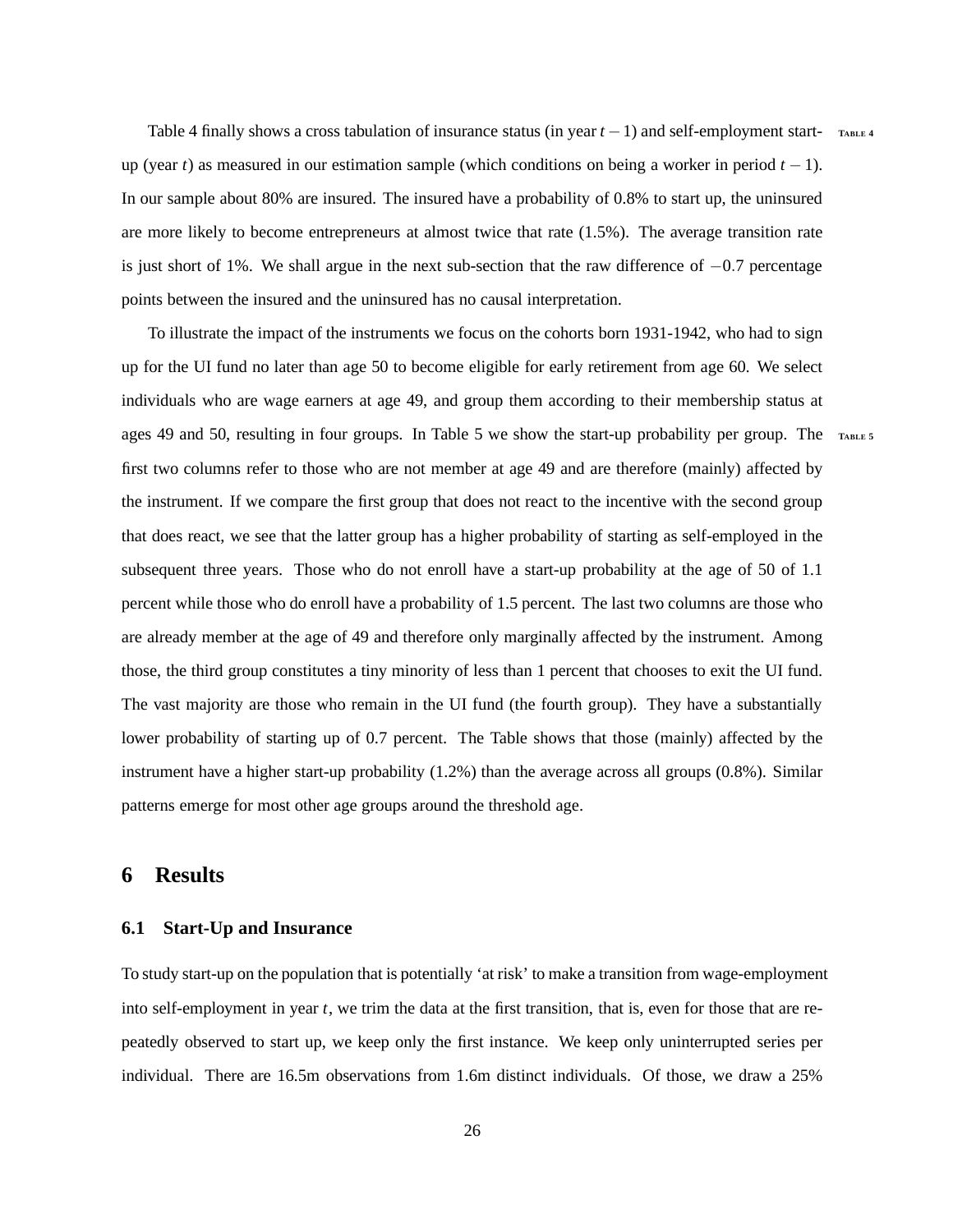Table 4 finally shows a cross tabulation of insurance status (in year $t-1$) and self-employment start-up (year $t$) as measured in our estimation sample (which conditions on being a worker in period $t-1$). In our sample about 80% are insured. The insured have a probability of 0.8% to start up, the uninsured are more likely to become entrepreneurs at almost twice that rate (1.5%). The average transition rate is just short of 1%. We shall argue in the next sub-section that the raw difference of $-0.7$ percentage points between the insured and the uninsured has no causal interpretation.

To illustrate the impact of the instruments we focus on the cohorts born 1931-1942, who had to sign up for the UI fund no later than age 50 to become eligible for early retirement from age 60. We select individuals who are wage earners at age 49, and group them according to their membership status at ages 49 and 50, resulting in four groups. In Table 5 we show the start-up probability per group. The first two columns refer to those who are not member at age 49 and are therefore (mainly) affected by the instrument. If we compare the first group that does not react to the incentive with the second group that does react, we see that the latter group has a higher probability of starting as self-employed in the subsequent three years. Those who do not enroll have a start-up probability at the age of 50 of 1.1 percent while those who do enroll have a probability of 1.5 percent. The last two columns are those who are already member at the age of 49 and therefore only marginally affected by the instrument. Among those, the third group constitutes a tiny minority of less than 1 percent that chooses to exit the UI fund. The vast majority are those who remain in the UI fund (the fourth group). They have a substantially lower probability of starting up of 0.7 percent. The Table shows that those (mainly) affected by the instrument have a higher start-up probability (1.2%) than the average across all groups (0.8%). Similar patterns emerge for most other age groups around the threshold age.

# 6 Results

## 6.1 Start-Up and Insurance

To study start-up on the population that is potentially 'at risk' to make a transition from wage-employment into self-employment in year $t$, we trim the data at the first transition, that is, even for those that are repeatedly observed to start up, we keep only the first instance. We keep only uninterrupted series per individual. There are 16.5m observations from 1.6m distinct individuals. Of those, we draw a 25%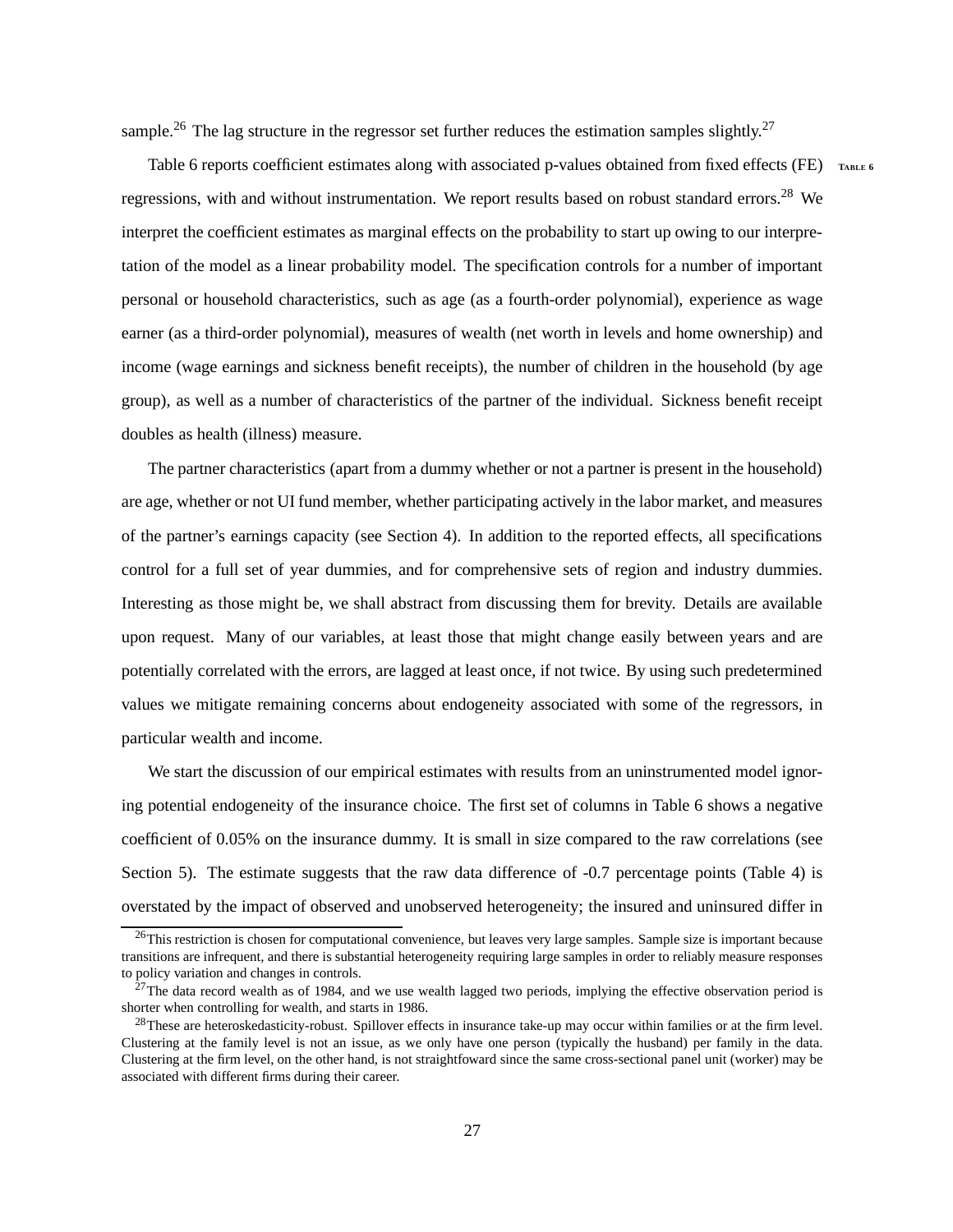sample.[26] The lag structure in the regressor set further reduces the estimation samples slightly.[27]

Table 6 reports coefficient estimates along with associated p-values obtained from fixed effects (FE) regressions, with and without instrumentation. We report results based on robust standard errors.[28] We interpret the coefficient estimates as marginal effects on the probability to start up owing to our interpretation of the model as a linear probability model. The specification controls for a number of important personal or household characteristics, such as age (as a fourth-order polynomial), experience as wage earner (as a third-order polynomial), measures of wealth (net worth in levels and home ownership) and income (wage earnings and sickness benefit receipts), the number of children in the household (by age group), as well as a number of characteristics of the partner of the individual. Sickness benefit receipt doubles as health (illness) measure.

The partner characteristics (apart from a dummy whether or not a partner is present in the household) are age, whether or not UI fund member, whether participating actively in the labor market, and measures of the partner's earnings capacity (see Section 4). In addition to the reported effects, all specifications control for a full set of year dummies, and for comprehensive sets of region and industry dummies. Interesting as those might be, we shall abstract from discussing them for brevity. Details are available upon request. Many of our variables, at least those that might change easily between years and are potentially correlated with the errors, are lagged at least once, if not twice. By using such predetermined values we mitigate remaining concerns about endogeneity associated with some of the regressors, in particular wealth and income.

We start the discussion of our empirical estimates with results from an uninstrumented model ignoring potential endogeneity of the insurance choice. The first set of columns in Table 6 shows a negative coefficient of 0.05% on the insurance dummy. It is small in size compared to the raw correlations (see Section 5). The estimate suggests that the raw data difference of -0.7 percentage points (Table 4) is overstated by the impact of observed and unobserved heterogeneity; the insured and uninsured differ in

[26] This restriction is chosen for computational convenience, but leaves very large samples. Sample size is important because transitions are infrequent, and there is substantial heterogeneity requiring large samples in order to reliably measure responses to policy variation and changes in controls.

[27] The data record wealth as of 1984, and we use wealth lagged two periods, implying the effective observation period is shorter when controlling for wealth, and starts in 1986.

[28] These are heteroskedasticity-robust. Spillover effects in insurance take-up may occur within families or at the firm level. Clustering at the family level is not an issue, as we only have one person (typically the husband) per family in the data. Clustering at the firm level, on the other hand, is not straightfoward since the same cross-sectional panel unit (worker) may be associated with different firms during their career.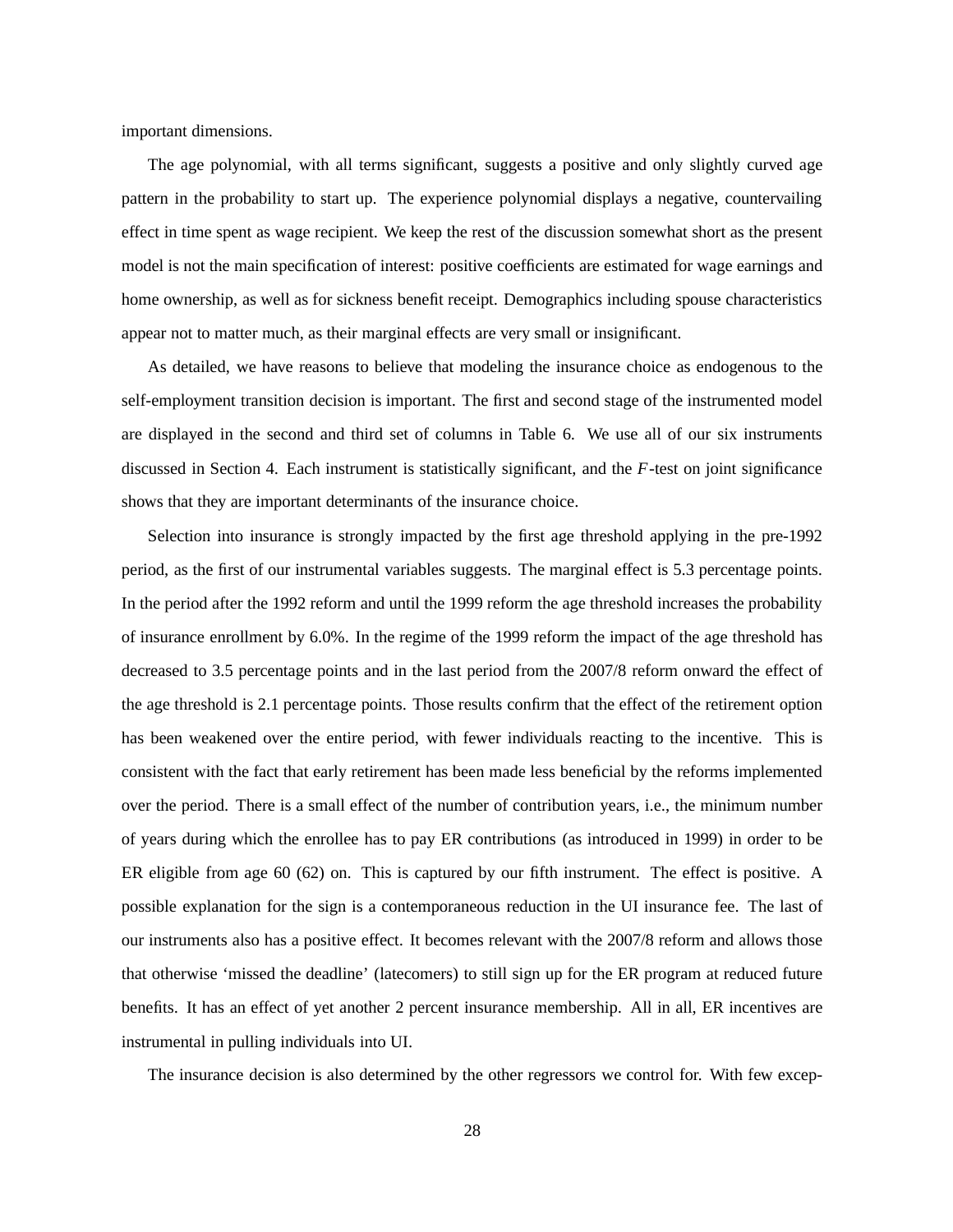important dimensions.

The age polynomial, with all terms significant, suggests a positive and only slightly curved age pattern in the probability to start up. The experience polynomial displays a negative, countervailing effect in time spent as wage recipient. We keep the rest of the discussion somewhat short as the present model is not the main specification of interest: positive coefficients are estimated for wage earnings and home ownership, as well as for sickness benefit receipt. Demographics including spouse characteristics appear not to matter much, as their marginal effects are very small or insignificant.

As detailed, we have reasons to believe that modeling the insurance choice as endogenous to the self-employment transition decision is important. The first and second stage of the instrumented model are displayed in the second and third set of columns in Table 6. We use all of our six instruments discussed in Section 4. Each instrument is statistically significant, and the $F$-test on joint significance shows that they are important determinants of the insurance choice.

Selection into insurance is strongly impacted by the first age threshold applying in the pre-1992 period, as the first of our instrumental variables suggests. The marginal effect is 5.3 percentage points. In the period after the 1992 reform and until the 1999 reform the age threshold increases the probability of insurance enrollment by 6.0%. In the regime of the 1999 reform the impact of the age threshold has decreased to 3.5 percentage points and in the last period from the 2007/8 reform onward the effect of the age threshold is 2.1 percentage points. Those results confirm that the effect of the retirement option has been weakened over the entire period, with fewer individuals reacting to the incentive. This is consistent with the fact that early retirement has been made less beneficial by the reforms implemented over the period. There is a small effect of the number of contribution years, i.e., the minimum number of years during which the enrollee has to pay ER contributions (as introduced in 1999) in order to be ER eligible from age 60 (62) on. This is captured by our fifth instrument. The effect is positive. A possible explanation for the sign is a contemporaneous reduction in the UI insurance fee. The last of our instruments also has a positive effect. It becomes relevant with the 2007/8 reform and allows those that otherwise 'missed the deadline' (latecomers) to still sign up for the ER program at reduced future benefits. It has an effect of yet another 2 percent insurance membership. All in all, ER incentives are instrumental in pulling individuals into UI.

The insurance decision is also determined by the other regressors we control for. With few excep-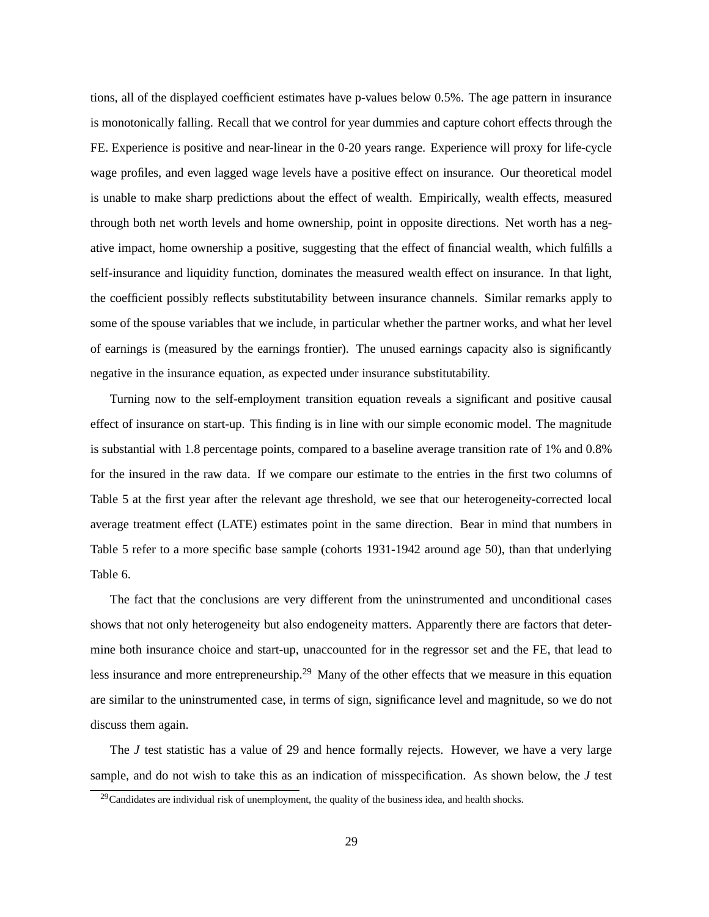tions, all of the displayed coefficient estimates have p-values below 0.5%. The age pattern in insurance is monotonically falling. Recall that we control for year dummies and capture cohort effects through the FE. Experience is positive and near-linear in the 0-20 years range. Experience will proxy for life-cycle wage profiles, and even lagged wage levels have a positive effect on insurance. Our theoretical model is unable to make sharp predictions about the effect of wealth. Empirically, wealth effects, measured through both net worth levels and home ownership, point in opposite directions. Net worth has a negative impact, home ownership a positive, suggesting that the effect of financial wealth, which fulfills a self-insurance and liquidity function, dominates the measured wealth effect on insurance. In that light, the coefficient possibly reflects substitutability between insurance channels. Similar remarks apply to some of the spouse variables that we include, in particular whether the partner works, and what her level of earnings is (measured by the earnings frontier). The unused earnings capacity also is significantly negative in the insurance equation, as expected under insurance substitutability.

Turning now to the self-employment transition equation reveals a significant and positive causal effect of insurance on start-up. This finding is in line with our simple economic model. The magnitude is substantial with 1.8 percentage points, compared to a baseline average transition rate of 1% and 0.8% for the insured in the raw data. If we compare our estimate to the entries in the first two columns of Table 5 at the first year after the relevant age threshold, we see that our heterogeneity-corrected local average treatment effect (LATE) estimates point in the same direction. Bear in mind that numbers in Table 5 refer to a more specific base sample (cohorts 1931-1942 around age 50), than that underlying Table 6.

The fact that the conclusions are very different from the uninstrumented and unconditional cases shows that not only heterogeneity but also endogeneity matters. Apparently there are factors that determine both insurance choice and start-up, unaccounted for in the regressor set and the FE, that lead to less insurance and more entrepreneurship.[29] Many of the other effects that we measure in this equation are similar to the uninstrumented case, in terms of sign, significance level and magnitude, so we do not discuss them again.

The $J$ test statistic has a value of 29 and hence formally rejects. However, we have a very large sample, and do not wish to take this as an indication of misspecification. As shown below, the $J$ test

[29] Candidates are individual risk of unemployment, the quality of the business idea, and health shocks.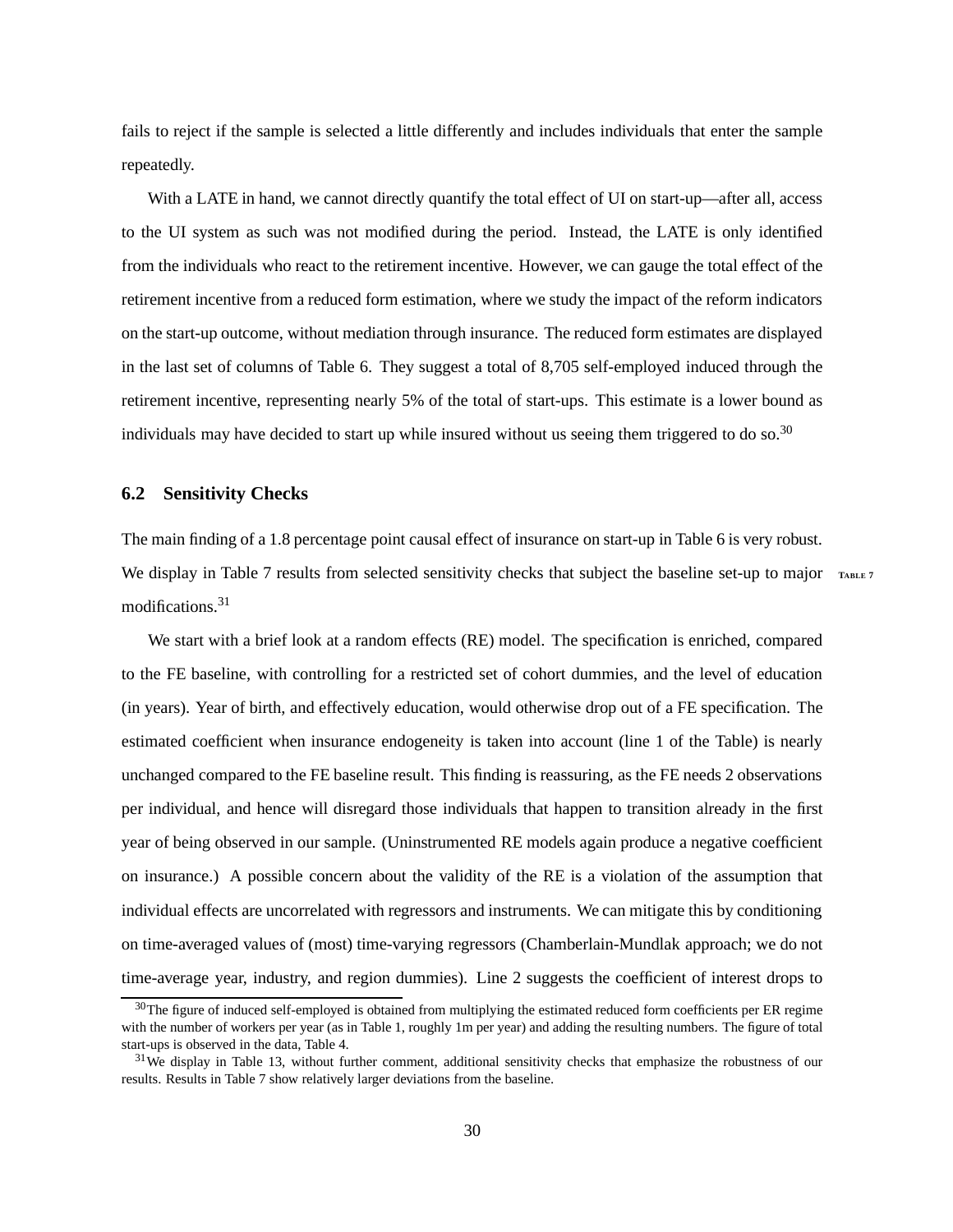fails to reject if the sample is selected a little differently and includes individuals that enter the sample repeatedly.

With a LATE in hand, we cannot directly quantify the total effect of UI on start-up—after all, access to the UI system as such was not modified during the period. Instead, the LATE is only identified from the individuals who react to the retirement incentive. However, we can gauge the total effect of the retirement incentive from a reduced form estimation, where we study the impact of the reform indicators on the start-up outcome, without mediation through insurance. The reduced form estimates are displayed in the last set of columns of Table 6. They suggest a total of 8,705 self-employed induced through the retirement incentive, representing nearly 5% of the total of start-ups. This estimate is a lower bound as individuals may have decided to start up while insured without us seeing them triggered to do so.[30]

## 6.2 Sensitivity Checks

The main finding of a 1.8 percentage point causal effect of insurance on start-up in Table 6 is very robust. We display in Table 7 results from selected sensitivity checks that subject the baseline set-up to major modifications.[31]

We start with a brief look at a random effects (RE) model. The specification is enriched, compared to the FE baseline, with controlling for a restricted set of cohort dummies, and the level of education (in years). Year of birth, and effectively education, would otherwise drop out of a FE specification. The estimated coefficient when insurance endogeneity is taken into account (line 1 of the Table) is nearly unchanged compared to the FE baseline result. This finding is reassuring, as the FE needs 2 observations per individual, and hence will disregard those individuals that happen to transition already in the first year of being observed in our sample. (Uninstrumented RE models again produce a negative coefficient on insurance.) A possible concern about the validity of the RE is a violation of the assumption that individual effects are uncorrelated with regressors and instruments. We can mitigate this by conditioning on time-averaged values of (most) time-varying regressors (Chamberlain-Mundlak approach; we do not time-average year, industry, and region dummies). Line 2 suggests the coefficient of interest drops to

[30]The figure of induced self-employed is obtained from multiplying the estimated reduced form coefficients per ER regime with the number of workers per year (as in Table 1, roughly 1m per year) and adding the resulting numbers. The figure of total start-ups is observed in the data, Table 4.

[31]We display in Table 13, without further comment, additional sensitivity checks that emphasize the robustness of our results. Results in Table 7 show relatively larger deviations from the baseline.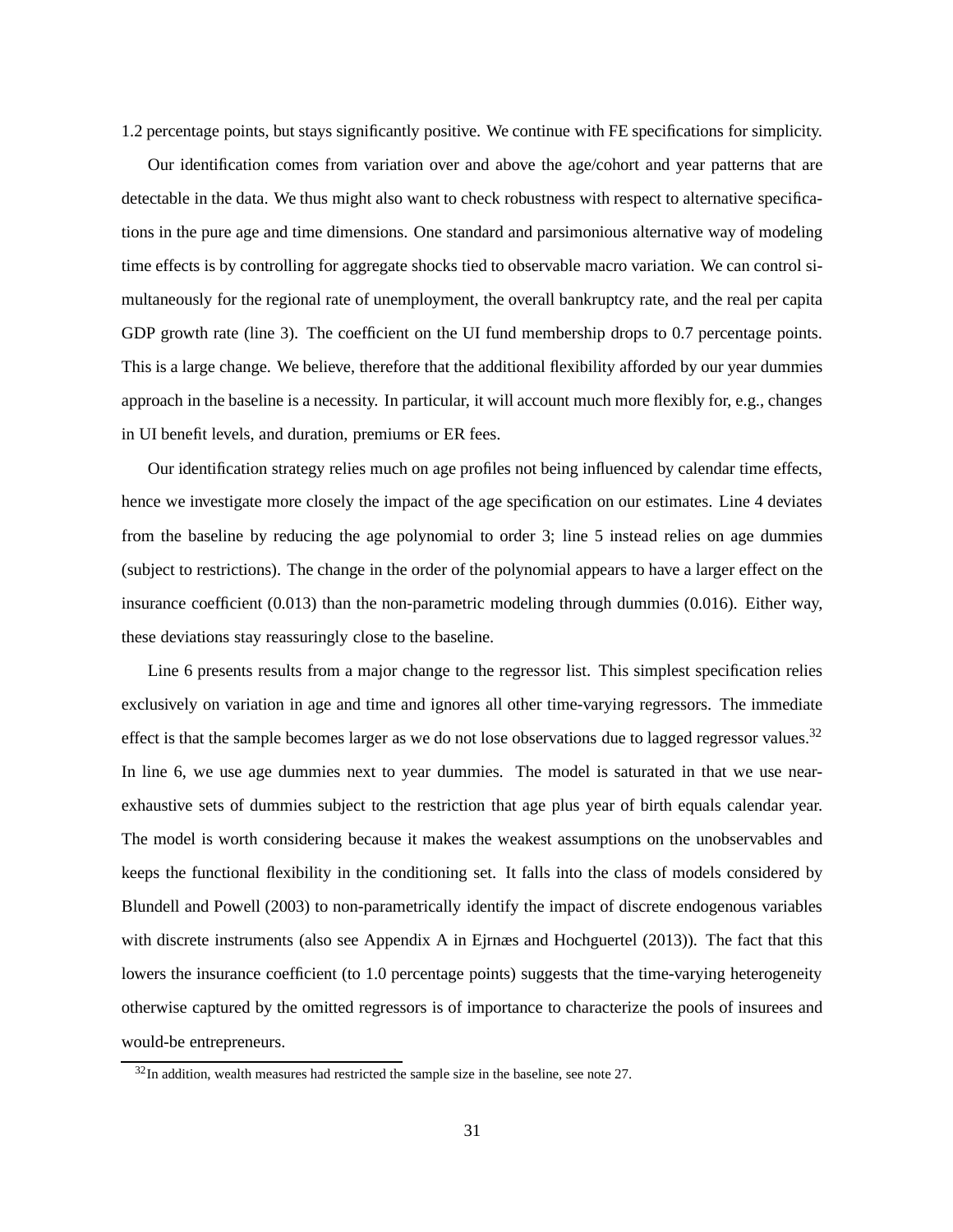1.2 percentage points, but stays significantly positive. We continue with FE specifications for simplicity.

Our identification comes from variation over and above the age/cohort and year patterns that are detectable in the data. We thus might also want to check robustness with respect to alternative specifications in the pure age and time dimensions. One standard and parsimonious alternative way of modeling time effects is by controlling for aggregate shocks tied to observable macro variation. We can control simultaneously for the regional rate of unemployment, the overall bankruptcy rate, and the real per capita GDP growth rate (line 3). The coefficient on the UI fund membership drops to 0.7 percentage points. This is a large change. We believe, therefore that the additional flexibility afforded by our year dummies approach in the baseline is a necessity. In particular, it will account much more flexibly for, e.g., changes in UI benefit levels, and duration, premiums or ER fees.

Our identification strategy relies much on age profiles not being influenced by calendar time effects, hence we investigate more closely the impact of the age specification on our estimates. Line 4 deviates from the baseline by reducing the age polynomial to order 3; line 5 instead relies on age dummies (subject to restrictions). The change in the order of the polynomial appears to have a larger effect on the insurance coefficient (0.013) than the non-parametric modeling through dummies (0.016). Either way, these deviations stay reassuringly close to the baseline.

Line 6 presents results from a major change to the regressor list. This simplest specification relies exclusively on variation in age and time and ignores all other time-varying regressors. The immediate effect is that the sample becomes larger as we do not lose observations due to lagged regressor values.[32] In line 6, we use age dummies next to year dummies. The model is saturated in that we use near-exhaustive sets of dummies subject to the restriction that age plus year of birth equals calendar year. The model is worth considering because it makes the weakest assumptions on the unobservables and keeps the functional flexibility in the conditioning set. It falls into the class of models considered by Blundell and Powell (2003) to non-parametrically identify the impact of discrete endogenous variables with discrete instruments (also see Appendix A in Ejrnæs and Hochguertel (2013)). The fact that this lowers the insurance coefficient (to 1.0 percentage points) suggests that the time-varying heterogeneity otherwise captured by the omitted regressors is of importance to characterize the pools of insurees and would-be entrepreneurs.

[32] In addition, wealth measures had restricted the sample size in the baseline, see note 27.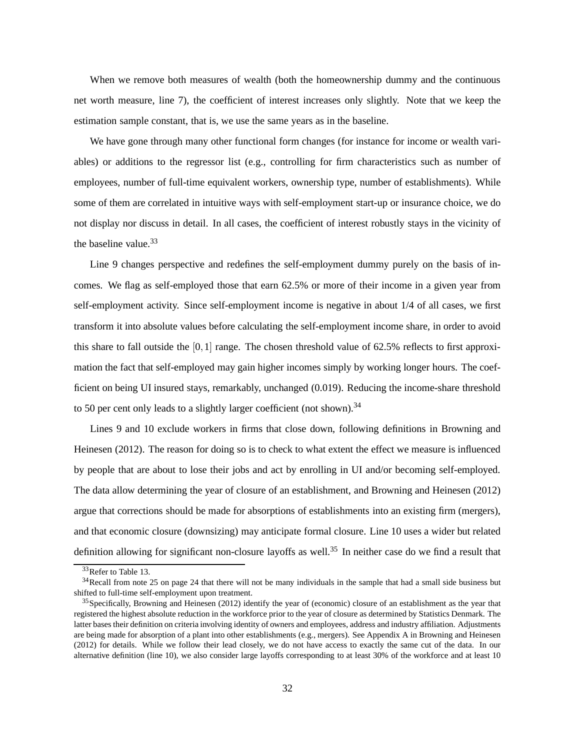When we remove both measures of wealth (both the homeownership dummy and the continuous net worth measure, line 7), the coefficient of interest increases only slightly. Note that we keep the estimation sample constant, that is, we use the same years as in the baseline.

We have gone through many other functional form changes (for instance for income or wealth variables) or additions to the regressor list (e.g., controlling for firm characteristics such as number of employees, number of full-time equivalent workers, ownership type, number of establishments). While some of them are correlated in intuitive ways with self-employment start-up or insurance choice, we do not display nor discuss in detail. In all cases, the coefficient of interest robustly stays in the vicinity of the baseline value.[33]

Line 9 changes perspective and redefines the self-employment dummy purely on the basis of incomes. We flag as self-employed those that earn 62.5% or more of their income in a given year from self-employment activity. Since self-employment income is negative in about 1/4 of all cases, we first transform it into absolute values before calculating the self-employment income share, in order to avoid this share to fall outside the $[0, 1]$ range. The chosen threshold value of 62.5% reflects to first approximation the fact that self-employed may gain higher incomes simply by working longer hours. The coefficient on being UI insured stays, remarkably, unchanged (0.019). Reducing the income-share threshold to 50 per cent only leads to a slightly larger coefficient (not shown).[34]

Lines 9 and 10 exclude workers in firms that close down, following definitions in Browning and Heinesen (2012). The reason for doing so is to check to what extent the effect we measure is influenced by people that are about to lose their jobs and act by enrolling in UI and/or becoming self-employed. The data allow determining the year of closure of an establishment, and Browning and Heinesen (2012) argue that corrections should be made for absorptions of establishments into an existing firm (mergers), and that economic closure (downsizing) may anticipate formal closure. Line 10 uses a wider but related definition allowing for significant non-closure layoffs as well.[35] In neither case do we find a result that

[33] Refer to Table 13.

[34] Recall from note 25 on page 24 that there will not be many individuals in the sample that had a small side business but shifted to full-time self-employment upon treatment.

[35] Specifically, Browning and Heinesen (2012) identify the year of (economic) closure of an establishment as the year that registered the highest absolute reduction in the workforce prior to the year of closure as determined by Statistics Denmark. The latter bases their definition on criteria involving identity of owners and employees, address and industry affiliation. Adjustments are being made for absorption of a plant into other establishments (e.g., mergers). See Appendix A in Browning and Heinesen (2012) for details. While we follow their lead closely, we do not have access to exactly the same cut of the data. In our alternative definition (line 10), we also consider large layoffs corresponding to at least 30% of the workforce and at least 10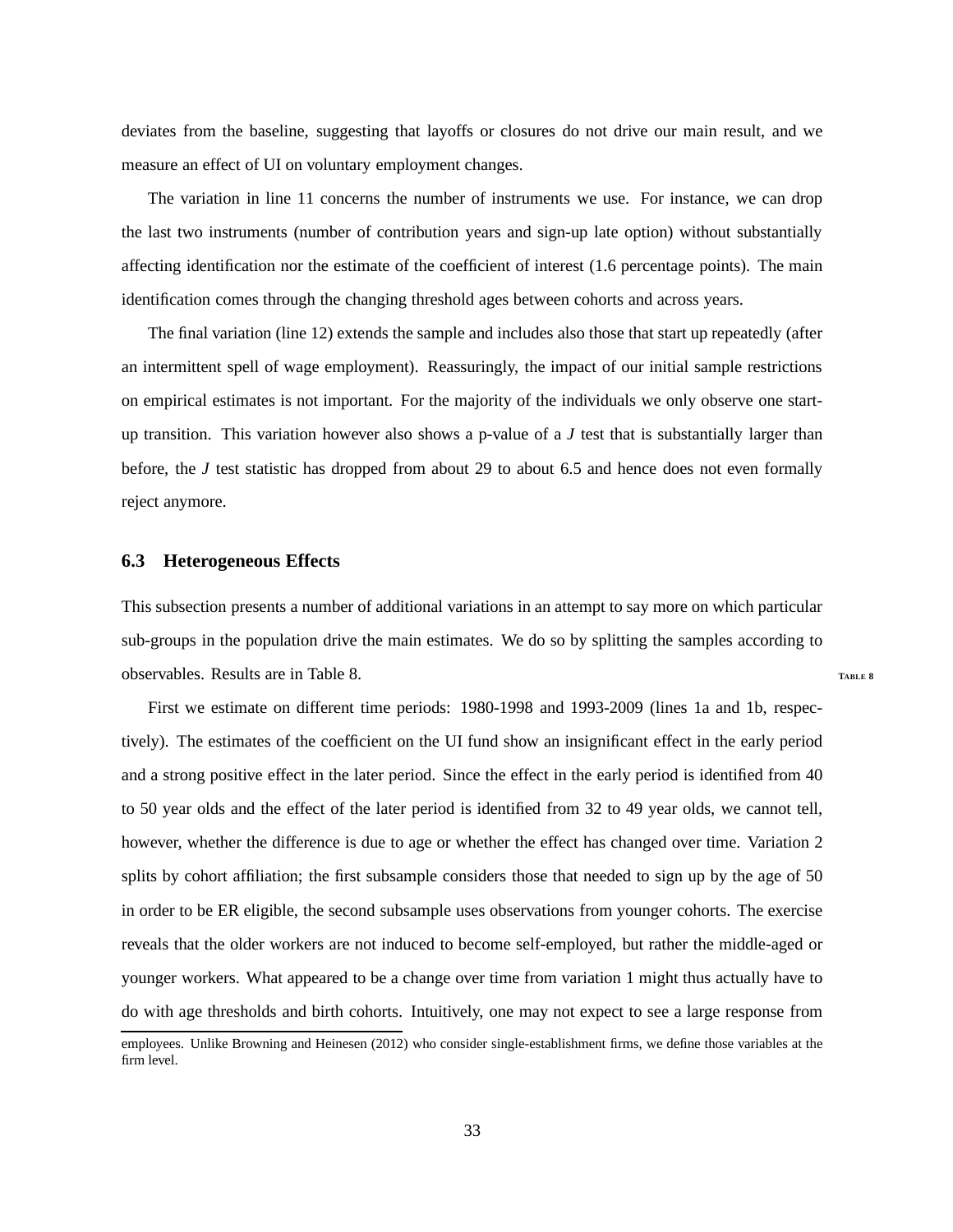deviates from the baseline, suggesting that layoffs or closures do not drive our main result, and we measure an effect of UI on voluntary employment changes.

The variation in line 11 concerns the number of instruments we use. For instance, we can drop the last two instruments (number of contribution years and sign-up late option) without substantially affecting identification nor the estimate of the coefficient of interest (1.6 percentage points). The main identification comes through the changing threshold ages between cohorts and across years.

The final variation (line 12) extends the sample and includes also those that start up repeatedly (after an intermittent spell of wage employment). Reassuringly, the impact of our initial sample restrictions on empirical estimates is not important. For the majority of the individuals we only observe one start-up transition. This variation however also shows a p-value of a $J$ test that is substantially larger than before, the $J$ test statistic has dropped from about 29 to about 6.5 and hence does not even formally reject anymore.

### 6.3 Heterogeneous Effects

This subsection presents a number of additional variations in an attempt to say more on which particular sub-groups in the population drive the main estimates. We do so by splitting the samples according to observables. Results are in Table 8.

First we estimate on different time periods: 1980-1998 and 1993-2009 (lines 1a and 1b, respectively). The estimates of the coefficient on the UI fund show an insignificant effect in the early period and a strong positive effect in the later period. Since the effect in the early period is identified from 40 to 50 year olds and the effect of the later period is identified from 32 to 49 year olds, we cannot tell, however, whether the difference is due to age or whether the effect has changed over time. Variation 2 splits by cohort affiliation; the first subsample considers those that needed to sign up by the age of 50 in order to be ER eligible, the second subsample uses observations from younger cohorts. The exercise reveals that the older workers are not induced to become self-employed, but rather the middle-aged or younger workers. What appeared to be a change over time from variation 1 might thus actually have to do with age thresholds and birth cohorts. Intuitively, one may not expect to see a large response from

employees. Unlike Browning and Heinesen (2012) who consider single-establishment firms, we define those variables at the firm level.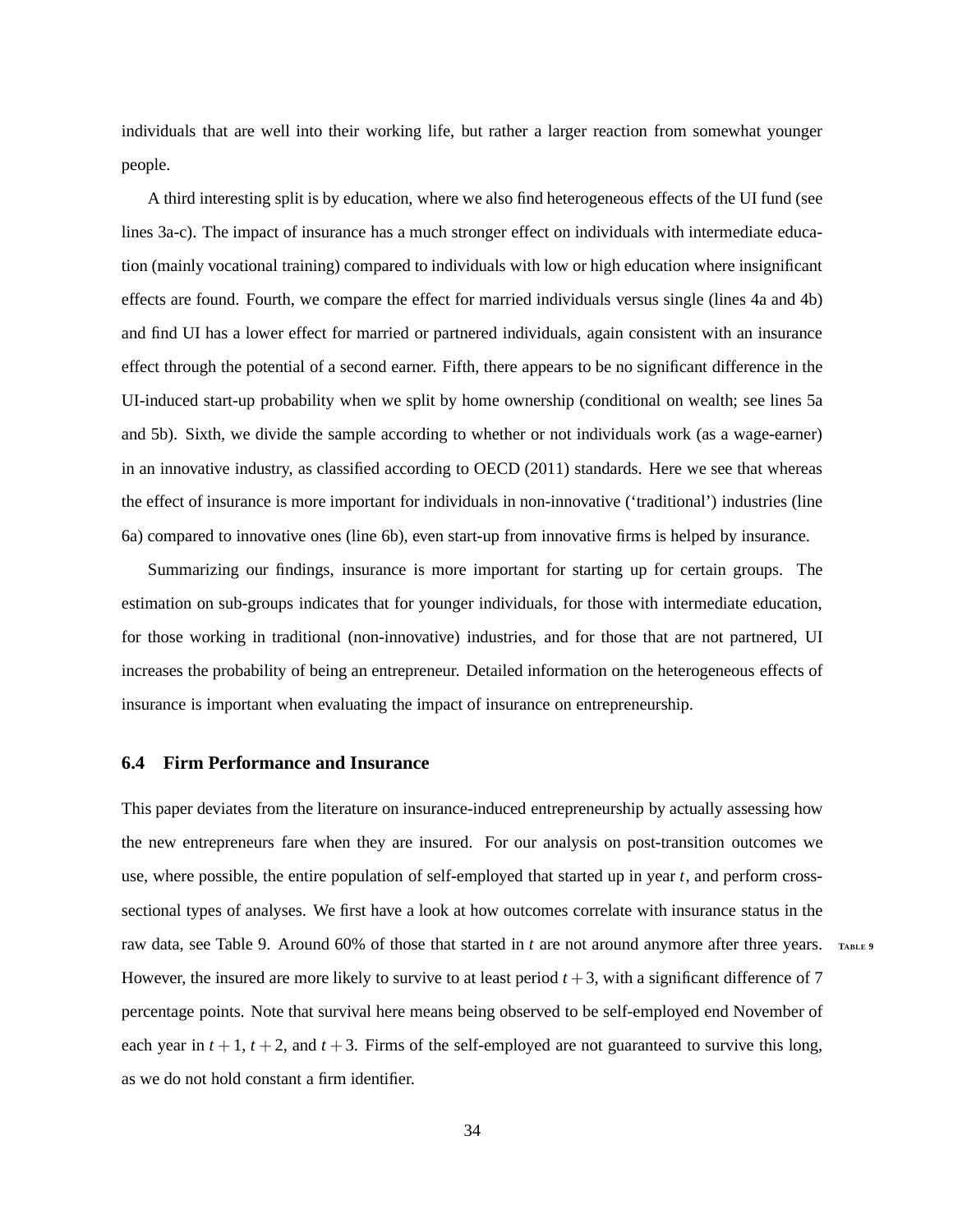individuals that are well into their working life, but rather a larger reaction from somewhat younger people.

A third interesting split is by education, where we also find heterogeneous effects of the UI fund (see lines 3a-c). The impact of insurance has a much stronger effect on individuals with intermediate education (mainly vocational training) compared to individuals with low or high education where insignificant effects are found. Fourth, we compare the effect for married individuals versus single (lines 4a and 4b) and find UI has a lower effect for married or partnered individuals, again consistent with an insurance effect through the potential of a second earner. Fifth, there appears to be no significant difference in the UI-induced start-up probability when we split by home ownership (conditional on wealth; see lines 5a and 5b). Sixth, we divide the sample according to whether or not individuals work (as a wage-earner) in an innovative industry, as classified according to OECD (2011) standards. Here we see that whereas the effect of insurance is more important for individuals in non-innovative ('traditional') industries (line 6a) compared to innovative ones (line 6b), even start-up from innovative firms is helped by insurance.

Summarizing our findings, insurance is more important for starting up for certain groups. The estimation on sub-groups indicates that for younger individuals, for those with intermediate education, for those working in traditional (non-innovative) industries, and for those that are not partnered, UI increases the probability of being an entrepreneur. Detailed information on the heterogeneous effects of insurance is important when evaluating the impact of insurance on entrepreneurship.

### 6.4 Firm Performance and Insurance

This paper deviates from the literature on insurance-induced entrepreneurship by actually assessing how the new entrepreneurs fare when they are insured. For our analysis on post-transition outcomes we use, where possible, the entire population of self-employed that started up in year $t$, and perform cross-sectional types of analyses. We first have a look at how outcomes correlate with insurance status in the raw data, see Table 9. Around 60% of those that started in $t$ are not around anymore after three years. However, the insured are more likely to survive to at least period $t+3$, with a significant difference of 7 percentage points. Note that survival here means being observed to be self-employed end November of each year in $t+1$, $t+2$, and $t+3$. Firms of the self-employed are not guaranteed to survive this long, as we do not hold constant a firm identifier.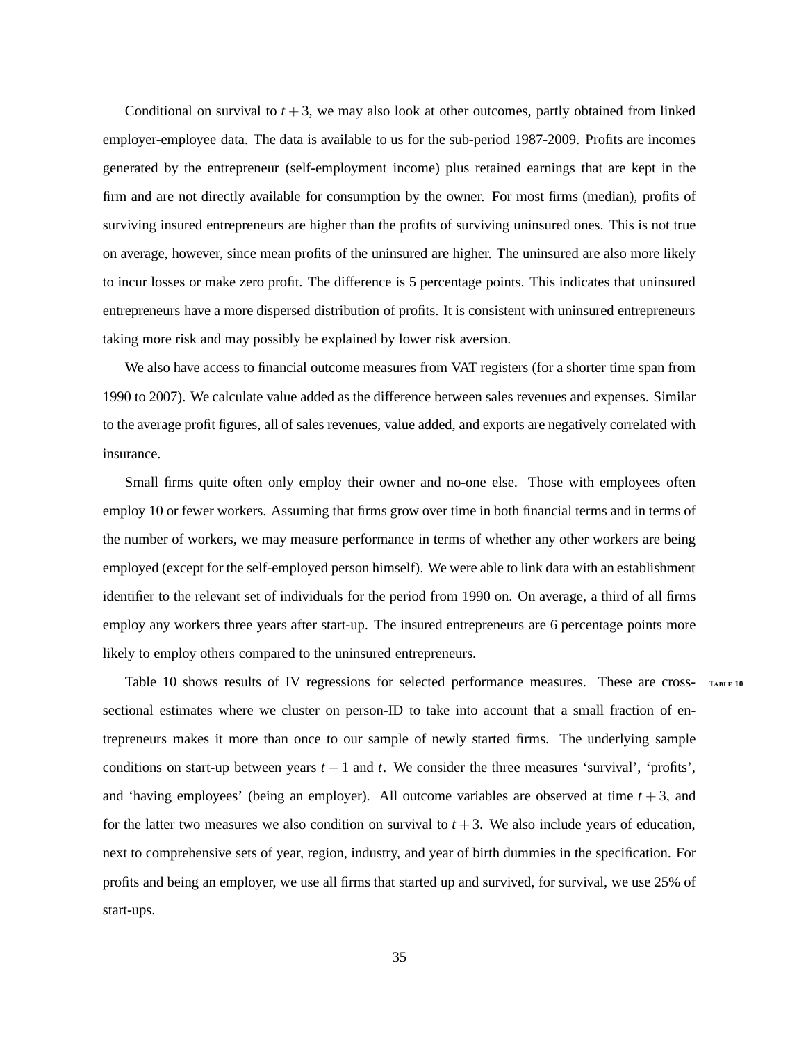Conditional on survival to $t+3$, we may also look at other outcomes, partly obtained from linked employer-employee data. The data is available to us for the sub-period 1987-2009. Profits are incomes generated by the entrepreneur (self-employment income) plus retained earnings that are kept in the firm and are not directly available for consumption by the owner. For most firms (median), profits of surviving insured entrepreneurs are higher than the profits of surviving uninsured ones. This is not true on average, however, since mean profits of the uninsured are higher. The uninsured are also more likely to incur losses or make zero profit. The difference is 5 percentage points. This indicates that uninsured entrepreneurs have a more dispersed distribution of profits. It is consistent with uninsured entrepreneurs taking more risk and may possibly be explained by lower risk aversion.

We also have access to financial outcome measures from VAT registers (for a shorter time span from 1990 to 2007). We calculate value added as the difference between sales revenues and expenses. Similar to the average profit figures, all of sales revenues, value added, and exports are negatively correlated with insurance.

Small firms quite often only employ their owner and no-one else. Those with employees often employ 10 or fewer workers. Assuming that firms grow over time in both financial terms and in terms of the number of workers, we may measure performance in terms of whether any other workers are being employed (except for the self-employed person himself). We were able to link data with an establishment identifier to the relevant set of individuals for the period from 1990 on. On average, a third of all firms employ any workers three years after start-up. The insured entrepreneurs are 6 percentage points more likely to employ others compared to the uninsured entrepreneurs.

Table 10 shows results of IV regressions for selected performance measures. These are cross-sectional estimates where we cluster on person-ID to take into account that a small fraction of entrepreneurs makes it more than once to our sample of newly started firms. The underlying sample conditions on start-up between years $t-1$ and $t$. We consider the three measures 'survival', 'profits', and 'having employees' (being an employer). All outcome variables are observed at time $t+3$, and for the latter two measures we also condition on survival to $t+3$. We also include years of education, next to comprehensive sets of year, region, industry, and year of birth dummies in the specification. For profits and being an employer, we use all firms that started up and survived, for survival, we use 25% of start-ups.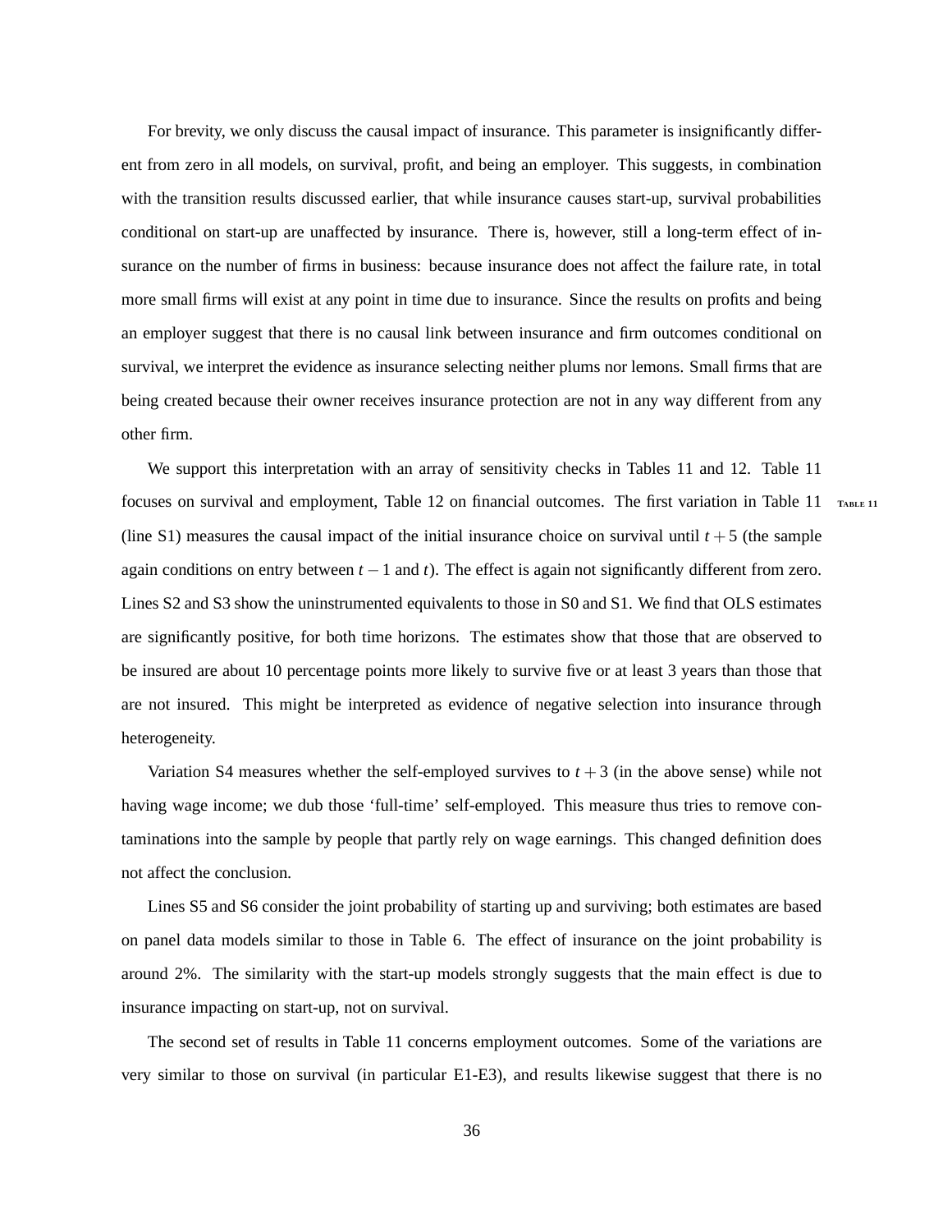For brevity, we only discuss the causal impact of insurance. This parameter is insignificantly different from zero in all models, on survival, profit, and being an employer. This suggests, in combination with the transition results discussed earlier, that while insurance causes start-up, survival probabilities conditional on start-up are unaffected by insurance. There is, however, still a long-term effect of insurance on the number of firms in business: because insurance does not affect the failure rate, in total more small firms will exist at any point in time due to insurance. Since the results on profits and being an employer suggest that there is no causal link between insurance and firm outcomes conditional on survival, we interpret the evidence as insurance selecting neither plums nor lemons. Small firms that are being created because their owner receives insurance protection are not in any way different from any other firm.

We support this interpretation with an array of sensitivity checks in Tables 11 and 12. Table 11 focuses on survival and employment, Table 12 on financial outcomes. The first variation in Table 11 (line S1) measures the causal impact of the initial insurance choice on survival until $t+5$ (the sample again conditions on entry between $t-1$ and $t$). The effect is again not significantly different from zero. Lines S2 and S3 show the uninstrumented equivalents to those in S0 and S1. We find that OLS estimates are significantly positive, for both time horizons. The estimates show that those that are observed to be insured are about 10 percentage points more likely to survive five or at least 3 years than those that are not insured. This might be interpreted as evidence of negative selection into insurance through heterogeneity.

Variation S4 measures whether the self-employed survives to $t+3$ (in the above sense) while not having wage income; we dub those 'full-time' self-employed. This measure thus tries to remove contaminations into the sample by people that partly rely on wage earnings. This changed definition does not affect the conclusion.

Lines S5 and S6 consider the joint probability of starting up and surviving; both estimates are based on panel data models similar to those in Table 6. The effect of insurance on the joint probability is around 2%. The similarity with the start-up models strongly suggests that the main effect is due to insurance impacting on start-up, not on survival.

The second set of results in Table 11 concerns employment outcomes. Some of the variations are very similar to those on survival (in particular E1-E3), and results likewise suggest that there is no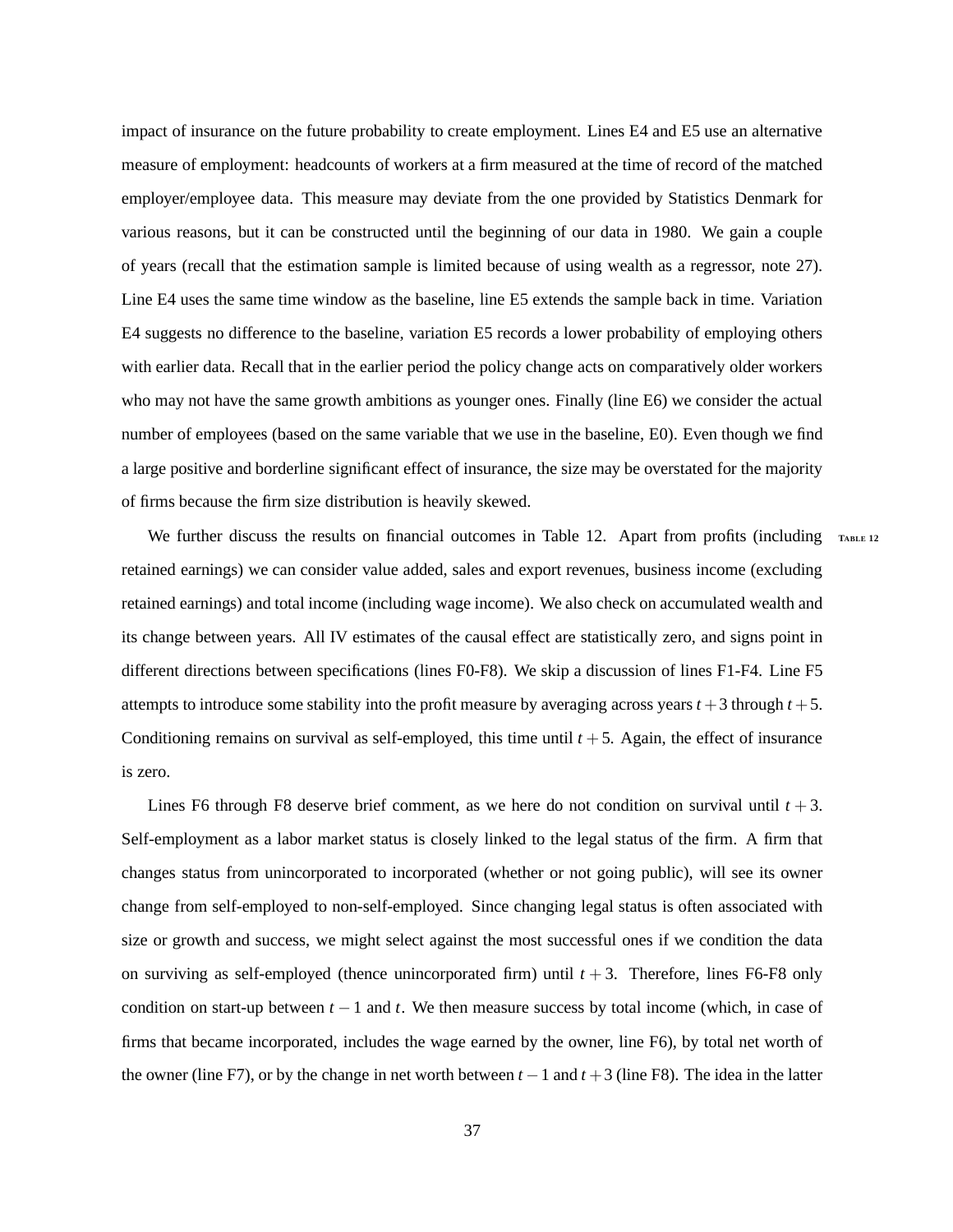impact of insurance on the future probability to create employment. Lines E4 and E5 use an alternative measure of employment: headcounts of workers at a firm measured at the time of record of the matched employer/employee data. This measure may deviate from the one provided by Statistics Denmark for various reasons, but it can be constructed until the beginning of our data in 1980. We gain a couple of years (recall that the estimation sample is limited because of using wealth as a regressor, note 27). Line E4 uses the same time window as the baseline, line E5 extends the sample back in time. Variation E4 suggests no difference to the baseline, variation E5 records a lower probability of employing others with earlier data. Recall that in the earlier period the policy change acts on comparatively older workers who may not have the same growth ambitions as younger ones. Finally (line E6) we consider the actual number of employees (based on the same variable that we use in the baseline, E0). Even though we find a large positive and borderline significant effect of insurance, the size may be overstated for the majority of firms because the firm size distribution is heavily skewed.

We further discuss the results on financial outcomes in Table 12. Apart from profits (including retained earnings) we can consider value added, sales and export revenues, business income (excluding retained earnings) and total income (including wage income). We also check on accumulated wealth and its change between years. All IV estimates of the causal effect are statistically zero, and signs point in different directions between specifications (lines F0-F8). We skip a discussion of lines F1-F4. Line F5 attempts to introduce some stability into the profit measure by averaging across years $t+3$ through $t+5$. Conditioning remains on survival as self-employed, this time until $t+5$. Again, the effect of insurance is zero.

Lines F6 through F8 deserve brief comment, as we here do not condition on survival until $t+3$. Self-employment as a labor market status is closely linked to the legal status of the firm. A firm that changes status from unincorporated to incorporated (whether or not going public), will see its owner change from self-employed to non-self-employed. Since changing legal status is often associated with size or growth and success, we might select against the most successful ones if we condition the data on surviving as self-employed (thence unincorporated firm) until $t+3$. Therefore, lines F6-F8 only condition on start-up between $t-1$ and $t$. We then measure success by total income (which, in case of firms that became incorporated, includes the wage earned by the owner, line F6), by total net worth of the owner (line F7), or by the change in net worth between $t-1$ and $t+3$ (line F8). The idea in the latter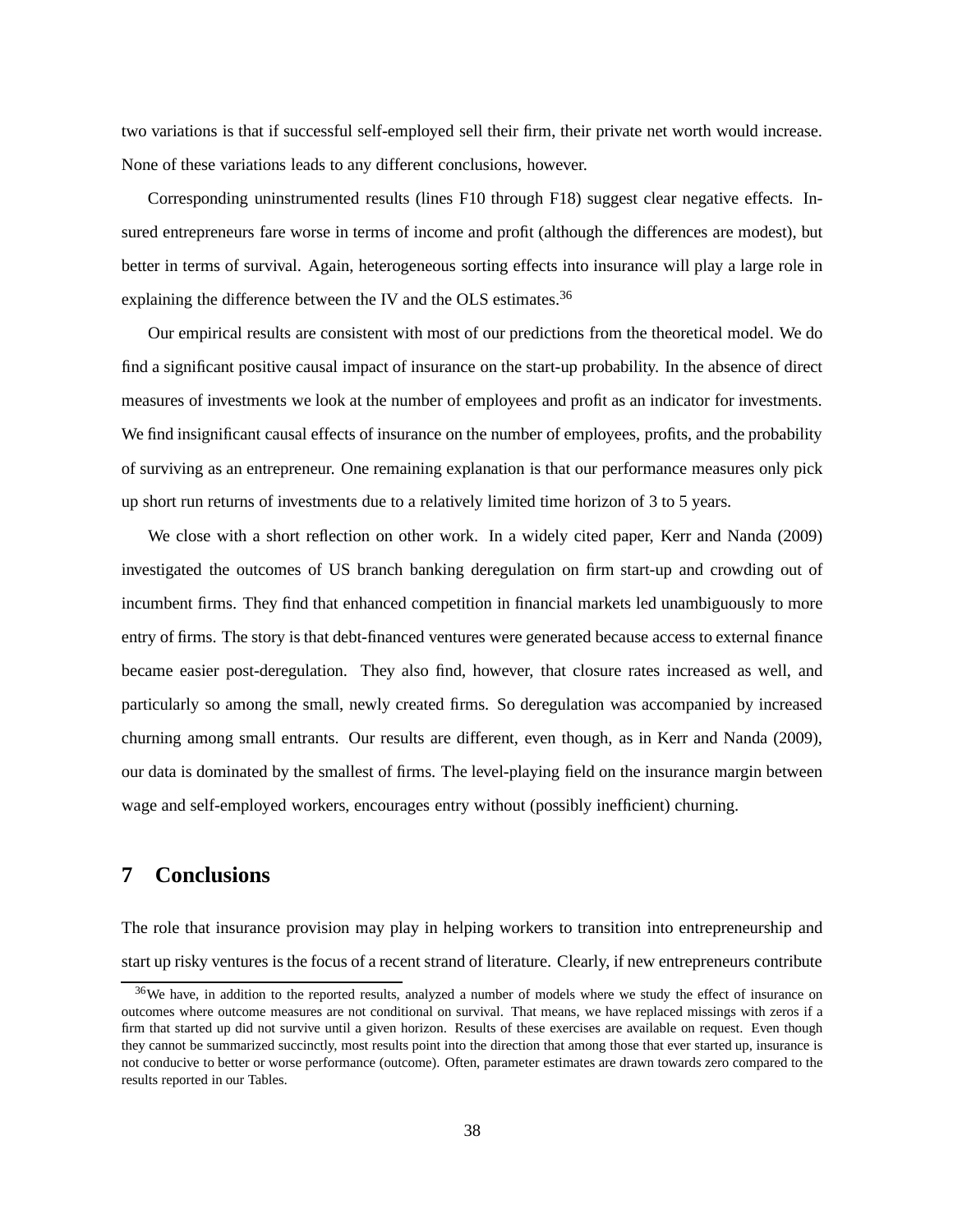two variations is that if successful self-employed sell their firm, their private net worth would increase. None of these variations leads to any different conclusions, however.

Corresponding uninstrumented results (lines F10 through F18) suggest clear negative effects. Insured entrepreneurs fare worse in terms of income and profit (although the differences are modest), but better in terms of survival. Again, heterogeneous sorting effects into insurance will play a large role in explaining the difference between the IV and the OLS estimates.[36]

Our empirical results are consistent with most of our predictions from the theoretical model. We do find a significant positive causal impact of insurance on the start-up probability. In the absence of direct measures of investments we look at the number of employees and profit as an indicator for investments. We find insignificant causal effects of insurance on the number of employees, profits, and the probability of surviving as an entrepreneur. One remaining explanation is that our performance measures only pick up short run returns of investments due to a relatively limited time horizon of 3 to 5 years.

We close with a short reflection on other work. In a widely cited paper, Kerr and Nanda (2009) investigated the outcomes of US branch banking deregulation on firm start-up and crowding out of incumbent firms. They find that enhanced competition in financial markets led unambiguously to more entry of firms. The story is that debt-financed ventures were generated because access to external finance became easier post-deregulation. They also find, however, that closure rates increased as well, and particularly so among the small, newly created firms. So deregulation was accompanied by increased churning among small entrants. Our results are different, even though, as in Kerr and Nanda (2009), our data is dominated by the smallest of firms. The level-playing field on the insurance margin between wage and self-employed workers, encourages entry without (possibly inefficient) churning.

## 7 Conclusions

The role that insurance provision may play in helping workers to transition into entrepreneurship and start up risky ventures is the focus of a recent strand of literature. Clearly, if new entrepreneurs contribute

[36] We have, in addition to the reported results, analyzed a number of models where we study the effect of insurance on outcomes where outcome measures are not conditional on survival. That means, we have replaced missings with zeros if a firm that started up did not survive until a given horizon. Results of these exercises are available on request. Even though they cannot be summarized succinctly, most results point into the direction that among those that ever started up, insurance is not conducive to better or worse performance (outcome). Often, parameter estimates are drawn towards zero compared to the results reported in our Tables.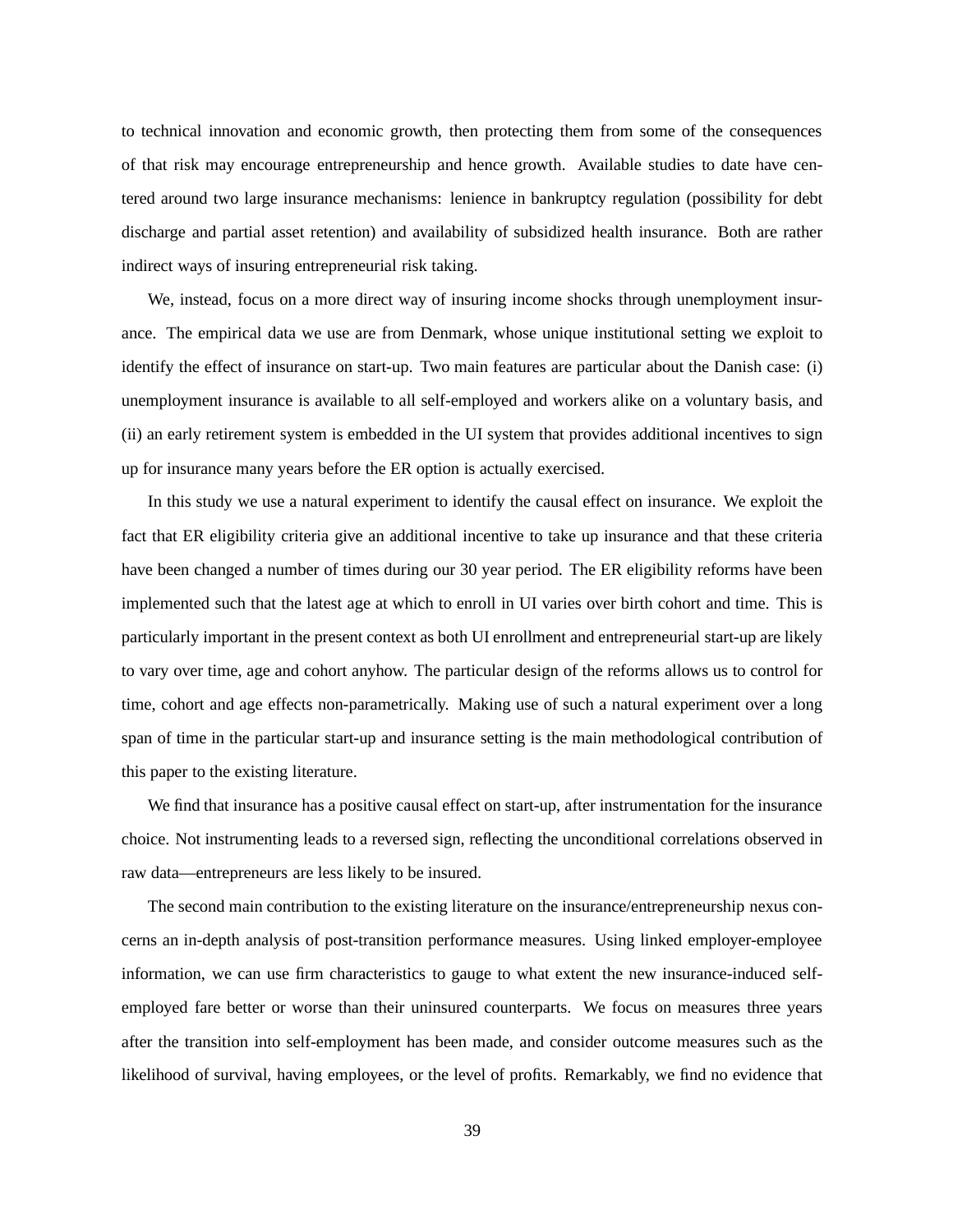to technical innovation and economic growth, then protecting them from some of the consequences of that risk may encourage entrepreneurship and hence growth. Available studies to date have centered around two large insurance mechanisms: lenience in bankruptcy regulation (possibility for debt discharge and partial asset retention) and availability of subsidized health insurance. Both are rather indirect ways of insuring entrepreneurial risk taking.

We, instead, focus on a more direct way of insuring income shocks through unemployment insurance. The empirical data we use are from Denmark, whose unique institutional setting we exploit to identify the effect of insurance on start-up. Two main features are particular about the Danish case: (i) unemployment insurance is available to all self-employed and workers alike on a voluntary basis, and (ii) an early retirement system is embedded in the UI system that provides additional incentives to sign up for insurance many years before the ER option is actually exercised.

In this study we use a natural experiment to identify the causal effect on insurance. We exploit the fact that ER eligibility criteria give an additional incentive to take up insurance and that these criteria have been changed a number of times during our 30 year period. The ER eligibility reforms have been implemented such that the latest age at which to enroll in UI varies over birth cohort and time. This is particularly important in the present context as both UI enrollment and entrepreneurial start-up are likely to vary over time, age and cohort anyhow. The particular design of the reforms allows us to control for time, cohort and age effects non-parametrically. Making use of such a natural experiment over a long span of time in the particular start-up and insurance setting is the main methodological contribution of this paper to the existing literature.

We find that insurance has a positive causal effect on start-up, after instrumentation for the insurance choice. Not instrumenting leads to a reversed sign, reflecting the unconditional correlations observed in raw data—entrepreneurs are less likely to be insured.

The second main contribution to the existing literature on the insurance/entrepreneurship nexus concerns an in-depth analysis of post-transition performance measures. Using linked employer-employee information, we can use firm characteristics to gauge to what extent the new insurance-induced self-employed fare better or worse than their uninsured counterparts. We focus on measures three years after the transition into self-employment has been made, and consider outcome measures such as the likelihood of survival, having employees, or the level of profits. Remarkably, we find no evidence that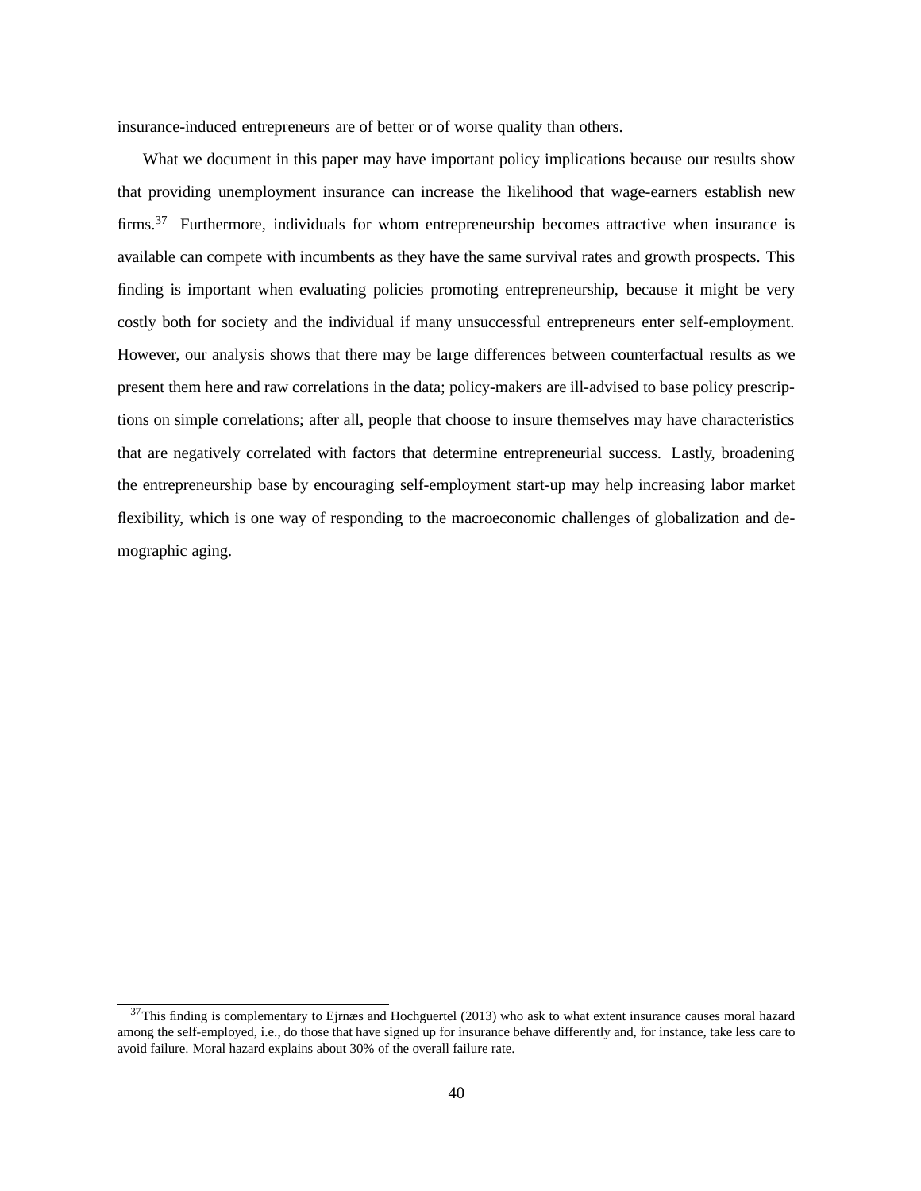insurance-induced entrepreneurs are of better or of worse quality than others.

What we document in this paper may have important policy implications because our results show that providing unemployment insurance can increase the likelihood that wage-earners establish new firms.[37] Furthermore, individuals for whom entrepreneurship becomes attractive when insurance is available can compete with incumbents as they have the same survival rates and growth prospects. This finding is important when evaluating policies promoting entrepreneurship, because it might be very costly both for society and the individual if many unsuccessful entrepreneurs enter self-employment. However, our analysis shows that there may be large differences between counterfactual results as we present them here and raw correlations in the data; policy-makers are ill-advised to base policy prescriptions on simple correlations; after all, people that choose to insure themselves may have characteristics that are negatively correlated with factors that determine entrepreneurial success. Lastly, broadening the entrepreneurship base by encouraging self-employment start-up may help increasing labor market flexibility, which is one way of responding to the macroeconomic challenges of globalization and demographic aging.

[37] This finding is complementary to Ejrnæs and Hochguertel (2013) who ask to what extent insurance causes moral hazard among the self-employed, i.e., do those that have signed up for insurance behave differently and, for instance, take less care to avoid failure. Moral hazard explains about 30% of the overall failure rate.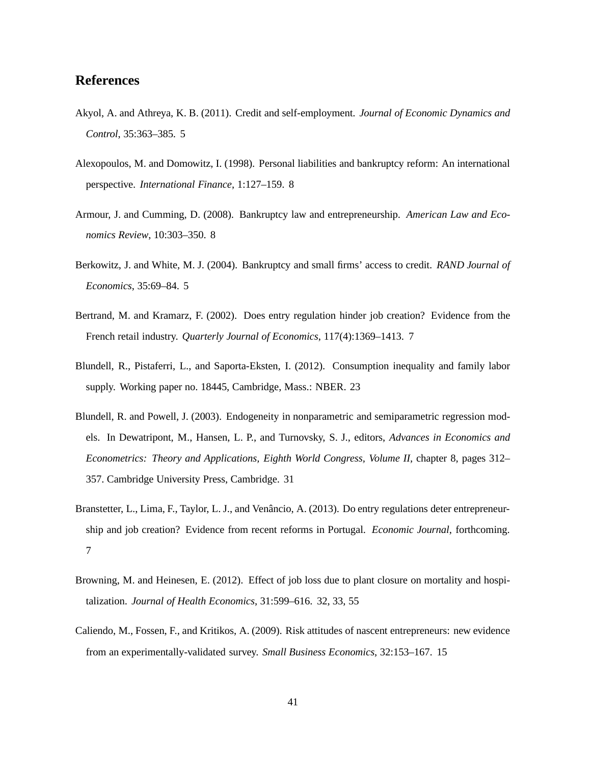## References

Akyol, A. and Athreya, K. B. (2011). Credit and self-employment. *Journal of Economic Dynamics and Control*, 35:363–385. 5

Alexopoulos, M. and Domowitz, I. (1998). Personal liabilities and bankruptcy reform: An international perspective. *International Finance*, 1:127–159. 8

Armour, J. and Cumming, D. (2008). Bankruptcy law and entrepreneurship. *American Law and Economics Review*, 10:303–350. 8

Berkowitz, J. and White, M. J. (2004). Bankruptcy and small firms' access to credit. *RAND Journal of Economics*, 35:69–84. 5

Bertrand, M. and Kramarz, F. (2002). Does entry regulation hinder job creation? Evidence from the French retail industry. *Quarterly Journal of Economics*, 117(4):1369–1413. 7

Blundell, R., Pistaferri, L., and Saporta-Eksten, I. (2012). Consumption inequality and family labor supply. Working paper no. 18445, Cambridge, Mass.: NBER. 23

Blundell, R. and Powell, J. (2003). Endogeneity in nonparametric and semiparametric regression models. In Dewatripont, M., Hansen, L. P., and Turnovsky, S. J., editors, *Advances in Economics and Econometrics: Theory and Applications, Eighth World Congress, Volume II*, chapter 8, pages 312–357. Cambridge University Press, Cambridge. 31

Branstetter, L., Lima, F., Taylor, L. J., and Venâncio, A. (2013). Do entry regulations deter entrepreneurship and job creation? Evidence from recent reforms in Portugal. *Economic Journal*, forthcoming. 7

Browning, M. and Heinesen, E. (2012). Effect of job loss due to plant closure on mortality and hospitalization. *Journal of Health Economics*, 31:599–616. 32, 33, 55

Caliendo, M., Fossen, F., and Kritikos, A. (2009). Risk attitudes of nascent entrepreneurs: new evidence from an experimentally-validated survey. *Small Business Economics*, 32:153–167. 15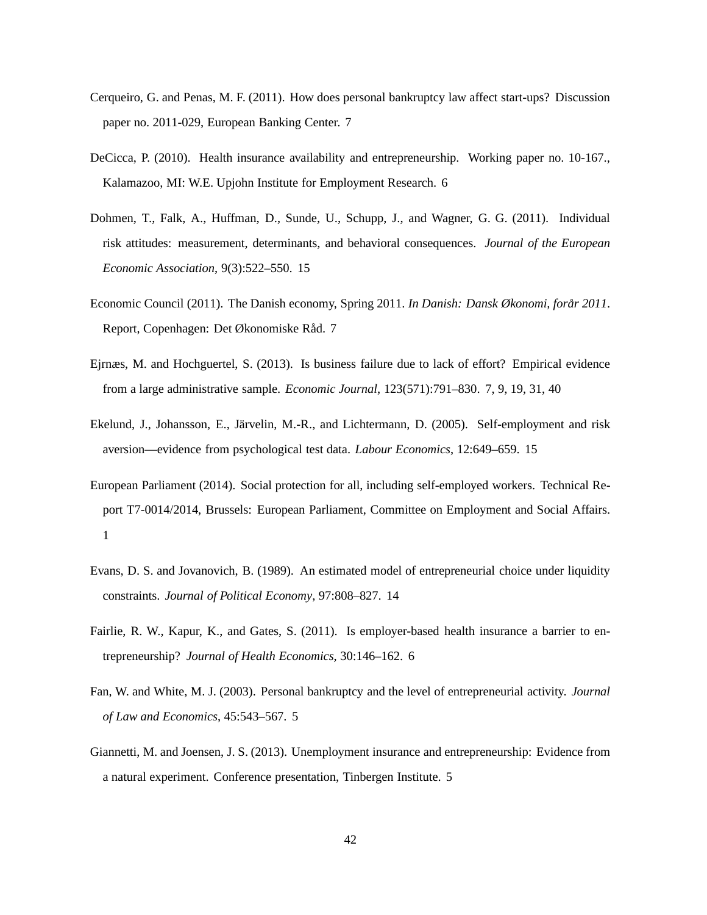Cerqueiro, G. and Penas, M. F. (2011). How does personal bankruptcy law affect start-ups? Discussion paper no. 2011-029, European Banking Center. 7

DeCicca, P. (2010). Health insurance availability and entrepreneurship. Working paper no. 10-167., Kalamazoo, MI: W.E. Upjohn Institute for Employment Research. 6

Dohmen, T., Falk, A., Huffman, D., Sunde, U., Schupp, J., and Wagner, G. G. (2011). Individual risk attitudes: measurement, determinants, and behavioral consequences. *Journal of the European Economic Association*, 9(3):522–550. 15

Economic Council (2011). The Danish economy, Spring 2011. *In Danish: Dansk Økonomi, forår 2011*. Report, Copenhagen: Det Økonomiske Råd. 7

Ejrnæs, M. and Hochguertel, S. (2013). Is business failure due to lack of effort? Empirical evidence from a large administrative sample. *Economic Journal*, 123(571):791–830. 7, 9, 19, 31, 40

Ekelund, J., Johansson, E., Järvelin, M.-R., and Lichtermann, D. (2005). Self-employment and risk aversion—evidence from psychological test data. *Labour Economics*, 12:649–659. 15

European Parliament (2014). Social protection for all, including self-employed workers. Technical Report T7-0014/2014, Brussels: European Parliament, Committee on Employment and Social Affairs. 1

Evans, D. S. and Jovanovich, B. (1989). An estimated model of entrepreneurial choice under liquidity constraints. *Journal of Political Economy*, 97:808–827. 14

Fairlie, R. W., Kapur, K., and Gates, S. (2011). Is employer-based health insurance a barrier to entrepreneurship? *Journal of Health Economics*, 30:146–162. 6

Fan, W. and White, M. J. (2003). Personal bankruptcy and the level of entrepreneurial activity. *Journal of Law and Economics*, 45:543–567. 5

Giannetti, M. and Joensen, J. S. (2013). Unemployment insurance and entrepreneurship: Evidence from a natural experiment. Conference presentation, Tinbergen Institute. 5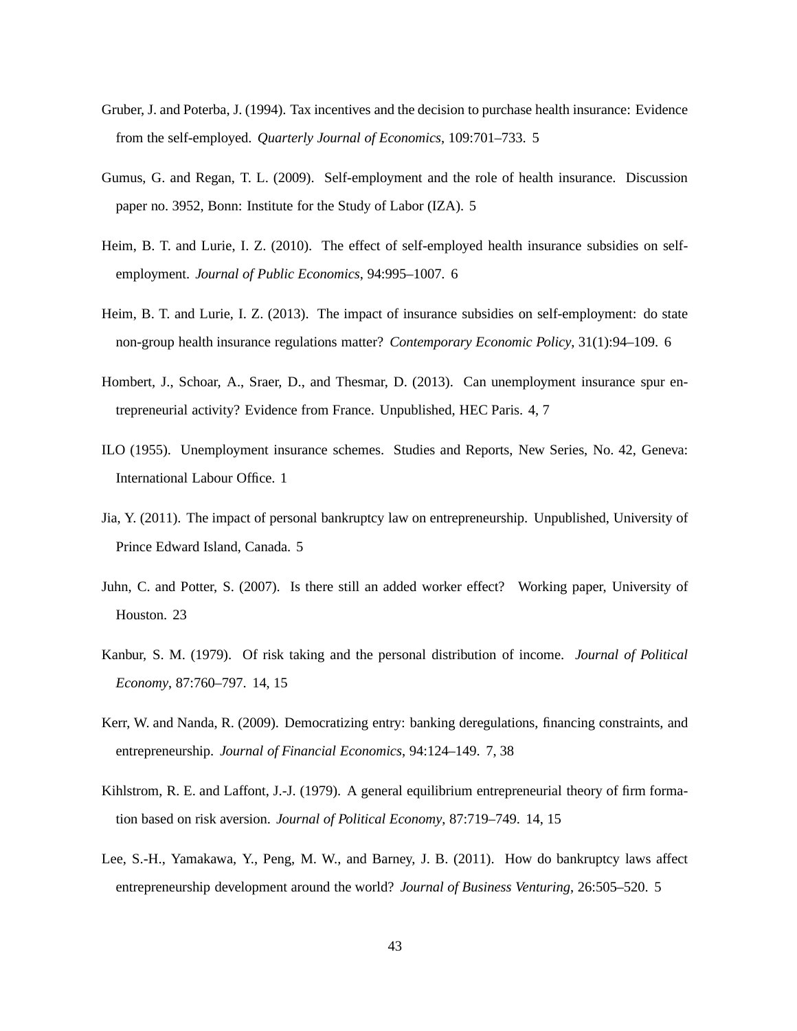Gruber, J. and Poterba, J. (1994). Tax incentives and the decision to purchase health insurance: Evidence from the self-employed. *Quarterly Journal of Economics*, 109:701–733. 5

Gumus, G. and Regan, T. L. (2009). Self-employment and the role of health insurance. Discussion paper no. 3952, Bonn: Institute for the Study of Labor (IZA). 5

Heim, B. T. and Lurie, I. Z. (2010). The effect of self-employed health insurance subsidies on self-employment. *Journal of Public Economics*, 94:995–1007. 6

Heim, B. T. and Lurie, I. Z. (2013). The impact of insurance subsidies on self-employment: do state non-group health insurance regulations matter? *Contemporary Economic Policy*, 31(1):94–109. 6

Hombert, J., Schoar, A., Sraer, D., and Thesmar, D. (2013). Can unemployment insurance spur entrepreneurial activity? Evidence from France. Unpublished, HEC Paris. 4, 7

ILO (1955). Unemployment insurance schemes. Studies and Reports, New Series, No. 42, Geneva: International Labour Office. 1

Jia, Y. (2011). The impact of personal bankruptcy law on entrepreneurship. Unpublished, University of Prince Edward Island, Canada. 5

Juhn, C. and Potter, S. (2007). Is there still an added worker effect? Working paper, University of Houston. 23

Kanbur, S. M. (1979). Of risk taking and the personal distribution of income. *Journal of Political Economy*, 87:760–797. 14, 15

Kerr, W. and Nanda, R. (2009). Democratizing entry: banking deregulations, financing constraints, and entrepreneurship. *Journal of Financial Economics*, 94:124–149. 7, 38

Kihlstrom, R. E. and Laffont, J.-J. (1979). A general equilibrium entrepreneurial theory of firm formation based on risk aversion. *Journal of Political Economy*, 87:719–749. 14, 15

Lee, S.-H., Yamakawa, Y., Peng, M. W., and Barney, J. B. (2011). How do bankruptcy laws affect entrepreneurship development around the world? *Journal of Business Venturing*, 26:505–520. 5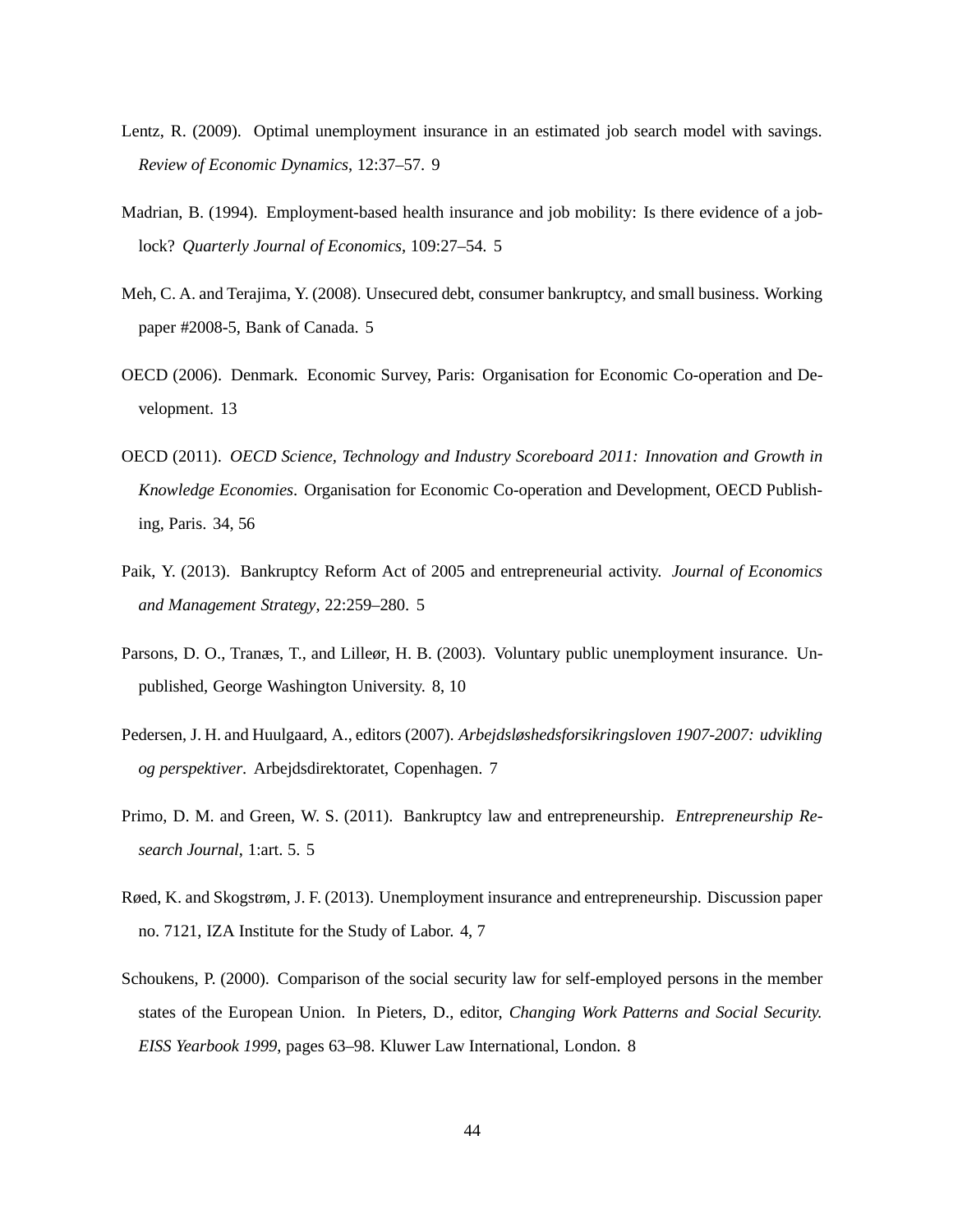Lentz, R. (2009). Optimal unemployment insurance in an estimated job search model with savings. *Review of Economic Dynamics*, 12:37–57. 9

Madrian, B. (1994). Employment-based health insurance and job mobility: Is there evidence of a job-lock? *Quarterly Journal of Economics*, 109:27–54. 5

Meh, C. A. and Terajima, Y. (2008). Unsecured debt, consumer bankruptcy, and small business. Working paper #2008-5, Bank of Canada. 5

OECD (2006). Denmark. Economic Survey, Paris: Organisation for Economic Co-operation and Development. 13

OECD (2011). *OECD Science, Technology and Industry Scoreboard 2011: Innovation and Growth in Knowledge Economies*. Organisation for Economic Co-operation and Development, OECD Publishing, Paris. 34, 56

Paik, Y. (2013). Bankruptcy Reform Act of 2005 and entrepreneurial activity. *Journal of Economics and Management Strategy*, 22:259–280. 5

Parsons, D. O., Tranæs, T., and Lilleør, H. B. (2003). Voluntary public unemployment insurance. Unpublished, George Washington University. 8, 10

Pedersen, J. H. and Huulgaard, A., editors (2007). *Arbejdsløshedsforsikringsloven 1907-2007: udvikling og perspektiver*. Arbejdsdirektoratet, Copenhagen. 7

Primo, D. M. and Green, W. S. (2011). Bankruptcy law and entrepreneurship. *Entrepreneurship Research Journal*, 1:art. 5. 5

Røed, K. and Skogstrøm, J. F. (2013). Unemployment insurance and entrepreneurship. Discussion paper no. 7121, IZA Institute for the Study of Labor. 4, 7

Schoukens, P. (2000). Comparison of the social security law for self-employed persons in the member states of the European Union. In Pieters, D., editor, *Changing Work Patterns and Social Security. EISS Yearbook 1999*, pages 63–98. Kluwer Law International, London. 8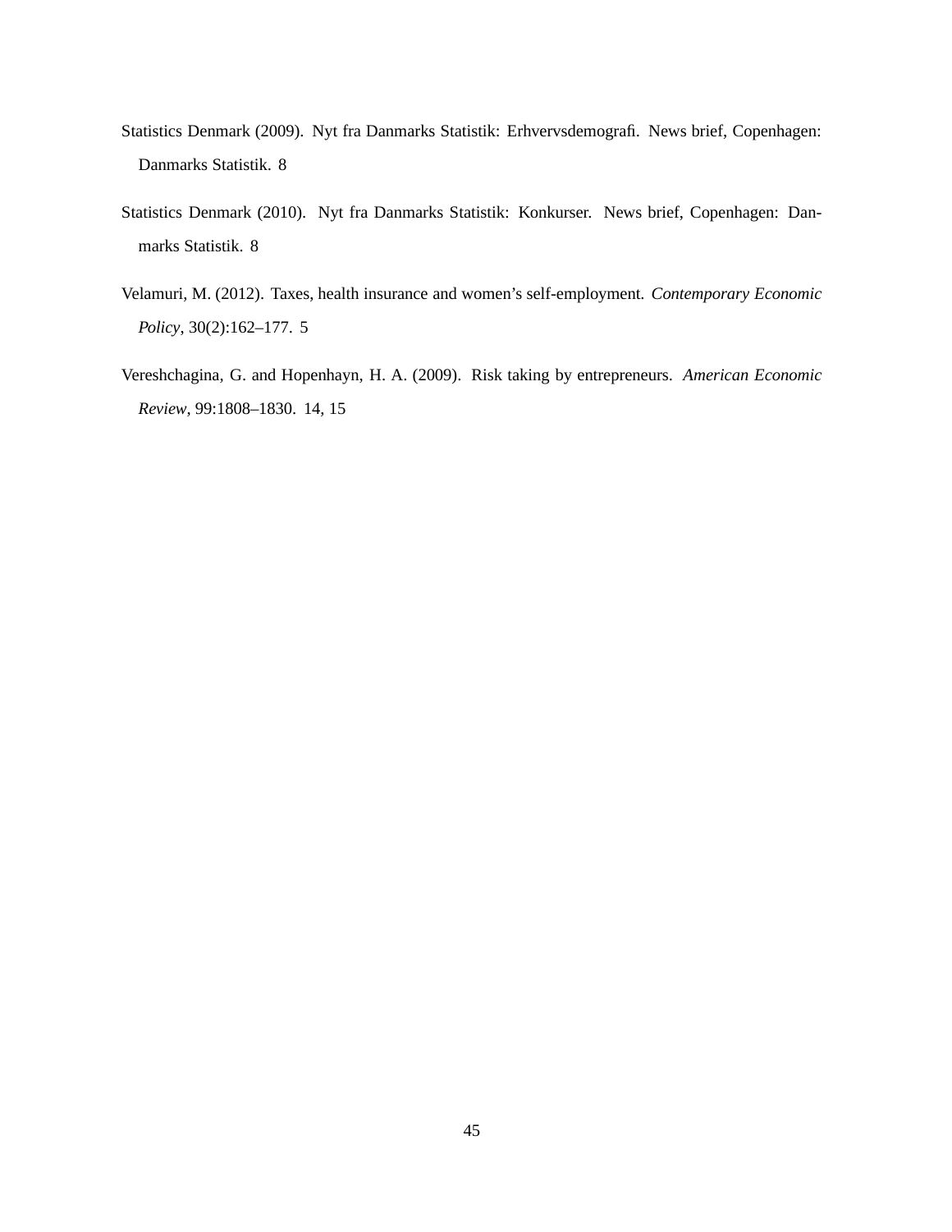Statistics Denmark (2009). Nyt fra Danmarks Statistik: Erhvervsdemografi. News brief, Copenhagen: Danmarks Statistik. 8

Statistics Denmark (2010). Nyt fra Danmarks Statistik: Konkurser. News brief, Copenhagen: Danmarks Statistik. 8

Velamuri, M. (2012). Taxes, health insurance and women's self-employment. *Contemporary Economic Policy*, 30(2):162–177. 5

Vereshchagina, G. and Hopenhayn, H. A. (2009). Risk taking by entrepreneurs. *American Economic Review*, 99:1808–1830. 14, 15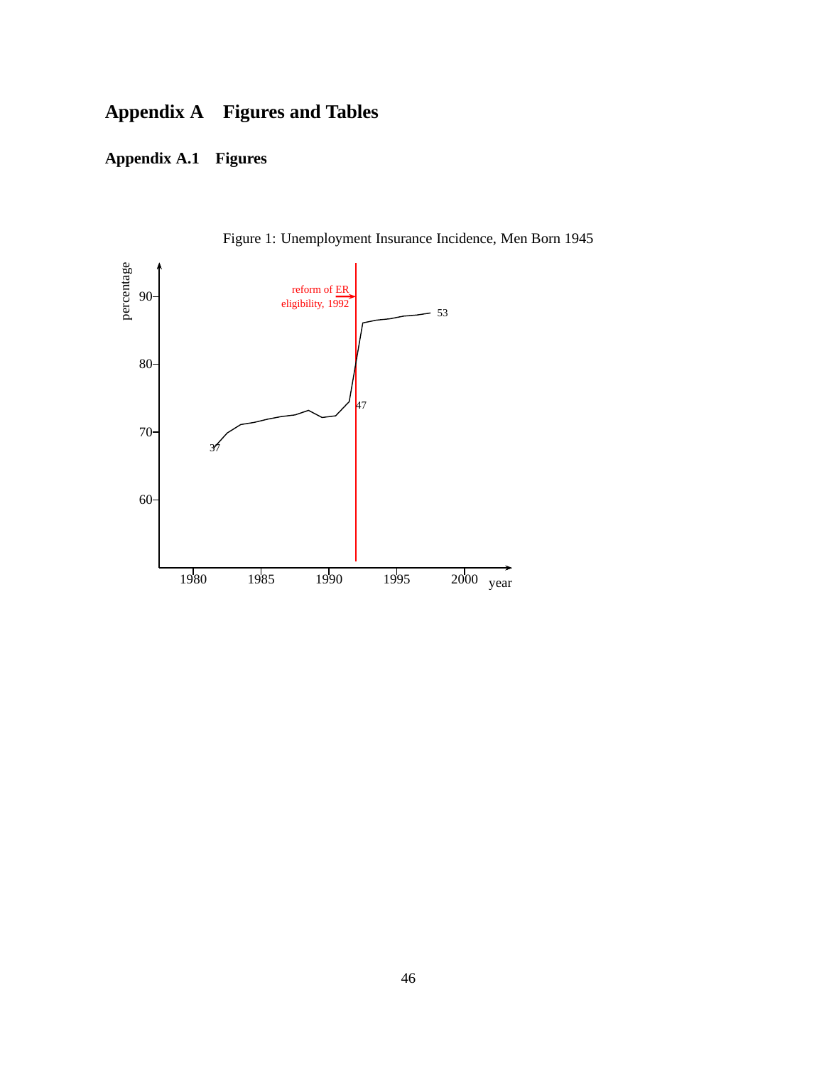# Appendix A Figures and Tables

## Appendix A.1 Figures

Figure 1: Unemployment Insurance Incidence, Men Born 1945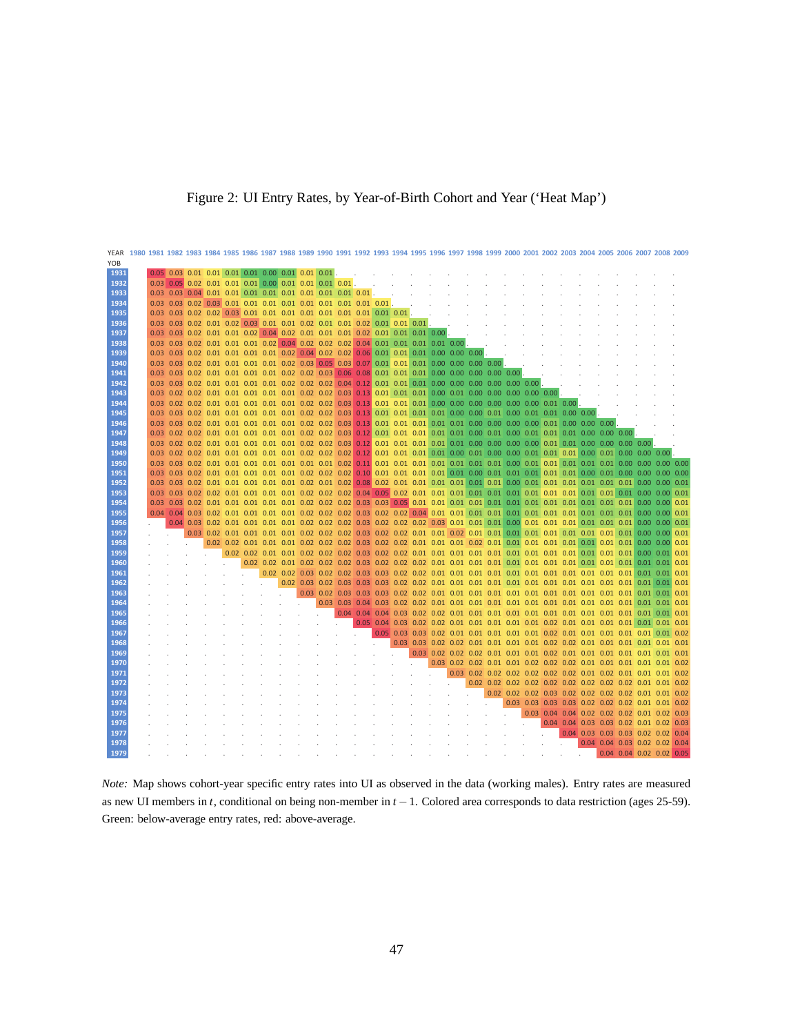Figure 2: UI Entry Rates, by Year-of-Birth Cohort and Year ('Heat Map')

| YOB / YEAR | 1980 | 1981 | 1982 | 1983 | 1984 | 1985 | 1986 | 1987 | 1988 | 1989 | 1990 | 1991 | 1992 | 1993 | 1994 | 1995 | 1996 | 1997 | 1998 | 1999 | 2000 | 2001 | 2002 | 2003 | 2004 | 2005 | 2006 | 2007 | 2008 | 2009 |
|---|---|---|---|---|---|---|---|---|---|---|---|---|---|---|---|---|---|---|---|---|---|---|---|---|---|---|---|---|---|---|
| 1931 | | 0.05 | 0.03 | 0.01 | 0.01 | 0.01 | 0.01 | 0.00 | 0.01 | 0.01 | 0.01 | . | . | . | . | . | . | . | . | . | . | . | . | . | . | . | . | . | . | . |
| 1932 | | 0.03 | 0.05 | 0.02 | 0.01 | 0.01 | 0.01 | 0.00 | 0.01 | 0.01 | 0.01 | 0.01 | . | . | . | . | . | . | . | . | . | . | . | . | . | . | . | . | . | . |
| 1933 | | 0.03 | 0.03 | 0.04 | 0.01 | 0.01 | 0.01 | 0.01 | 0.01 | 0.01 | 0.01 | 0.01 | 0.01 | . | . | . | . | . | . | . | . | . | . | . | . | . | . | . | . | . |
| 1934 | | 0.03 | 0.03 | 0.02 | 0.03 | 0.01 | 0.01 | 0.01 | 0.01 | 0.01 | 0.01 | 0.01 | 0.01 | 0.01 | . | . | . | . | . | . | . | . | . | . | . | . | . | . | . | . |
| 1935 | | 0.03 | 0.03 | 0.02 | 0.02 | 0.03 | 0.01 | 0.01 | 0.01 | 0.01 | 0.01 | 0.01 | 0.01 | 0.01 | 0.01 | . | . | . | . | . | . | . | . | . | . | . | . | . | . | . |
| 1936 | | 0.03 | 0.03 | 0.02 | 0.01 | 0.02 | 0.03 | 0.01 | 0.01 | 0.02 | 0.01 | 0.01 | 0.02 | 0.01 | 0.01 | 0.01 | . | . | . | . | . | . | . | . | . | . | . | . | . | . |
| 1937 | | 0.03 | 0.03 | 0.02 | 0.01 | 0.01 | 0.02 | 0.04 | 0.02 | 0.01 | 0.01 | 0.01 | 0.02 | 0.01 | 0.01 | 0.01 | 0.00 | . | . | . | . | . | . | . | . | . | . | . | . | . |
| 1938 | | 0.03 | 0.03 | 0.02 | 0.01 | 0.01 | 0.01 | 0.02 | 0.04 | 0.02 | 0.02 | 0.02 | 0.04 | 0.01 | 0.01 | 0.01 | 0.01 | 0.00 | . | . | . | . | . | . | . | . | . | . | . | . |
| 1939 | | 0.03 | 0.03 | 0.02 | 0.01 | 0.01 | 0.01 | 0.01 | 0.02 | 0.04 | 0.02 | 0.02 | 0.06 | 0.01 | 0.01 | 0.01 | 0.00 | 0.00 | 0.00 | . | . | . | . | . | . | . | . | . | . | . |
| 1940 | | 0.03 | 0.03 | 0.02 | 0.01 | 0.01 | 0.01 | 0.01 | 0.02 | 0.03 | 0.05 | 0.03 | 0.07 | 0.01 | 0.01 | 0.01 | 0.00 | 0.00 | 0.00 | 0.00 | . | . | . | . | . | . | . | . | . | . |
| 1941 | | 0.03 | 0.03 | 0.02 | 0.01 | 0.01 | 0.01 | 0.01 | 0.02 | 0.02 | 0.03 | 0.06 | 0.08 | 0.01 | 0.01 | 0.01 | 0.00 | 0.00 | 0.00 | 0.00 | 0.00 | . | . | . | . | . | . | . | . | . |
| 1942 | | 0.03 | 0.03 | 0.02 | 0.01 | 0.01 | 0.01 | 0.01 | 0.02 | 0.02 | 0.02 | 0.04 | 0.12 | 0.01 | 0.01 | 0.01 | 0.00 | 0.00 | 0.00 | 0.00 | 0.00 | 0.00 | . | . | . | . | . | . | . | . |
| 1943 | | 0.03 | 0.02 | 0.02 | 0.01 | 0.01 | 0.01 | 0.01 | 0.01 | 0.02 | 0.02 | 0.03 | 0.13 | 0.01 | 0.01 | 0.01 | 0.00 | 0.01 | 0.00 | 0.00 | 0.00 | 0.00 | 0.00 | . | . | . | . | . | . | . |
| 1944 | | 0.03 | 0.02 | 0.02 | 0.01 | 0.01 | 0.01 | 0.01 | 0.01 | 0.02 | 0.02 | 0.03 | 0.13 | 0.01 | 0.01 | 0.01 | 0.00 | 0.00 | 0.00 | 0.00 | 0.00 | 0.00 | 0.01 | 0.00 | . | . | . | . | . | . |
| 1945 | | 0.03 | 0.03 | 0.02 | 0.01 | 0.01 | 0.01 | 0.01 | 0.01 | 0.02 | 0.02 | 0.03 | 0.13 | 0.01 | 0.01 | 0.01 | 0.01 | 0.00 | 0.00 | 0.01 | 0.00 | 0.01 | 0.01 | 0.00 | 0.00 | . | . | . | . | . |
| 1946 | | 0.03 | 0.03 | 0.02 | 0.01 | 0.01 | 0.01 | 0.01 | 0.01 | 0.02 | 0.02 | 0.03 | 0.13 | 0.01 | 0.01 | 0.01 | 0.01 | 0.01 | 0.00 | 0.00 | 0.00 | 0.00 | 0.01 | 0.00 | 0.00 | 0.00 | . | . | . | . |
| 1947 | | 0.03 | 0.02 | 0.02 | 0.01 | 0.01 | 0.01 | 0.01 | 0.01 | 0.02 | 0.02 | 0.03 | 0.12 | 0.01 | 0.01 | 0.01 | 0.01 | 0.01 | 0.00 | 0.01 | 0.00 | 0.01 | 0.01 | 0.01 | 0.00 | 0.00 | 0.00 | . | . | . |
| 1948 | | 0.03 | 0.02 | 0.02 | 0.01 | 0.01 | 0.01 | 0.01 | 0.01 | 0.02 | 0.02 | 0.03 | 0.12 | 0.01 | 0.01 | 0.01 | 0.01 | 0.01 | 0.00 | 0.00 | 0.00 | 0.00 | 0.01 | 0.01 | 0.00 | 0.00 | 0.00 | 0.00 | . | . |
| 1949 | | 0.03 | 0.02 | 0.02 | 0.01 | 0.01 | 0.01 | 0.01 | 0.01 | 0.02 | 0.02 | 0.02 | 0.12 | 0.01 | 0.01 | 0.01 | 0.01 | 0.00 | 0.01 | 0.00 | 0.00 | 0.01 | 0.01 | 0.01 | 0.00 | 0.01 | 0.00 | 0.00 | 0.00 | . |
| 1950 | | 0.03 | 0.03 | 0.02 | 0.01 | 0.01 | 0.01 | 0.01 | 0.01 | 0.01 | 0.01 | 0.02 | 0.11 | 0.01 | 0.01 | 0.01 | 0.01 | 0.01 | 0.01 | 0.01 | 0.00 | 0.01 | 0.01 | 0.01 | 0.01 | 0.01 | 0.00 | 0.00 | 0.00 | 0.00 |
| 1951 | | 0.03 | 0.03 | 0.02 | 0.01 | 0.01 | 0.01 | 0.01 | 0.01 | 0.02 | 0.02 | 0.02 | 0.10 | 0.01 | 0.01 | 0.01 | 0.01 | 0.01 | 0.00 | 0.01 | 0.01 | 0.01 | 0.01 | 0.01 | 0.00 | 0.01 | 0.00 | 0.00 | 0.00 | 0.00 |
| 1952 | | 0.03 | 0.03 | 0.02 | 0.01 | 0.01 | 0.01 | 0.01 | 0.01 | 0.02 | 0.01 | 0.02 | 0.08 | 0.02 | 0.01 | 0.01 | 0.01 | 0.01 | 0.01 | 0.00 | 0.01 | 0.01 | 0.01 | 0.01 | 0.01 | 0.01 | 0.01 | 0.00 | 0.00 | 0.01 |
| 1953 | | 0.03 | 0.03 | 0.02 | 0.02 | 0.01 | 0.01 | 0.01 | 0.01 | 0.02 | 0.02 | 0.02 | 0.04 | 0.05 | 0.02 | 0.01 | 0.01 | 0.01 | 0.01 | 0.01 | 0.01 | 0.01 | 0.01 | 0.01 | 0.01 | 0.01 | 0.01 | 0.00 | 0.00 | 0.01 |
| 1954 | | 0.03 | 0.03 | 0.02 | 0.01 | 0.01 | 0.01 | 0.01 | 0.01 | 0.02 | 0.02 | 0.02 | 0.03 | 0.03 | 0.05 | 0.01 | 0.01 | 0.01 | 0.01 | 0.01 | 0.01 | 0.01 | 0.01 | 0.01 | 0.01 | 0.01 | 0.01 | 0.00 | 0.00 | 0.01 |
| 1955 | | 0.04 | 0.04 | 0.03 | 0.02 | 0.01 | 0.01 | 0.01 | 0.01 | 0.02 | 0.02 | 0.02 | 0.03 | 0.02 | 0.02 | 0.04 | 0.01 | 0.01 | 0.01 | 0.01 | 0.01 | 0.01 | 0.01 | 0.01 | 0.01 | 0.01 | 0.01 | 0.00 | 0.00 | 0.01 |
| 1956 | | . | 0.04 | 0.03 | 0.02 | 0.01 | 0.01 | 0.01 | 0.01 | 0.02 | 0.02 | 0.02 | 0.03 | 0.02 | 0.02 | 0.02 | 0.03 | 0.01 | 0.01 | 0.01 | 0.00 | 0.01 | 0.01 | 0.01 | 0.01 | 0.01 | 0.01 | 0.00 | 0.00 | 0.01 |
| 1957 | | . | . | 0.03 | 0.02 | 0.01 | 0.01 | 0.01 | 0.01 | 0.02 | 0.02 | 0.02 | 0.03 | 0.02 | 0.02 | 0.01 | 0.01 | 0.02 | 0.01 | 0.01 | 0.01 | 0.01 | 0.01 | 0.01 | 0.01 | 0.01 | 0.01 | 0.00 | 0.00 | 0.01 |
| 1958 | | . | . | . | 0.02 | 0.02 | 0.01 | 0.01 | 0.01 | 0.02 | 0.02 | 0.02 | 0.03 | 0.02 | 0.02 | 0.01 | 0.01 | 0.01 | 0.02 | 0.01 | 0.01 | 0.01 | 0.01 | 0.01 | 0.01 | 0.01 | 0.01 | 0.00 | 0.00 | 0.01 |
| 1959 | | . | . | . | . | 0.02 | 0.02 | 0.01 | 0.01 | 0.02 | 0.02 | 0.02 | 0.03 | 0.02 | 0.02 | 0.01 | 0.01 | 0.01 | 0.01 | 0.01 | 0.01 | 0.01 | 0.01 | 0.01 | 0.01 | 0.01 | 0.01 | 0.00 | 0.01 | 0.01 |
| 1960 | | . | . | . | . | . | 0.02 | 0.02 | 0.01 | 0.02 | 0.02 | 0.02 | 0.03 | 0.02 | 0.02 | 0.02 | 0.01 | 0.01 | 0.01 | 0.01 | 0.01 | 0.01 | 0.01 | 0.01 | 0.01 | 0.01 | 0.01 | 0.01 | 0.01 | 0.01 |
| 1961 | | . | . | . | . | . | . | 0.02 | 0.02 | 0.03 | 0.02 | 0.02 | 0.03 | 0.03 | 0.02 | 0.02 | 0.01 | 0.01 | 0.01 | 0.01 | 0.01 | 0.01 | 0.01 | 0.01 | 0.01 | 0.01 | 0.01 | 0.01 | 0.01 | 0.01 |
| 1962 | | . | . | . | . | . | . | . | 0.02 | 0.03 | 0.02 | 0.03 | 0.03 | 0.03 | 0.02 | 0.02 | 0.01 | 0.01 | 0.01 | 0.01 | 0.01 | 0.01 | 0.01 | 0.01 | 0.01 | 0.01 | 0.01 | 0.01 | 0.01 | 0.01 |
| 1963 | | . | . | . | . | . | . | . | . | 0.03 | 0.02 | 0.03 | 0.03 | 0.03 | 0.02 | 0.02 | 0.01 | 0.01 | 0.01 | 0.01 | 0.01 | 0.01 | 0.01 | 0.01 | 0.01 | 0.01 | 0.01 | 0.01 | 0.01 | 0.01 |
| 1964 | | . | . | . | . | . | . | . | . | . | 0.03 | 0.03 | 0.04 | 0.03 | 0.02 | 0.02 | 0.01 | 0.01 | 0.01 | 0.01 | 0.01 | 0.01 | 0.01 | 0.01 | 0.01 | 0.01 | 0.01 | 0.01 | 0.01 | 0.01 |
| 1965 | | . | . | . | . | . | . | . | . | . | . | 0.04 | 0.04 | 0.04 | 0.03 | 0.02 | 0.02 | 0.01 | 0.01 | 0.01 | 0.01 | 0.01 | 0.01 | 0.01 | 0.01 | 0.01 | 0.01 | 0.01 | 0.01 | 0.01 |
| 1966 | | . | . | . | . | . | . | . | . | . | . | . | 0.05 | 0.04 | 0.03 | 0.02 | 0.02 | 0.01 | 0.01 | 0.01 | 0.01 | 0.01 | 0.02 | 0.01 | 0.01 | 0.01 | 0.01 | 0.01 | 0.01 | 0.01 |
| 1967 | | . | . | . | . | . | . | . | . | . | . | . | . | 0.05 | 0.03 | 0.03 | 0.02 | 0.01 | 0.01 | 0.01 | 0.01 | 0.01 | 0.02 | 0.01 | 0.01 | 0.01 | 0.01 | 0.01 | 0.01 | 0.02 |
| 1968 | | . | . | . | . | . | . | . | . | . | . | . | . | . | 0.03 | 0.03 | 0.02 | 0.02 | 0.01 | 0.01 | 0.01 | 0.01 | 0.02 | 0.02 | 0.01 | 0.01 | 0.01 | 0.01 | 0.01 | 0.01 |
| 1969 | | . | . | . | . | . | . | . | . | . | . | . | . | . | . | 0.03 | 0.02 | 0.02 | 0.02 | 0.01 | 0.01 | 0.01 | 0.02 | 0.01 | 0.01 | 0.01 | 0.01 | 0.01 | 0.01 | 0.01 |
| 1970 | | . | . | . | . | . | . | . | . | . | . | . | . | . | . | . | 0.03 | 0.02 | 0.02 | 0.01 | 0.01 | 0.02 | 0.02 | 0.02 | 0.01 | 0.01 | 0.01 | 0.01 | 0.01 | 0.02 |
| 1971 | | . | . | . | . | . | . | . | . | . | . | . | . | . | . | . | . | 0.03 | 0.02 | 0.02 | 0.02 | 0.02 | 0.02 | 0.02 | 0.01 | 0.02 | 0.01 | 0.01 | 0.01 | 0.02 |
| 1972 | | . | . | . | . | . | . | . | . | . | . | . | . | . | . | . | . | . | 0.02 | 0.02 | 0.02 | 0.02 | 0.02 | 0.02 | 0.02 | 0.02 | 0.02 | 0.01 | 0.01 | 0.02 |
| 1973 | | . | . | . | . | . | . | . | . | . | . | . | . | . | . | . | . | . | . | 0.02 | 0.02 | 0.02 | 0.03 | 0.02 | 0.02 | 0.02 | 0.02 | 0.01 | 0.01 | 0.02 |
| 1974 | | . | . | . | . | . | . | . | . | . | . | . | . | . | . | . | . | . | . | . | 0.03 | 0.03 | 0.03 | 0.03 | 0.02 | 0.02 | 0.02 | 0.01 | 0.01 | 0.02 |
| 1975 | | . | . | . | . | . | . | . | . | . | . | . | . | . | . | . | . | . | . | . | . | 0.03 | 0.04 | 0.04 | 0.02 | 0.02 | 0.02 | 0.01 | 0.02 | 0.03 |
| 1976 | | . | . | . | . | . | . | . | . | . | . | . | . | . | . | . | . | . | . | . | . | . | 0.04 | 0.04 | 0.03 | 0.03 | 0.02 | 0.01 | 0.02 | 0.03 |
| 1977 | | . | . | . | . | . | . | . | . | . | . | . | . | . | . | . | . | . | . | . | . | . | . | 0.04 | 0.03 | 0.03 | 0.03 | 0.02 | 0.02 | 0.04 |
| 1978 | | . | . | . | . | . | . | . | . | . | . | . | . | . | . | . | . | . | . | . | . | . | . | . | 0.04 | 0.04 | 0.03 | 0.02 | 0.02 | 0.04 |
| 1979 | | . | . | . | . | . | . | . | . | . | . | . | . | . | . | . | . | . | . | . | . | . | . | . | . | 0.04 | 0.04 | 0.02 | 0.02 | 0.05 |

*Note:* Map shows cohort-year specific entry rates into UI as observed in the data (working males). Entry rates are measured as new UI members in $t$, conditional on being non-member in $t-1$. Colored area corresponds to data restriction (ages 25-59). Green: below-average entry rates, red: above-average.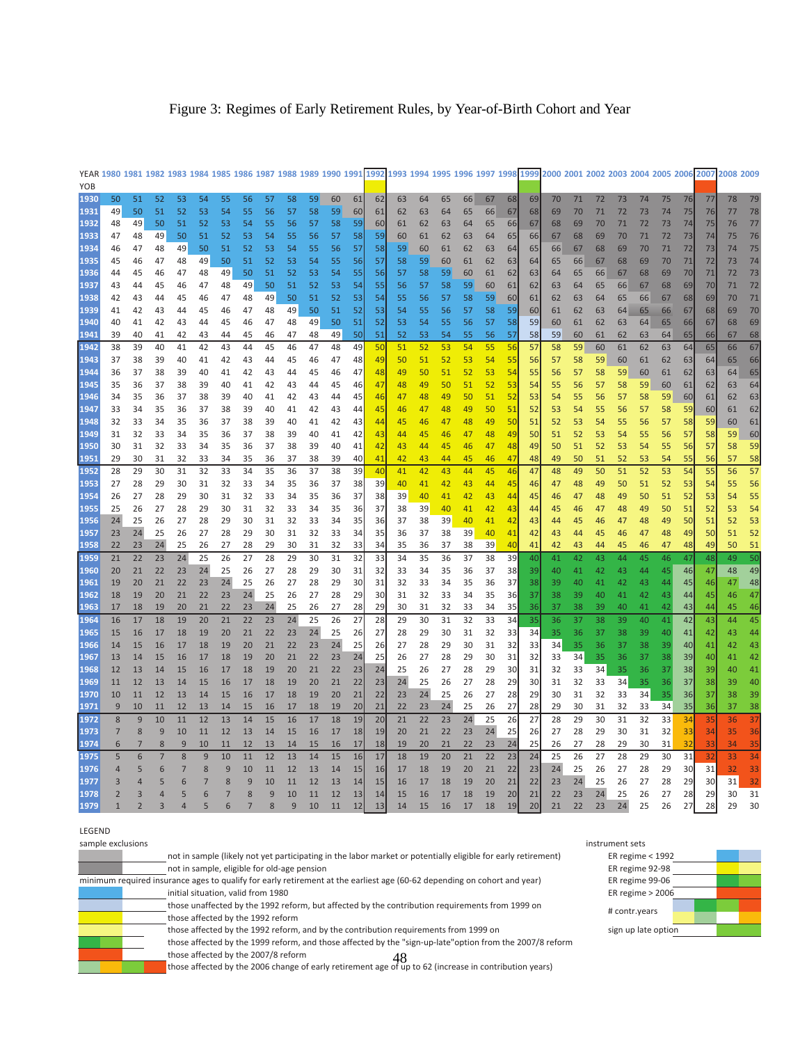# Figure 3: Regimes of Early Retirement Rules, by Year-of-Birth Cohort and Year

| YEAR / YOB | 1980 | 1981 | 1982 | 1983 | 1984 | 1985 | 1986 | 1987 | 1988 | 1989 | 1990 | 1991 | 1992 | 1993 | 1994 | 1995 | 1996 | 1997 | 1998 | 1999 | 2000 | 2001 | 2002 | 2003 | 2004 | 2005 | 2006 | 2007 | 2008 | 2009 |
|---|---|---|---|---|---|---|---|---|---|---|---|---|---|---|---|---|---|---|---|---|---|---|---|---|---|---|---|---|---|---|
| 1930 | 50 | 51 | 52 | 53 | 54 | 55 | 56 | 57 | 58 | 59 | 60 | 61 | 62 | 63 | 64 | 65 | 66 | 67 | 68 | 69 | 70 | 71 | 72 | 73 | 74 | 75 | 76 | 77 | 78 | 79 |
| 1931 | 49 | 50 | 51 | 52 | 53 | 54 | 55 | 56 | 57 | 58 | 59 | 60 | 61 | 62 | 63 | 64 | 65 | 66 | 67 | 68 | 69 | 70 | 71 | 72 | 73 | 74 | 75 | 76 | 77 | 78 |
| 1932 | 48 | 49 | 50 | 51 | 52 | 53 | 54 | 55 | 56 | 57 | 58 | 59 | 60 | 61 | 62 | 63 | 64 | 65 | 66 | 67 | 68 | 69 | 70 | 71 | 72 | 73 | 74 | 75 | 76 | 77 |
| 1933 | 47 | 48 | 49 | 50 | 51 | 52 | 53 | 54 | 55 | 56 | 57 | 58 | 59 | 60 | 61 | 62 | 63 | 64 | 65 | 66 | 67 | 68 | 69 | 70 | 71 | 72 | 73 | 74 | 75 | 76 |
| 1934 | 46 | 47 | 48 | 49 | 50 | 51 | 52 | 53 | 54 | 55 | 56 | 57 | 58 | 59 | 60 | 61 | 62 | 63 | 64 | 65 | 66 | 67 | 68 | 69 | 70 | 71 | 72 | 73 | 74 | 75 |
| 1935 | 45 | 46 | 47 | 48 | 49 | 50 | 51 | 52 | 53 | 54 | 55 | 56 | 57 | 58 | 59 | 60 | 61 | 62 | 63 | 64 | 65 | 66 | 67 | 68 | 69 | 70 | 71 | 72 | 73 | 74 |
| 1936 | 44 | 45 | 46 | 47 | 48 | 49 | 50 | 51 | 52 | 53 | 54 | 55 | 56 | 57 | 58 | 59 | 60 | 61 | 62 | 63 | 64 | 65 | 66 | 67 | 68 | 69 | 70 | 71 | 72 | 73 |
| 1937 | 43 | 44 | 45 | 46 | 47 | 48 | 49 | 50 | 51 | 52 | 53 | 54 | 55 | 56 | 57 | 58 | 59 | 60 | 61 | 62 | 63 | 64 | 65 | 66 | 67 | 68 | 69 | 70 | 71 | 72 |
| 1938 | 42 | 43 | 44 | 45 | 46 | 47 | 48 | 49 | 50 | 51 | 52 | 53 | 54 | 55 | 56 | 57 | 58 | 59 | 60 | 61 | 62 | 63 | 64 | 65 | 66 | 67 | 68 | 69 | 70 | 71 |
| 1939 | 41 | 42 | 43 | 44 | 45 | 46 | 47 | 48 | 49 | 50 | 51 | 52 | 53 | 54 | 55 | 56 | 57 | 58 | 59 | 60 | 61 | 62 | 63 | 64 | 65 | 66 | 67 | 68 | 69 | 70 |
| 1940 | 40 | 41 | 42 | 43 | 44 | 45 | 46 | 47 | 48 | 49 | 50 | 51 | 52 | 53 | 54 | 55 | 56 | 57 | 58 | 59 | 60 | 61 | 62 | 63 | 64 | 65 | 66 | 67 | 68 | 69 |
| 1941 | 39 | 40 | 41 | 42 | 43 | 44 | 45 | 46 | 47 | 48 | 49 | 50 | 51 | 52 | 53 | 54 | 55 | 56 | 57 | 58 | 59 | 60 | 61 | 62 | 63 | 64 | 65 | 66 | 67 | 68 |
| 1942 | 38 | 39 | 40 | 41 | 42 | 43 | 44 | 45 | 46 | 47 | 48 | 49 | 50 | 51 | 52 | 53 | 54 | 55 | 56 | 57 | 58 | 59 | 60 | 61 | 62 | 63 | 64 | 65 | 66 | 67 |
| 1943 | 37 | 38 | 39 | 40 | 41 | 42 | 43 | 44 | 45 | 46 | 47 | 48 | 49 | 50 | 51 | 52 | 53 | 54 | 55 | 56 | 57 | 58 | 59 | 60 | 61 | 62 | 63 | 64 | 65 | 66 |
| 1944 | 36 | 37 | 38 | 39 | 40 | 41 | 42 | 43 | 44 | 45 | 46 | 47 | 48 | 49 | 50 | 51 | 52 | 53 | 54 | 55 | 56 | 57 | 58 | 59 | 60 | 61 | 62 | 63 | 64 | 65 |
| 1945 | 35 | 36 | 37 | 38 | 39 | 40 | 41 | 42 | 43 | 44 | 45 | 46 | 47 | 48 | 49 | 50 | 51 | 52 | 53 | 54 | 55 | 56 | 57 | 58 | 59 | 60 | 61 | 62 | 63 | 64 |
| 1946 | 34 | 35 | 36 | 37 | 38 | 39 | 40 | 41 | 42 | 43 | 44 | 45 | 46 | 47 | 48 | 49 | 50 | 51 | 52 | 53 | 54 | 55 | 56 | 57 | 58 | 59 | 60 | 61 | 62 | 63 |
| 1947 | 33 | 34 | 35 | 36 | 37 | 38 | 39 | 40 | 41 | 42 | 43 | 44 | 45 | 46 | 47 | 48 | 49 | 50 | 51 | 52 | 53 | 54 | 55 | 56 | 57 | 58 | 59 | 60 | 61 | 62 |
| 1948 | 32 | 33 | 34 | 35 | 36 | 37 | 38 | 39 | 40 | 41 | 42 | 43 | 44 | 45 | 46 | 47 | 48 | 49 | 50 | 51 | 52 | 53 | 54 | 55 | 56 | 57 | 58 | 59 | 60 | 61 |
| 1949 | 31 | 32 | 33 | 34 | 35 | 36 | 37 | 38 | 39 | 40 | 41 | 42 | 43 | 44 | 45 | 46 | 47 | 48 | 49 | 50 | 51 | 52 | 53 | 54 | 55 | 56 | 57 | 58 | 59 | 60 |
| 1950 | 30 | 31 | 32 | 33 | 34 | 35 | 36 | 37 | 38 | 39 | 40 | 41 | 42 | 43 | 44 | 45 | 46 | 47 | 48 | 49 | 50 | 51 | 52 | 53 | 54 | 55 | 56 | 57 | 58 | 59 |
| 1951 | 29 | 30 | 31 | 32 | 33 | 34 | 35 | 36 | 37 | 38 | 39 | 40 | 41 | 42 | 43 | 44 | 45 | 46 | 47 | 48 | 49 | 50 | 51 | 52 | 53 | 54 | 55 | 56 | 57 | 58 |
| 1952 | 28 | 29 | 30 | 31 | 32 | 33 | 34 | 35 | 36 | 37 | 38 | 39 | 40 | 41 | 42 | 43 | 44 | 45 | 46 | 47 | 48 | 49 | 50 | 51 | 52 | 53 | 54 | 55 | 56 | 57 |
| 1953 | 27 | 28 | 29 | 30 | 31 | 32 | 33 | 34 | 35 | 36 | 37 | 38 | 39 | 40 | 41 | 42 | 43 | 44 | 45 | 46 | 47 | 48 | 49 | 50 | 51 | 52 | 53 | 54 | 55 | 56 |
| 1954 | 26 | 27 | 28 | 29 | 30 | 31 | 32 | 33 | 34 | 35 | 36 | 37 | 38 | 39 | 40 | 41 | 42 | 43 | 44 | 45 | 46 | 47 | 48 | 49 | 50 | 51 | 52 | 53 | 54 | 55 |
| 1955 | 25 | 26 | 27 | 28 | 29 | 30 | 31 | 32 | 33 | 34 | 35 | 36 | 37 | 38 | 39 | 40 | 41 | 42 | 43 | 44 | 45 | 46 | 47 | 48 | 49 | 50 | 51 | 52 | 53 | 54 |
| 1956 | 24 | 25 | 26 | 27 | 28 | 29 | 30 | 31 | 32 | 33 | 34 | 35 | 36 | 37 | 38 | 39 | 40 | 41 | 42 | 43 | 44 | 45 | 46 | 47 | 48 | 49 | 50 | 51 | 52 | 53 |
| 1957 | 23 | 24 | 25 | 26 | 27 | 28 | 29 | 30 | 31 | 32 | 33 | 34 | 35 | 36 | 37 | 38 | 39 | 40 | 41 | 42 | 43 | 44 | 45 | 46 | 47 | 48 | 49 | 50 | 51 | 52 |
| 1958 | 22 | 23 | 24 | 25 | 26 | 27 | 28 | 29 | 30 | 31 | 32 | 33 | 34 | 35 | 36 | 37 | 38 | 39 | 40 | 41 | 42 | 43 | 44 | 45 | 46 | 47 | 48 | 49 | 50 | 51 |
| 1959 | 21 | 22 | 23 | 24 | 25 | 26 | 27 | 28 | 29 | 30 | 31 | 32 | 33 | 34 | 35 | 36 | 37 | 38 | 39 | 40 | 41 | 42 | 43 | 44 | 45 | 46 | 47 | 48 | 49 | 50 |
| 1960 | 20 | 21 | 22 | 23 | 24 | 25 | 26 | 27 | 28 | 29 | 30 | 31 | 32 | 33 | 34 | 35 | 36 | 37 | 38 | 39 | 40 | 41 | 42 | 43 | 44 | 45 | 46 | 47 | 48 | 49 |
| 1961 | 19 | 20 | 21 | 22 | 23 | 24 | 25 | 26 | 27 | 28 | 29 | 30 | 31 | 32 | 33 | 34 | 35 | 36 | 37 | 38 | 39 | 40 | 41 | 42 | 43 | 44 | 45 | 46 | 47 | 48 |
| 1962 | 18 | 19 | 20 | 21 | 22 | 23 | 24 | 25 | 26 | 27 | 28 | 29 | 30 | 31 | 32 | 33 | 34 | 35 | 36 | 37 | 38 | 39 | 40 | 41 | 42 | 43 | 44 | 45 | 46 | 47 |
| 1963 | 17 | 18 | 19 | 20 | 21 | 22 | 23 | 24 | 25 | 26 | 27 | 28 | 29 | 30 | 31 | 32 | 33 | 34 | 35 | 36 | 37 | 38 | 39 | 40 | 41 | 42 | 43 | 44 | 45 | 46 |
| 1964 | 16 | 17 | 18 | 19 | 20 | 21 | 22 | 23 | 24 | 25 | 26 | 27 | 28 | 29 | 30 | 31 | 32 | 33 | 34 | 35 | 36 | 37 | 38 | 39 | 40 | 41 | 42 | 43 | 44 | 45 |
| 1965 | 15 | 16 | 17 | 18 | 19 | 20 | 21 | 22 | 23 | 24 | 25 | 26 | 27 | 28 | 29 | 30 | 31 | 32 | 33 | 34 | 35 | 36 | 37 | 38 | 39 | 40 | 41 | 42 | 43 | 44 |
| 1966 | 14 | 15 | 16 | 17 | 18 | 19 | 20 | 21 | 22 | 23 | 24 | 25 | 26 | 27 | 28 | 29 | 30 | 31 | 32 | 33 | 34 | 35 | 36 | 37 | 38 | 39 | 40 | 41 | 42 | 43 |
| 1967 | 13 | 14 | 15 | 16 | 17 | 18 | 19 | 20 | 21 | 22 | 23 | 24 | 25 | 26 | 27 | 28 | 29 | 30 | 31 | 32 | 33 | 34 | 35 | 36 | 37 | 38 | 39 | 40 | 41 | 42 |
| 1968 | 12 | 13 | 14 | 15 | 16 | 17 | 18 | 19 | 20 | 21 | 22 | 23 | 24 | 25 | 26 | 27 | 28 | 29 | 30 | 31 | 32 | 33 | 34 | 35 | 36 | 37 | 38 | 39 | 40 | 41 |
| 1969 | 11 | 12 | 13 | 14 | 15 | 16 | 17 | 18 | 19 | 20 | 21 | 22 | 23 | 24 | 25 | 26 | 27 | 28 | 29 | 30 | 31 | 32 | 33 | 34 | 35 | 36 | 37 | 38 | 39 | 40 |
| 1970 | 10 | 11 | 12 | 13 | 14 | 15 | 16 | 17 | 18 | 19 | 20 | 21 | 22 | 23 | 24 | 25 | 26 | 27 | 28 | 29 | 30 | 31 | 32 | 33 | 34 | 35 | 36 | 37 | 38 | 39 |
| 1971 | 9 | 10 | 11 | 12 | 13 | 14 | 15 | 16 | 17 | 18 | 19 | 20 | 21 | 22 | 23 | 24 | 25 | 26 | 27 | 28 | 29 | 30 | 31 | 32 | 33 | 34 | 35 | 36 | 37 | 38 |
| 1972 | 8 | 9 | 10 | 11 | 12 | 13 | 14 | 15 | 16 | 17 | 18 | 19 | 20 | 21 | 22 | 23 | 24 | 25 | 26 | 27 | 28 | 29 | 30 | 31 | 32 | 33 | 34 | 35 | 36 | 37 |
| 1973 | 7 | 8 | 9 | 10 | 11 | 12 | 13 | 14 | 15 | 16 | 17 | 18 | 19 | 20 | 21 | 22 | 23 | 24 | 25 | 26 | 27 | 28 | 29 | 30 | 31 | 32 | 33 | 34 | 35 | 36 |
| 1974 | 6 | 7 | 8 | 9 | 10 | 11 | 12 | 13 | 14 | 15 | 16 | 17 | 18 | 19 | 20 | 21 | 22 | 23 | 24 | 25 | 26 | 27 | 28 | 29 | 30 | 31 | 32 | 33 | 34 | 35 |
| 1975 | 5 | 6 | 7 | 8 | 9 | 10 | 11 | 12 | 13 | 14 | 15 | 16 | 17 | 18 | 19 | 20 | 21 | 22 | 23 | 24 | 25 | 26 | 27 | 28 | 29 | 30 | 31 | 32 | 33 | 34 |
| 1976 | 4 | 5 | 6 | 7 | 8 | 9 | 10 | 11 | 12 | 13 | 14 | 15 | 16 | 17 | 18 | 19 | 20 | 21 | 22 | 23 | 24 | 25 | 26 | 27 | 28 | 29 | 30 | 31 | 32 | 33 |
| 1977 | 3 | 4 | 5 | 6 | 7 | 8 | 9 | 10 | 11 | 12 | 13 | 14 | 15 | 16 | 17 | 18 | 19 | 20 | 21 | 22 | 23 | 24 | 25 | 26 | 27 | 28 | 29 | 30 | 31 | 32 |
| 1978 | 2 | 3 | 4 | 5 | 6 | 7 | 8 | 9 | 10 | 11 | 12 | 13 | 14 | 15 | 16 | 17 | 18 | 19 | 20 | 21 | 22 | 23 | 24 | 25 | 26 | 27 | 28 | 29 | 30 | 31 |
| 1979 | 1 | 2 | 3 | 4 | 5 | 6 | 7 | 8 | 9 | 10 | 11 | 12 | 13 | 14 | 15 | 16 | 17 | 18 | 19 | 20 | 21 | 22 | 23 | 24 | 25 | 26 | 27 | 28 | 29 | 30 |

LEGEND

sample exclusions
- not in sample (likely not yet participating in the labor market or potentially eligible for early retirement)
- not in sample, eligible for old-age pension

minimum required insurance ages to qualify for early retirement at the earliest age (60-62 depending on cohort and year)
- initial situation, valid from 1980
- those unaffected by the 1992 reform, but affected by the contribution requirements from 1999 on
- those affected by the 1992 reform
- those affected by the 1992 reform, and by the contribution requirements from 1999 on
- those affected by the 1999 reform, and those affected by the "sign-up-late" option from the 2007/8 reform
- those affected by the 2007/8 reform
- those affected by the 2006 change of early retirement age of up to 62 (increase in contribution years)

instrument sets
- ER regime < 1992
- ER regime 92-98
- ER regime 99-06
- ER regime > 2006
- # contr.years
- sign up late option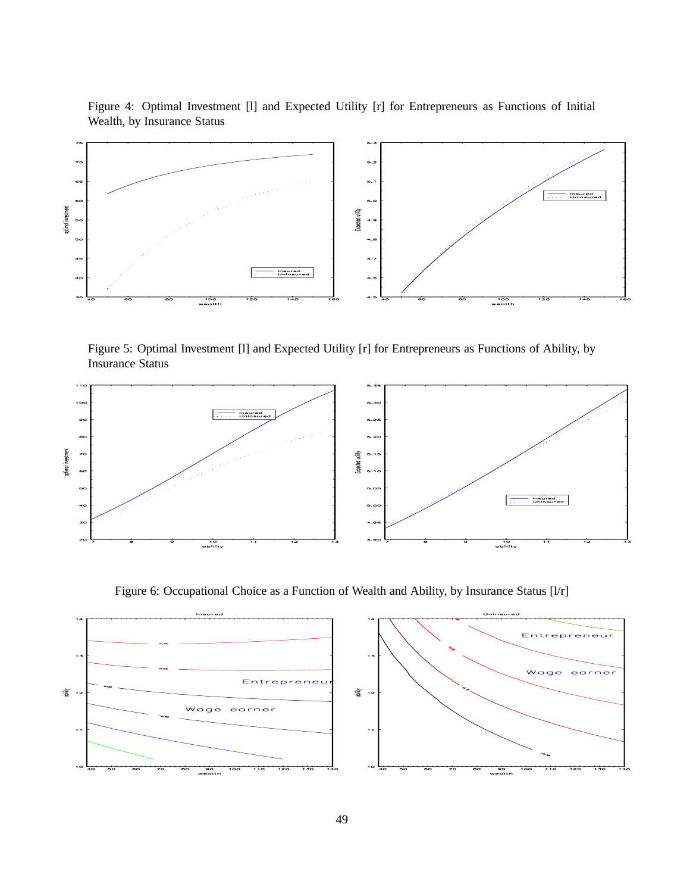Figure 4: Optimal Investment [l] and Expected Utility [r] for Entrepreneurs as Functions of Initial Wealth, by Insurance Status

Figure 5: Optimal Investment [l] and Expected Utility [r] for Entrepreneurs as Functions of Ability, by Insurance Status

Figure 6: Occupational Choice as a Function of Wealth and Ability, by Insurance Status [l/r]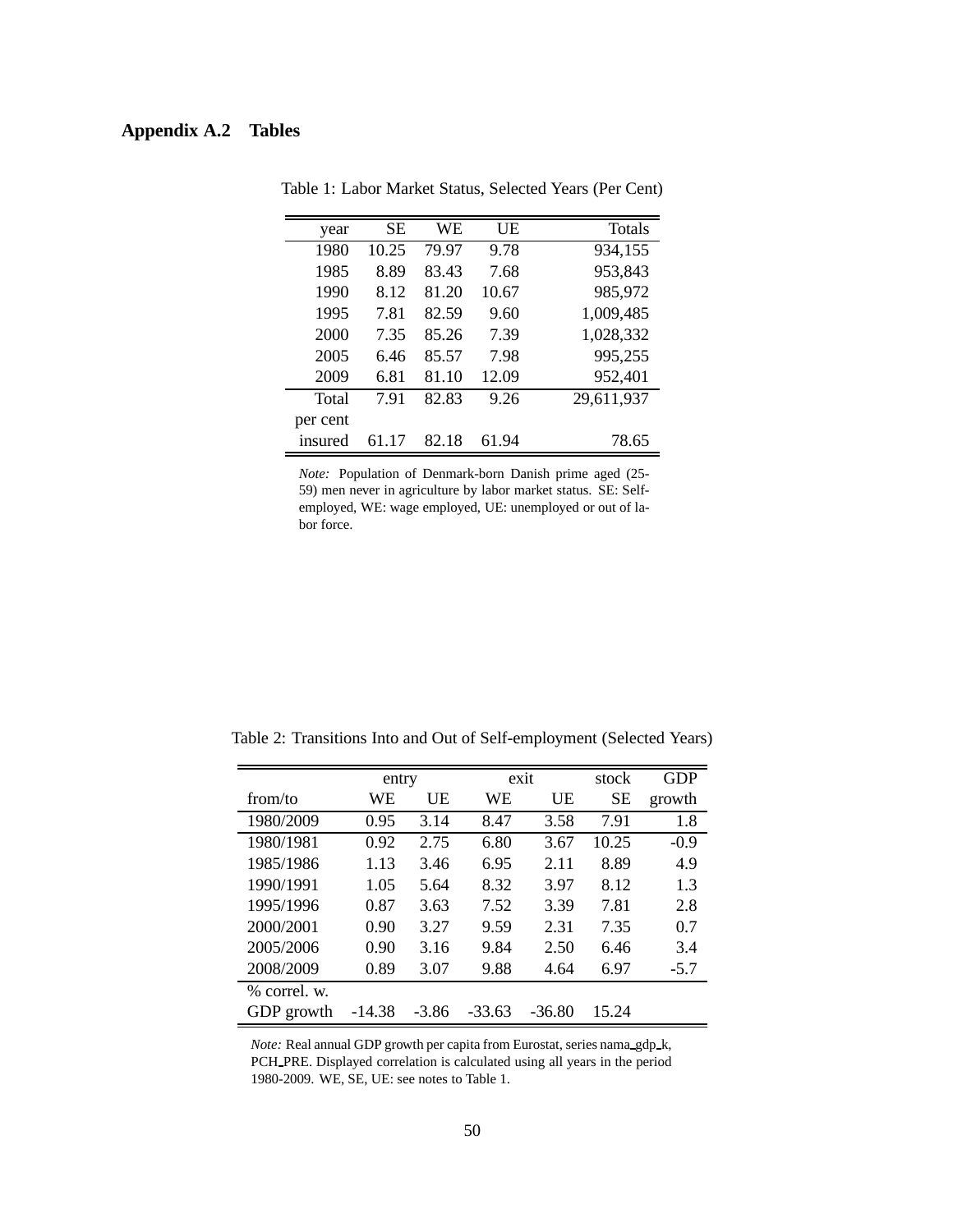## Appendix A.2 Tables

Table 1: Labor Market Status, Selected Years (Per Cent)

| year | SE | WE | UE | Totals |
|---|---|---|---|---|
| 1980 | 10.25 | 79.97 | 9.78 | 934,155 |
| 1985 | 8.89 | 83.43 | 7.68 | 953,843 |
| 1990 | 8.12 | 81.20 | 10.67 | 985,972 |
| 1995 | 7.81 | 82.59 | 9.60 | 1,009,485 |
| 2000 | 7.35 | 85.26 | 7.39 | 1,028,332 |
| 2005 | 6.46 | 85.57 | 7.98 | 995,255 |
| 2009 | 6.81 | 81.10 | 12.09 | 952,401 |
| Total | 7.91 | 82.83 | 9.26 | 29,611,937 |
| per cent insured | 61.17 | 82.18 | 61.94 | 78.65 |

*Note:* Population of Denmark-born Danish prime aged (25-59) men never in agriculture by labor market status. SE: Self-employed, WE: wage employed, UE: unemployed or out of labor force.

Table 2: Transitions Into and Out of Self-employment (Selected Years)

| | entry | | exit | | stock | GDP |
|---|---|---|---|---|---|---|
| from/to | WE | UE | WE | UE | SE | growth |
| 1980/2009 | 0.95 | 3.14 | 8.47 | 3.58 | 7.91 | 1.8 |
| 1980/1981 | 0.92 | 2.75 | 6.80 | 3.67 | 10.25 | -0.9 |
| 1985/1986 | 1.13 | 3.46 | 6.95 | 2.11 | 8.89 | 4.9 |
| 1990/1991 | 1.05 | 5.64 | 8.32 | 3.97 | 8.12 | 1.3 |
| 1995/1996 | 0.87 | 3.63 | 7.52 | 3.39 | 7.81 | 2.8 |
| 2000/2001 | 0.90 | 3.27 | 9.59 | 2.31 | 7.35 | 0.7 |
| 2005/2006 | 0.90 | 3.16 | 9.84 | 2.50 | 6.46 | 3.4 |
| 2008/2009 | 0.89 | 3.07 | 9.88 | 4.64 | 6.97 | -5.7 |
| % correl. w. GDP growth | -14.38 | -3.86 | -33.63 | -36.80 | 15.24 | |

*Note:* Real annual GDP growth per capita from Eurostat, series nama_gdp_k, PCH_PRE. Displayed correlation is calculated using all years in the period 1980-2009. WE, SE, UE: see notes to Table 1.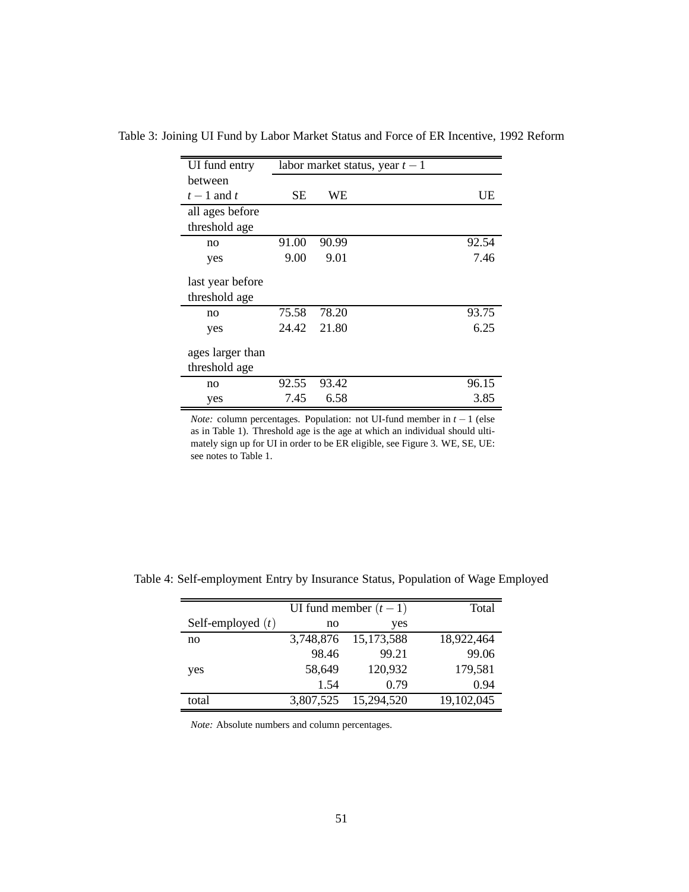Table 3: Joining UI Fund by Labor Market Status and Force of ER Incentive, 1992 Reform

| UI fund entry between $t-1$ and $t$ | labor market status, year $t-1$ | | |
|---|---|---|---|
| | SE | WE | UE |
| **all ages before threshold age** | | | |
| no | 91.00 | 90.99 | 92.54 |
| yes | 9.00 | 9.01 | 7.46 |
| **last year before threshold age** | | | |
| no | 75.58 | 78.20 | 93.75 |
| yes | 24.42 | 21.80 | 6.25 |
| **ages larger than threshold age** | | | |
| no | 92.55 | 93.42 | 96.15 |
| yes | 7.45 | 6.58 | 3.85 |

*Note:* column percentages. Population: not UI-fund member in $t-1$ (else as in Table 1). Threshold age is the age at which an individual should ultimately sign up for UI in order to be ER eligible, see Figure 3. WE, SE, UE: see notes to Table 1.

Table 4: Self-employment Entry by Insurance Status, Population of Wage Employed

| | UI fund member $(t-1)$ | | Total |
|---|---|---|---|
| Self-employed $(t)$ | no | yes | |
| no | 3,748,876 | 15,173,588 | 18,922,464 |
| | 98.46 | 99.21 | 99.06 |
| yes | 58,649 | 120,932 | 179,581 |
| | 1.54 | 0.79 | 0.94 |
| total | 3,807,525 | 15,294,520 | 19,102,045 |

*Note:* Absolute numbers and column percentages.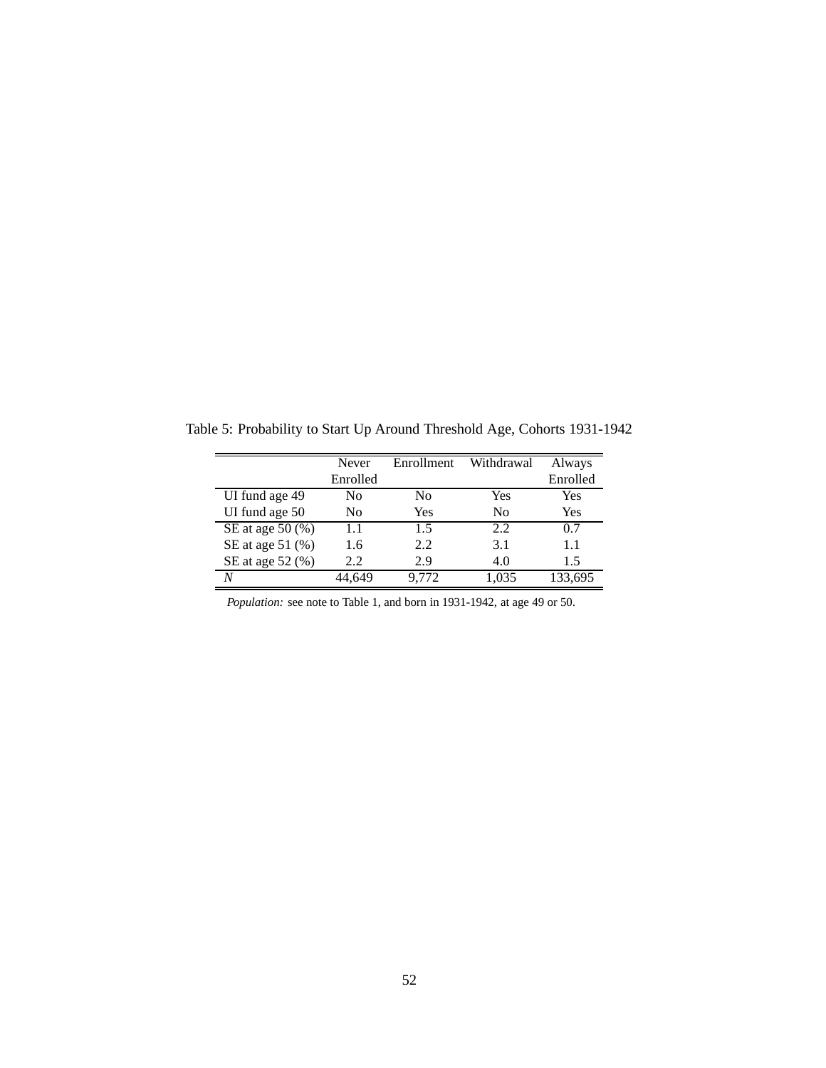Table 5: Probability to Start Up Around Threshold Age, Cohorts 1931-1942

| | Never Enrolled | Enrollment | Withdrawal | Always Enrolled |
|---|---|---|---|---|
| UI fund age 49 | No | No | Yes | Yes |
| UI fund age 50 | No | Yes | No | Yes |
| SE at age 50 (%) | 1.1 | 1.5 | 2.2 | 0.7 |
| SE at age 51 (%) | 1.6 | 2.2 | 3.1 | 1.1 |
| SE at age 52 (%) | 2.2 | 2.9 | 4.0 | 1.5 |
| *N* | 44,649 | 9,772 | 1,035 | 133,695 |

*Population:* see note to Table 1, and born in 1931-1942, at age 49 or 50.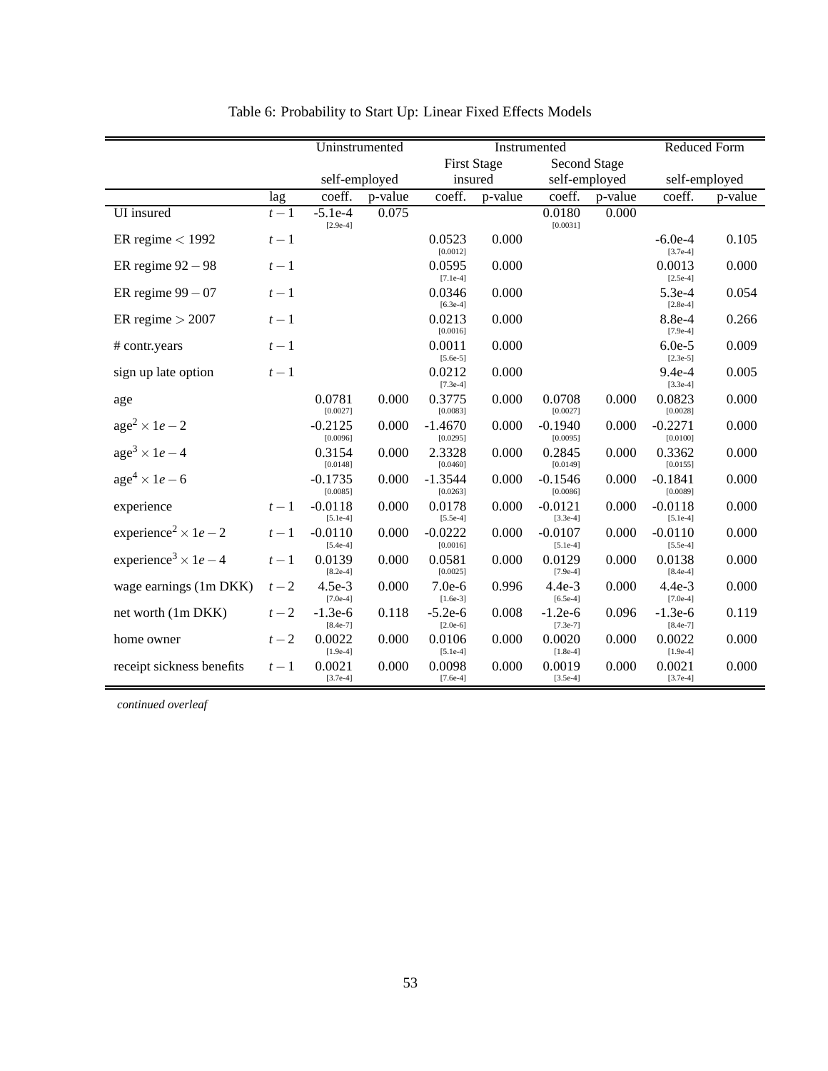Table 6: Probability to Start Up: Linear Fixed Effects Models

| | | Uninstrumented | | Instrumented | | | | Reduced Form | |
|---|---|---|---|---|---|---|---|---|---|
| | | | | First Stage | | Second Stage | | | |
| | | self-employed | | insured | | self-employed | | self-employed | |
| | lag | coeff. | p-value | coeff. | p-value | coeff. | p-value | coeff. | p-value |
| UI insured | $t-1$ | -5.1e-4 [2.9e-4] | 0.075 | | | 0.0180 [0.0031] | 0.000 | | |
| ER regime $< 1992$ | $t-1$ | | | 0.0523 [0.0012] | 0.000 | | | -6.0e-4 [3.7e-4] | 0.105 |
| ER regime $92-98$ | $t-1$ | | | 0.0595 [7.1e-4] | 0.000 | | | 0.0013 [2.5e-4] | 0.000 |
| ER regime $99-07$ | $t-1$ | | | 0.0346 [6.3e-4] | 0.000 | | | 5.3e-4 [2.8e-4] | 0.054 |
| ER regime $> 2007$ | $t-1$ | | | 0.0213 [0.0016] | 0.000 | | | 8.8e-4 [7.9e-4] | 0.266 |
| # contr.years | $t-1$ | | | 0.0011 [5.6e-5] | 0.000 | | | 6.0e-5 [2.3e-5] | 0.009 |
| sign up late option | $t-1$ | | | 0.0212 [7.3e-4] | 0.000 | | | 9.4e-4 [3.3e-4] | 0.005 |
| age | | 0.0781 [0.0027] | 0.000 | 0.3775 [0.0083] | 0.000 | 0.0708 [0.0027] | 0.000 | 0.0823 [0.0028] | 0.000 |
| $\text{age}^2 \times 1e-2$ | | -0.2125 [0.0096] | 0.000 | -1.4670 [0.0295] | 0.000 | -0.1940 [0.0095] | 0.000 | -0.2271 [0.0100] | 0.000 |
| $\text{age}^3 \times 1e-4$ | | 0.3154 [0.0148] | 0.000 | 2.3328 [0.0460] | 0.000 | 0.2845 [0.0149] | 0.000 | 0.3362 [0.0155] | 0.000 |
| $\text{age}^4 \times 1e-6$ | | -0.1735 [0.0085] | 0.000 | -1.3544 [0.0263] | 0.000 | -0.1546 [0.0086] | 0.000 | -0.1841 [0.0089] | 0.000 |
| experience | $t-1$ | -0.0118 [5.1e-4] | 0.000 | 0.0178 [5.5e-4] | 0.000 | -0.0121 [3.3e-4] | 0.000 | -0.0118 [5.1e-4] | 0.000 |
| $\text{experience}^2 \times 1e-2$ | $t-1$ | -0.0110 [5.4e-4] | 0.000 | -0.0222 [0.0016] | 0.000 | -0.0107 [5.1e-4] | 0.000 | -0.0110 [5.5e-4] | 0.000 |
| $\text{experience}^3 \times 1e-4$ | $t-1$ | 0.0139 [8.2e-4] | 0.000 | 0.0581 [0.0025] | 0.000 | 0.0129 [7.9e-4] | 0.000 | 0.0138 [8.4e-4] | 0.000 |
| wage earnings (1m DKK) | $t-2$ | 4.5e-3 [7.0e-4] | 0.000 | 7.0e-6 [1.6e-3] | 0.996 | 4.4e-3 [6.5e-4] | 0.000 | 4.4e-3 [7.0e-4] | 0.000 |
| net worth (1m DKK) | $t-2$ | -1.3e-6 [8.4e-7] | 0.118 | -5.2e-6 [2.0e-6] | 0.008 | -1.2e-6 [7.3e-7] | 0.096 | -1.3e-6 [8.4e-7] | 0.119 |
| home owner | $t-2$ | 0.0022 [1.9e-4] | 0.000 | 0.0106 [5.1e-4] | 0.000 | 0.0020 [1.8e-4] | 0.000 | 0.0022 [1.9e-4] | 0.000 |
| receipt sickness benefits | $t-1$ | 0.0021 [3.7e-4] | 0.000 | 0.0098 [7.6e-4] | 0.000 | 0.0019 [3.5e-4] | 0.000 | 0.0021 [3.7e-4] | 0.000 |

*continued overleaf*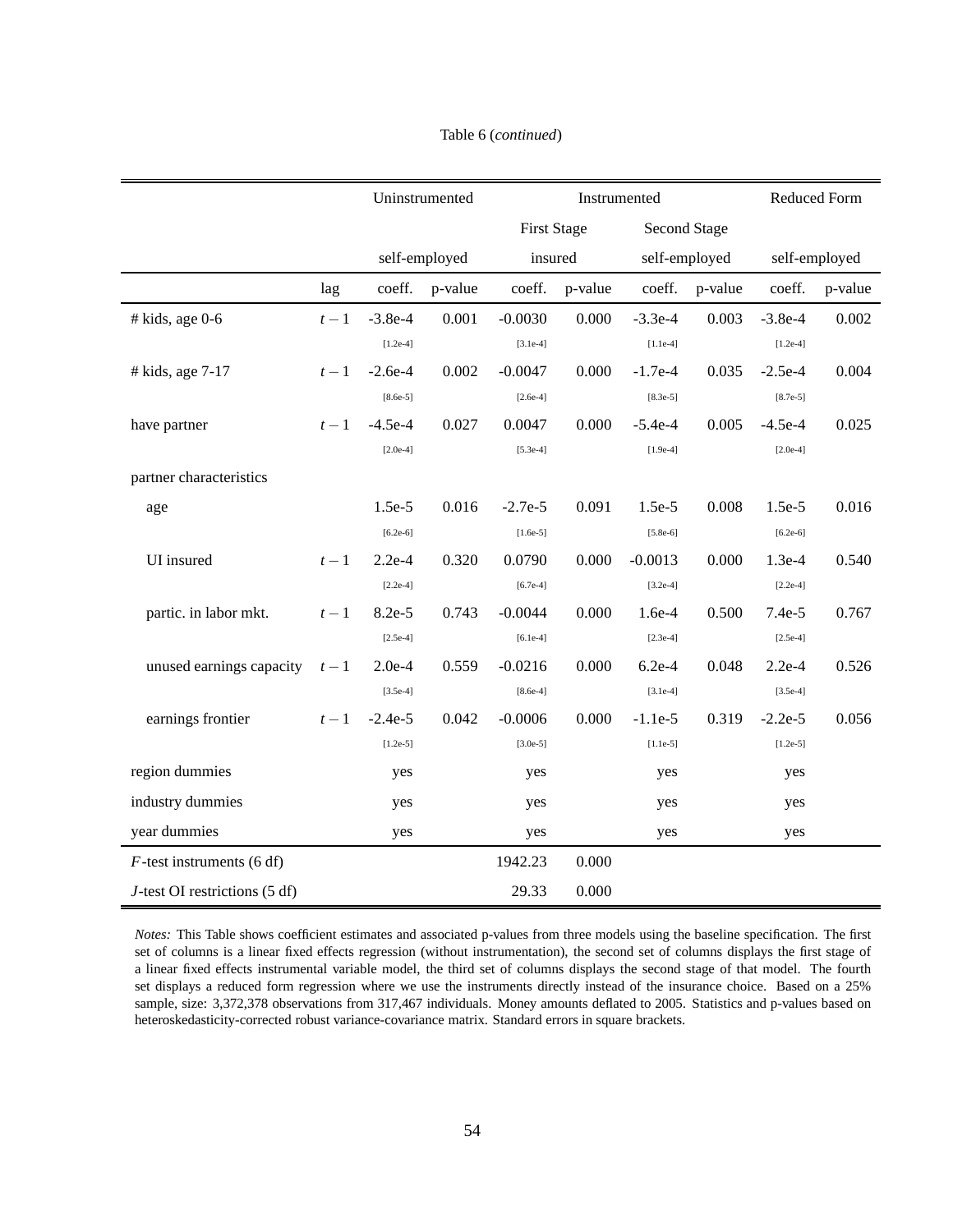Table 6 (*continued*)

| | | Uninstrumented | | Instrumented | | | | Reduced Form | |
|---|---|---|---|---|---|---|---|---|---|
| | | | | First Stage | | Second Stage | | | |
| | | self-employed | | insured | | self-employed | | self-employed | |
| | lag | coeff. | p-value | coeff. | p-value | coeff. | p-value | coeff. | p-value |
| # kids, age 0-6 | $t-1$ | -3.8e-4 | 0.001 | -0.0030 | 0.000 | -3.3e-4 | 0.003 | -3.8e-4 | 0.002 |
| | | [1.2e-4] | | [3.1e-4] | | [1.1e-4] | | [1.2e-4] | |
| # kids, age 7-17 | $t-1$ | -2.6e-4 | 0.002 | -0.0047 | 0.000 | -1.7e-4 | 0.035 | -2.5e-4 | 0.004 |
| | | [8.6e-5] | | [2.6e-4] | | [8.3e-5] | | [8.7e-5] | |
| have partner | $t-1$ | -4.5e-4 | 0.027 | 0.0047 | 0.000 | -5.4e-4 | 0.005 | -4.5e-4 | 0.025 |
| | | [2.0e-4] | | [5.3e-4] | | [1.9e-4] | | [2.0e-4] | |
| partner characteristics | | | | | | | | | |
| age | | 1.5e-5 | 0.016 | -2.7e-5 | 0.091 | 1.5e-5 | 0.008 | 1.5e-5 | 0.016 |
| | | [6.2e-6] | | [1.6e-5] | | [5.8e-6] | | [6.2e-6] | |
| UI insured | $t-1$ | 2.2e-4 | 0.320 | 0.0790 | 0.000 | -0.0013 | 0.000 | 1.3e-4 | 0.540 |
| | | [2.2e-4] | | [6.7e-4] | | [3.2e-4] | | [2.2e-4] | |
| partic. in labor mkt. | $t-1$ | 8.2e-5 | 0.743 | -0.0044 | 0.000 | 1.6e-4 | 0.500 | 7.4e-5 | 0.767 |
| | | [2.5e-4] | | [6.1e-4] | | [2.3e-4] | | [2.5e-4] | |
| unused earnings capacity | $t-1$ | 2.0e-4 | 0.559 | -0.0216 | 0.000 | 6.2e-4 | 0.048 | 2.2e-4 | 0.526 |
| | | [3.5e-4] | | [8.6e-4] | | [3.1e-4] | | [3.5e-4] | |
| earnings frontier | $t-1$ | -2.4e-5 | 0.042 | -0.0006 | 0.000 | -1.1e-5 | 0.319 | -2.2e-5 | 0.056 |
| | | [1.2e-5] | | [3.0e-5] | | [1.1e-5] | | [1.2e-5] | |
| region dummies | | yes | | yes | | yes | | yes | |
| industry dummies | | yes | | yes | | yes | | yes | |
| year dummies | | yes | | yes | | yes | | yes | |
| $F$-test instruments (6 df) | | | | 1942.23 | 0.000 | | | | |
| $J$-test OI restrictions (5 df) | | | | 29.33 | 0.000 | | | | |

*Notes:* This Table shows coefficient estimates and associated p-values from three models using the baseline specification. The first set of columns is a linear fixed effects regression (without instrumentation), the second set of columns displays the first stage of a linear fixed effects instrumental variable model, the third set of columns displays the second stage of that model. The fourth set displays a reduced form regression where we use the instruments directly instead of the insurance choice. Based on a 25% sample, size: 3,372,378 observations from 317,467 individuals. Money amounts deflated to 2005. Statistics and p-values based on heteroskedasticity-corrected robust variance-covariance matrix. Standard errors in square brackets.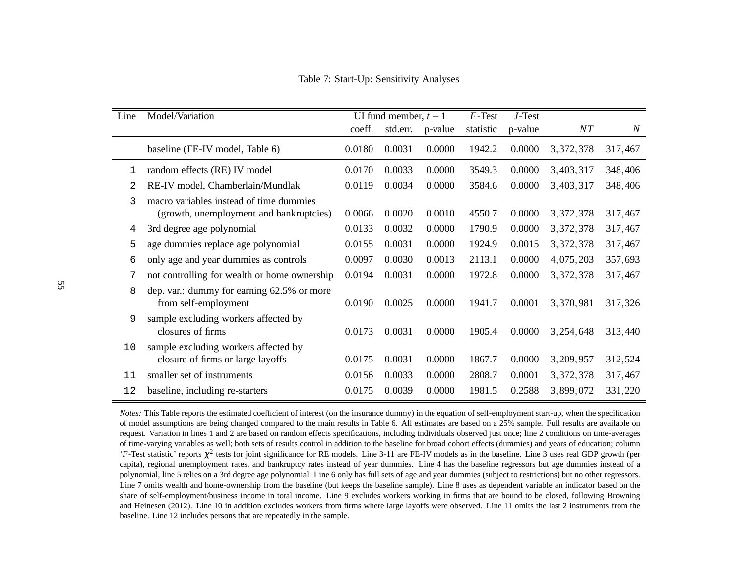Table 7: Start-Up: Sensitivity Analyses

| Line | Model/Variation | UI fund member, $t-1$ | | | $F$-Test | $J$-Test | | |
|---|---|---|---|---|---|---|---|---|
| | | coeff. | std.err. | p-value | statistic | p-value | $NT$ | $N$ |
| | baseline (FE-IV model, Table 6) | 0.0180 | 0.0031 | 0.0000 | 1942.2 | 0.0000 | 3,372,378 | 317,467 |
| 1 | random effects (RE) IV model | 0.0170 | 0.0033 | 0.0000 | 3549.3 | 0.0000 | 3,403,317 | 348,406 |
| 2 | RE-IV model, Chamberlain/Mundlak | 0.0119 | 0.0034 | 0.0000 | 3584.6 | 0.0000 | 3,403,317 | 348,406 |
| 3 | macro variables instead of time dummies (growth, unemployment and bankruptcies) | 0.0066 | 0.0020 | 0.0010 | 4550.7 | 0.0000 | 3,372,378 | 317,467 |
| 4 | 3rd degree age polynomial | 0.0133 | 0.0032 | 0.0000 | 1790.9 | 0.0000 | 3,372,378 | 317,467 |
| 5 | age dummies replace age polynomial | 0.0155 | 0.0031 | 0.0000 | 1924.9 | 0.0015 | 3,372,378 | 317,467 |
| 6 | only age and year dummies as controls | 0.0097 | 0.0030 | 0.0013 | 2113.1 | 0.0000 | 4,075,203 | 357,693 |
| 7 | not controlling for wealth or home ownership | 0.0194 | 0.0031 | 0.0000 | 1972.8 | 0.0000 | 3,372,378 | 317,467 |
| 8 | dep. var.: dummy for earning 62.5% or more from self-employment | 0.0190 | 0.0025 | 0.0000 | 1941.7 | 0.0001 | 3,370,981 | 317,326 |
| 9 | sample excluding workers affected by closures of firms | 0.0173 | 0.0031 | 0.0000 | 1905.4 | 0.0000 | 3,254,648 | 313,440 |
| 10 | sample excluding workers affected by closure of firms or large layoffs | 0.0175 | 0.0031 | 0.0000 | 1867.7 | 0.0000 | 3,209,957 | 312,524 |
| 11 | smaller set of instruments | 0.0156 | 0.0033 | 0.0000 | 2808.7 | 0.0001 | 3,372,378 | 317,467 |
| 12 | baseline, including re-starters | 0.0175 | 0.0039 | 0.0000 | 1981.5 | 0.2588 | 3,899,072 | 331,220 |

*Notes:* This Table reports the estimated coefficient of interest (on the insurance dummy) in the equation of self-employment start-up, when the specification of model assumptions are being changed compared to the main results in Table 6. All estimates are based on a 25% sample. Full results are available on request. Variation in lines 1 and 2 are based on random effects specifications, including individuals observed just once; line 2 conditions on time-averages of time-varying variables as well; both sets of results control in addition to the baseline for broad cohort effects (dummies) and years of education; column '$F$-Test statistic' reports $\chi^2$ tests for joint significance for RE models. Line 3-11 are FE-IV models as in the baseline. Line 3 uses real GDP growth (per capita), regional unemployment rates, and bankruptcy rates instead of year dummies. Line 4 has the baseline regressors but age dummies instead of a polynomial, line 5 relies on a 3rd degree age polynomial. Line 6 only has full sets of age and year dummies (subject to restrictions) but no other regressors. Line 7 omits wealth and home-ownership from the baseline (but keeps the baseline sample). Line 8 uses as dependent variable an indicator based on the share of self-employment/business income in total income. Line 9 excludes workers working in firms that are bound to be closed, following Browning and Heinesen (2012). Line 10 in addition excludes workers from firms where large layoffs were observed. Line 11 omits the last 2 instruments from the baseline. Line 12 includes persons that are repeatedly in the sample.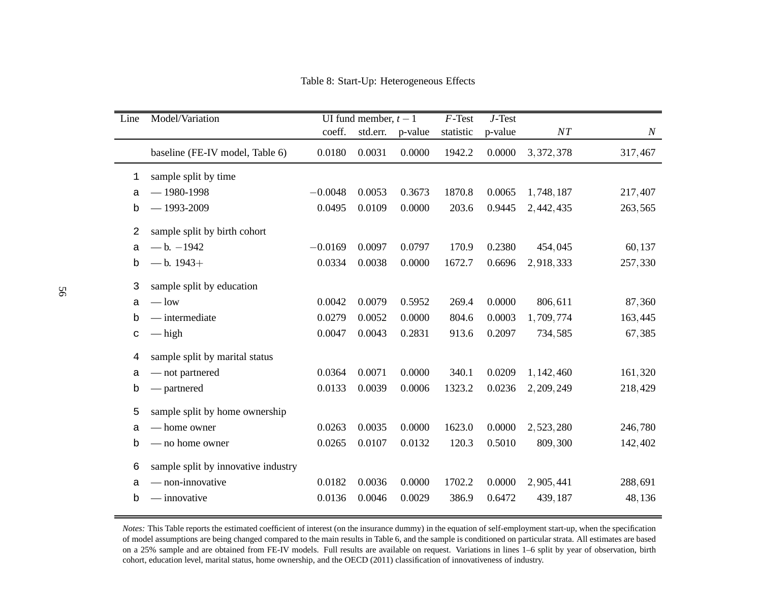Table 8: Start-Up: Heterogeneous Effects

| Line | Model/Variation | UI fund member, $t-1$ coeff. | std.err. | p-value | $F$-Test statistic | $J$-Test p-value | $NT$ | $N$ |
|---|---|---|---|---|---|---|---|---|
| | baseline (FE-IV model, Table 6) | 0.0180 | 0.0031 | 0.0000 | 1942.2 | 0.0000 | 3,372,378 | 317,467 |
| 1 | sample split by time | | | | | | | |
| a | — 1980-1998 | $-0.0048$ | 0.0053 | 0.3673 | 1870.8 | 0.0065 | 1,748,187 | 217,407 |
| b | — 1993-2009 | 0.0495 | 0.0109 | 0.0000 | 203.6 | 0.9445 | 2,442,435 | 263,565 |
| 2 | sample split by birth cohort | | | | | | | |
| a | — b. $-1942$ | $-0.0169$ | 0.0097 | 0.0797 | 170.9 | 0.2380 | 454,045 | 60,137 |
| b | — b. 1943+ | 0.0334 | 0.0038 | 0.0000 | 1672.7 | 0.6696 | 2,918,333 | 257,330 |
| 3 | sample split by education | | | | | | | |
| a | — low | 0.0042 | 0.0079 | 0.5952 | 269.4 | 0.0000 | 806,611 | 87,360 |
| b | — intermediate | 0.0279 | 0.0052 | 0.0000 | 804.6 | 0.0003 | 1,709,774 | 163,445 |
| c | — high | 0.0047 | 0.0043 | 0.2831 | 913.6 | 0.2097 | 734,585 | 67,385 |
| 4 | sample split by marital status | | | | | | | |
| a | — not partnered | 0.0364 | 0.0071 | 0.0000 | 340.1 | 0.0209 | 1,142,460 | 161,320 |
| b | — partnered | 0.0133 | 0.0039 | 0.0006 | 1323.2 | 0.0236 | 2,209,249 | 218,429 |
| 5 | sample split by home ownership | | | | | | | |
| a | — home owner | 0.0263 | 0.0035 | 0.0000 | 1623.0 | 0.0000 | 2,523,280 | 246,780 |
| b | — no home owner | 0.0265 | 0.0107 | 0.0132 | 120.3 | 0.5010 | 809,300 | 142,402 |
| 6 | sample split by innovative industry | | | | | | | |
| a | — non-innovative | 0.0182 | 0.0036 | 0.0000 | 1702.2 | 0.0000 | 2,905,441 | 288,691 |
| b | — innovative | 0.0136 | 0.0046 | 0.0029 | 386.9 | 0.6472 | 439,187 | 48,136 |

*Notes:* This Table reports the estimated coefficient of interest (on the insurance dummy) in the equation of self-employment start-up, when the specification of model assumptions are being changed compared to the main results in Table 6, and the sample is conditioned on particular strata. All estimates are based on a 25% sample and are obtained from FE-IV models. Full results are available on request. Variations in lines 1–6 split by year of observation, birth cohort, education level, marital status, home ownership, and the OECD (2011) classification of innovativeness of industry.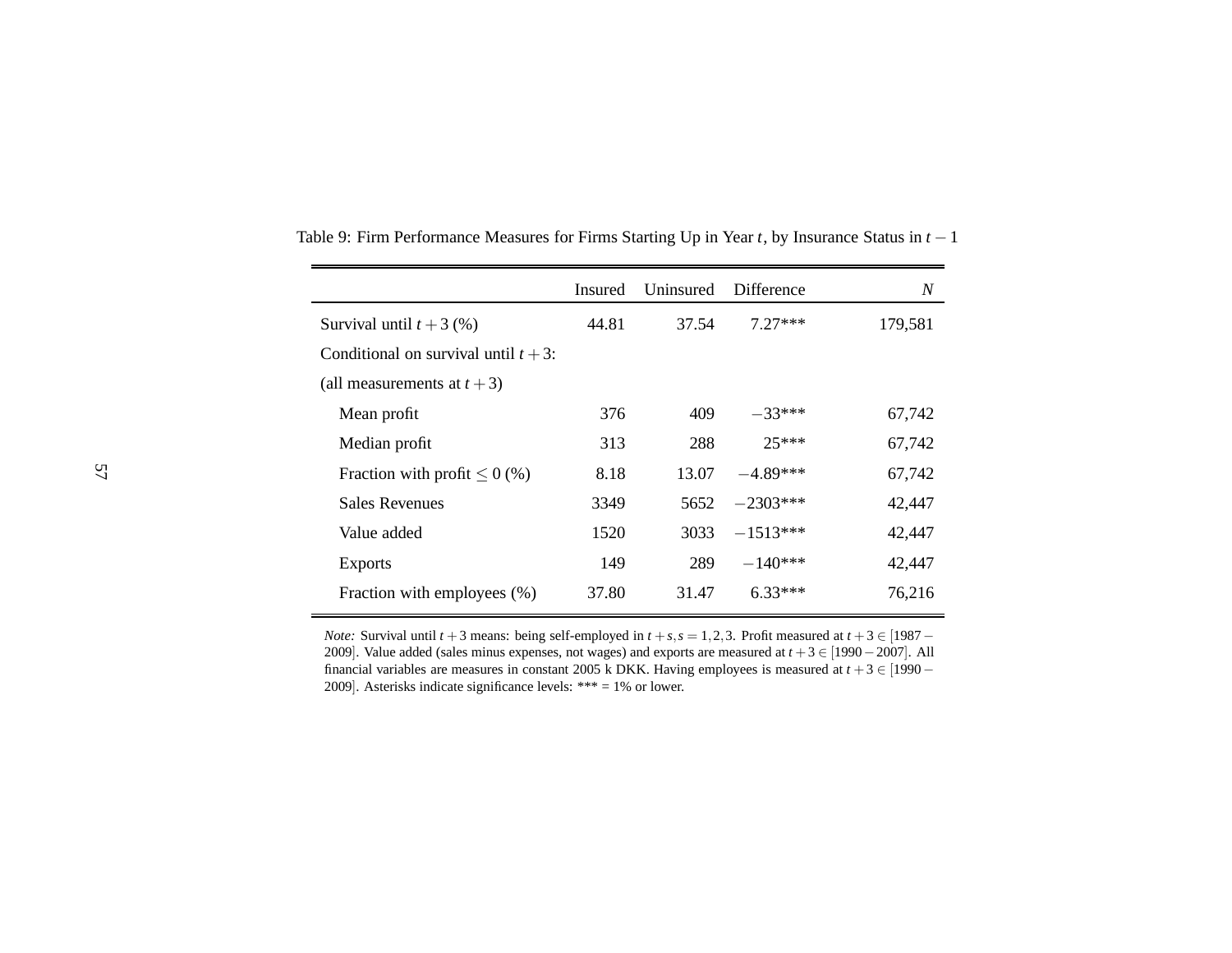Table 9: Firm Performance Measures for Firms Starting Up in Year $t$, by Insurance Status in $t-1$

| | Insured | Uninsured | Difference | $N$ |
|---|---|---|---|---|
| Survival until $t+3$ (%) | 44.81 | 37.54 | 7.27*** | 179,581 |
| Conditional on survival until $t+3$: | | | | |
| (all measurements at $t+3$) | | | | |
| Mean profit | 376 | 409 | $-33$*** | 67,742 |
| Median profit | 313 | 288 | 25*** | 67,742 |
| Fraction with profit $\leq 0$ (%) | 8.18 | 13.07 | $-4.89$*** | 67,742 |
| Sales Revenues | 3349 | 5652 | $-2303$*** | 42,447 |
| Value added | 1520 | 3033 | $-1513$*** | 42,447 |
| Exports | 149 | 289 | $-140$*** | 42,447 |
| Fraction with employees (%) | 37.80 | 31.47 | 6.33*** | 76,216 |

*Note:* Survival until $t+3$ means: being self-employed in $t+s, s=1,2,3$. Profit measured at $t+3 \in [1987-2009]$. Value added (sales minus expenses, not wages) and exports are measured at $t+3 \in [1990-2007]$. All financial variables are measures in constant 2005 k DKK. Having employees is measured at $t+3 \in [1990-2009]$. Asterisks indicate significance levels: *** = 1% or lower.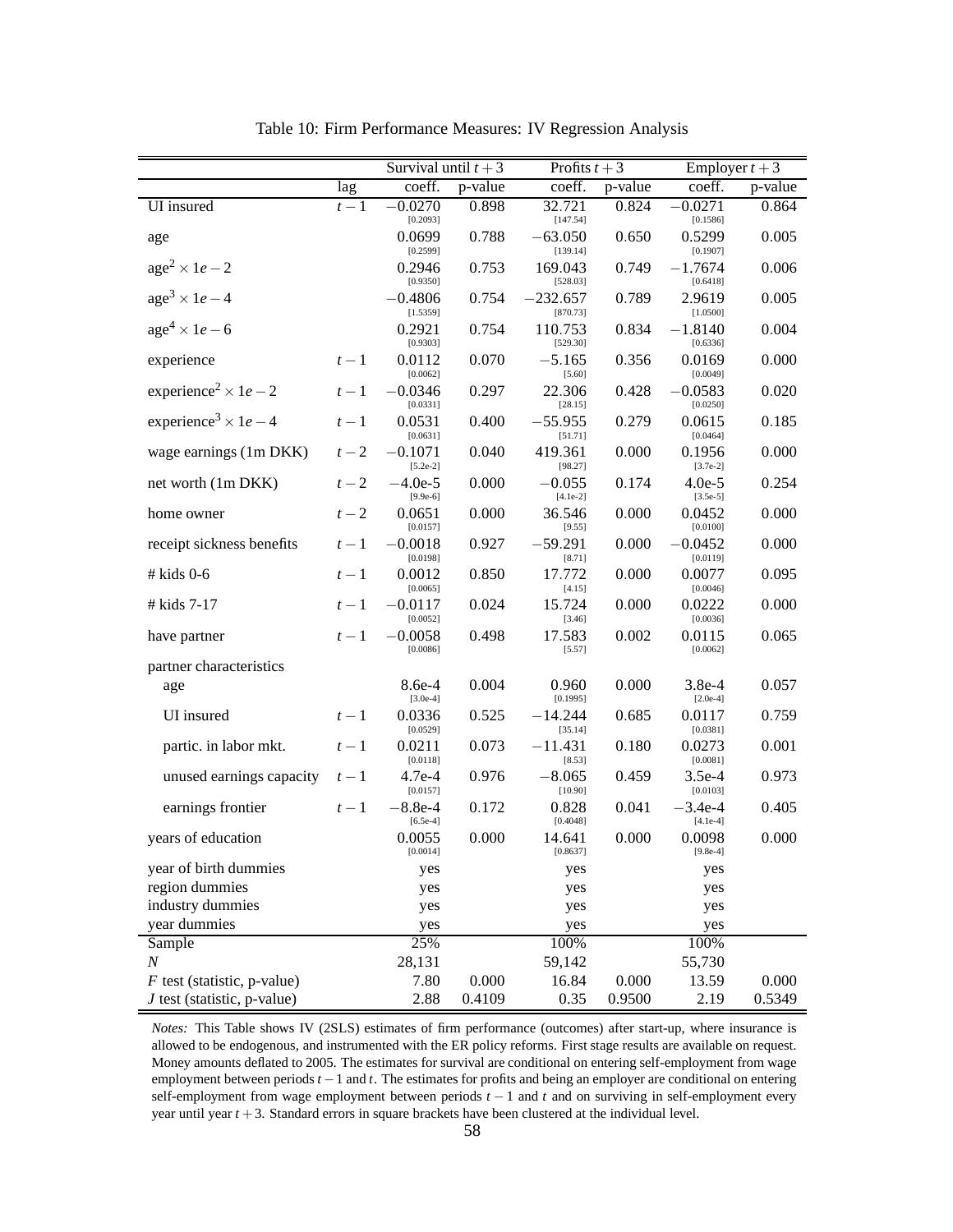Table 10: Firm Performance Measures: IV Regression Analysis

| | | Survival until $t+3$ | | Profits $t+3$ | | Employer $t+3$ | |
|---|---|---|---|---|---|---|---|
| | lag | coeff. | p-value | coeff. | p-value | coeff. | p-value |
| UI insured | $t-1$ | $-0.0270$ [0.2093] | 0.898 | 32.721 [147.54] | 0.824 | $-0.0271$ [0.1586] | 0.864 |
| age | | 0.0699 [0.2599] | 0.788 | $-63.050$ [139.14] | 0.650 | 0.5299 [0.1907] | 0.005 |
| $\text{age}^2 \times 1e-2$ | | 0.2946 [0.9350] | 0.753 | 169.043 [528.03] | 0.749 | $-1.7674$ [0.6418] | 0.006 |
| $\text{age}^3 \times 1e-4$ | | $-0.4806$ [1.5359] | 0.754 | $-232.657$ [870.73] | 0.789 | 2.9619 [1.0500] | 0.005 |
| $\text{age}^4 \times 1e-6$ | | 0.2921 [0.9303] | 0.754 | 110.753 [529.30] | 0.834 | $-1.8140$ [0.6336] | 0.004 |
| experience | $t-1$ | 0.0112 [0.0062] | 0.070 | $-5.165$ [5.60] | 0.356 | 0.0169 [0.0049] | 0.000 |
| $\text{experience}^2 \times 1e-2$ | $t-1$ | $-0.0346$ [0.0331] | 0.297 | 22.306 [28.15] | 0.428 | $-0.0583$ [0.0250] | 0.020 |
| $\text{experience}^3 \times 1e-4$ | $t-1$ | 0.0531 [0.0631] | 0.400 | $-55.955$ [51.71] | 0.279 | 0.0615 [0.0464] | 0.185 |
| wage earnings (1m DKK) | $t-2$ | $-0.1071$ [5.2e-2] | 0.040 | 419.361 [98.27] | 0.000 | 0.1956 [3.7e-2] | 0.000 |
| net worth (1m DKK) | $t-2$ | $-4.0\text{e-}5$ [9.9e-6] | 0.000 | $-0.055$ [4.1e-2] | 0.174 | 4.0e-5 [3.5e-5] | 0.254 |
| home owner | $t-2$ | 0.0651 [0.0157] | 0.000 | 36.546 [9.55] | 0.000 | 0.0452 [0.0100] | 0.000 |
| receipt sickness benefits | $t-1$ | $-0.0018$ [0.0198] | 0.927 | $-59.291$ [8.71] | 0.000 | $-0.0452$ [0.0119] | 0.000 |
| # kids 0-6 | $t-1$ | 0.0012 [0.0065] | 0.850 | 17.772 [4.15] | 0.000 | 0.0077 [0.0046] | 0.095 |
| # kids 7-17 | $t-1$ | $-0.0117$ [0.0052] | 0.024 | 15.724 [3.46] | 0.000 | 0.0222 [0.0036] | 0.000 |
| have partner | $t-1$ | $-0.0058$ [0.0086] | 0.498 | 17.583 [5.57] | 0.002 | 0.0115 [0.0062] | 0.065 |
| partner characteristics | | | | | | | |
| age | | 8.6e-4 [3.0e-4] | 0.004 | 0.960 [0.1995] | 0.000 | 3.8e-4 [2.0e-4] | 0.057 |
| UI insured | $t-1$ | 0.0336 [0.0529] | 0.525 | $-14.244$ [35.14] | 0.685 | 0.0117 [0.0381] | 0.759 |
| partic. in labor mkt. | $t-1$ | 0.0211 [0.0118] | 0.073 | $-11.431$ [8.53] | 0.180 | 0.0273 [0.0081] | 0.001 |
| unused earnings capacity | $t-1$ | 4.7e-4 [0.0157] | 0.976 | $-8.065$ [10.90] | 0.459 | 3.5e-4 [0.0103] | 0.973 |
| earnings frontier | $t-1$ | $-8.8\text{e-}4$ [6.5e-4] | 0.172 | 0.828 [0.4048] | 0.041 | $-3.4\text{e-}4$ [4.1e-4] | 0.405 |
| years of education | | 0.0055 [0.0014] | 0.000 | 14.641 [0.8637] | 0.000 | 0.0098 [9.8e-4] | 0.000 |
| year of birth dummies | | yes | | yes | | yes | |
| region dummies | | yes | | yes | | yes | |
| industry dummies | | yes | | yes | | yes | |
| year dummies | | yes | | yes | | yes | |
| Sample | | 25% | | 100% | | 100% | |
| $N$ | | 28,131 | | 59,142 | | 55,730 | |
| $F$ test (statistic, p-value) | | 7.80 | 0.000 | 16.84 | 0.000 | 13.59 | 0.000 |
| $J$ test (statistic, p-value) | | 2.88 | 0.4109 | 0.35 | 0.9500 | 2.19 | 0.5349 |

*Notes:* This Table shows IV (2SLS) estimates of firm performance (outcomes) after start-up, where insurance is allowed to be endogenous, and instrumented with the ER policy reforms. First stage results are available on request. Money amounts deflated to 2005. The estimates for survival are conditional on entering self-employment from wage employment between periods $t-1$ and $t$. The estimates for profits and being an employer are conditional on entering self-employment from wage employment between periods $t-1$ and $t$ and on surviving in self-employment every year until year $t+3$. Standard errors in square brackets have been clustered at the individual level.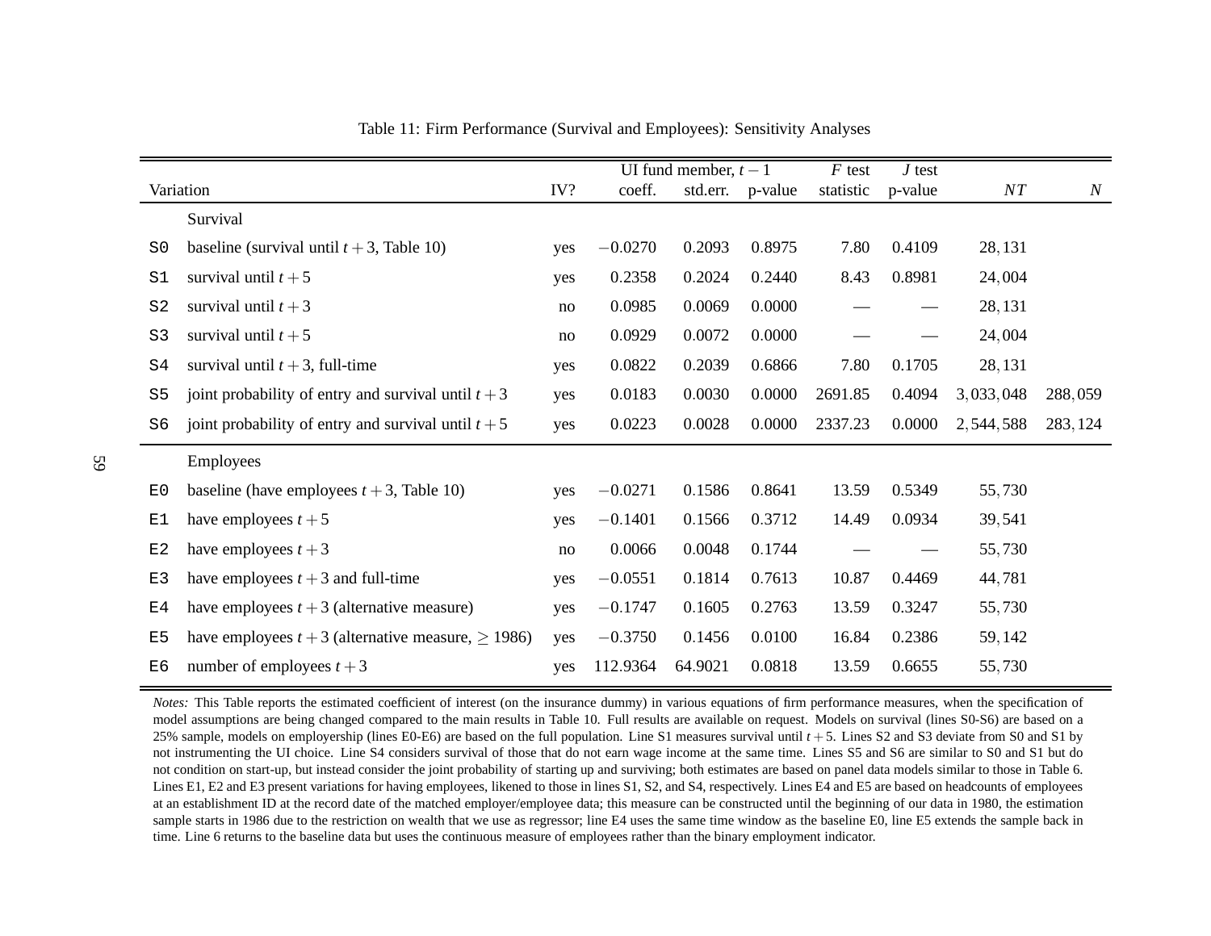Table 11: Firm Performance (Survival and Employees): Sensitivity Analyses

| | Variation | IV? | UI fund member, $t-1$ coeff. | std.err. | p-value | $F$ test statistic | $J$ test p-value | $NT$ | $N$ |
|---|---|---|---|---|---|---|---|---|---|
| | Survival | | | | | | | | |
| S0 | baseline (survival until $t+3$, Table 10) | yes | $-0.0270$ | 0.2093 | 0.8975 | 7.80 | 0.4109 | $28,131$ | |
| S1 | survival until $t+5$ | yes | 0.2358 | 0.2024 | 0.2440 | 8.43 | 0.8981 | $24,004$ | |
| S2 | survival until $t+3$ | no | 0.0985 | 0.0069 | 0.0000 | — | — | $28,131$ | |
| S3 | survival until $t+5$ | no | 0.0929 | 0.0072 | 0.0000 | — | — | $24,004$ | |
| S4 | survival until $t+3$, full-time | yes | 0.0822 | 0.2039 | 0.6866 | 7.80 | 0.1705 | $28,131$ | |
| S5 | joint probability of entry and survival until $t+3$ | yes | 0.0183 | 0.0030 | 0.0000 | 2691.85 | 0.4094 | $3,033,048$ | $288,059$ |
| S6 | joint probability of entry and survival until $t+5$ | yes | 0.0223 | 0.0028 | 0.0000 | 2337.23 | 0.0000 | $2,544,588$ | $283,124$ |
| | Employees | | | | | | | | |
| E0 | baseline (have employees $t+3$, Table 10) | yes | $-0.0271$ | 0.1586 | 0.8641 | 13.59 | 0.5349 | $55,730$ | |
| E1 | have employees $t+5$ | yes | $-0.1401$ | 0.1566 | 0.3712 | 14.49 | 0.0934 | $39,541$ | |
| E2 | have employees $t+3$ | no | 0.0066 | 0.0048 | 0.1744 | — | — | $55,730$ | |
| E3 | have employees $t+3$ and full-time | yes | $-0.0551$ | 0.1814 | 0.7613 | 10.87 | 0.4469 | $44,781$ | |
| E4 | have employees $t+3$ (alternative measure) | yes | $-0.1747$ | 0.1605 | 0.2763 | 13.59 | 0.3247 | $55,730$ | |
| E5 | have employees $t+3$ (alternative measure, $\geq 1986$) | yes | $-0.3750$ | 0.1456 | 0.0100 | 16.84 | 0.2386 | $59,142$ | |
| E6 | number of employees $t+3$ | yes | 112.9364 | 64.9021 | 0.0818 | 13.59 | 0.6655 | $55,730$ | |

*Notes:* This Table reports the estimated coefficient of interest (on the insurance dummy) in various equations of firm performance measures, when the specification of model assumptions are being changed compared to the main results in Table 10. Full results are available on request. Models on survival (lines S0-S6) are based on a 25% sample, models on employership (lines E0-E6) are based on the full population. Line S1 measures survival until $t+5$. Lines S2 and S3 deviate from S0 and S1 by not instrumenting the UI choice. Line S4 considers survival of those that do not earn wage income at the same time. Lines S5 and S6 are similar to S0 and S1 but do not condition on start-up, but instead consider the joint probability of starting up and surviving; both estimates are based on panel data models similar to those in Table 6. Lines E1, E2 and E3 present variations for having employees, likened to those in lines S1, S2, and S4, respectively. Lines E4 and E5 are based on headcounts of employees at an establishment ID at the record date of the matched employer/employee data; this measure can be constructed until the beginning of our data in 1980, the estimation sample starts in 1986 due to the restriction on wealth that we use as regressor; line E4 uses the same time window as the baseline E0, line E5 extends the sample back in time. Line 6 returns to the baseline data but uses the continuous measure of employees rather than the binary employment indicator.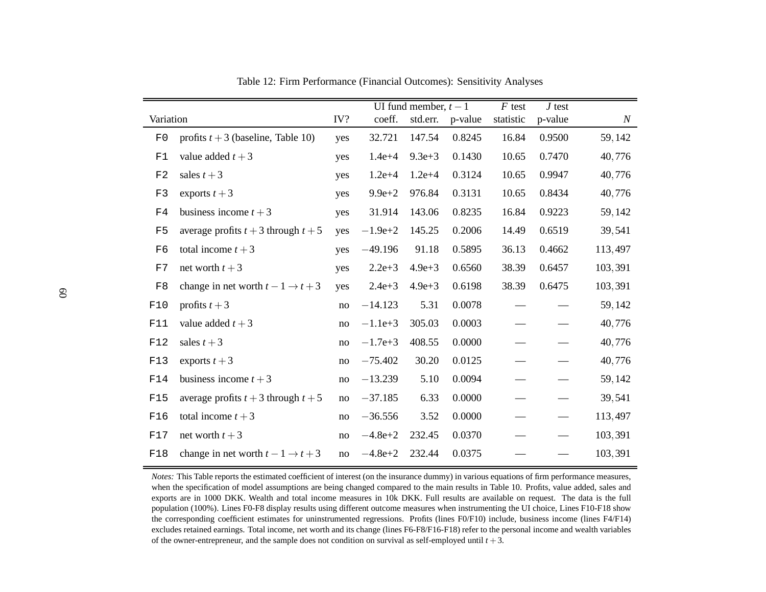Table 12: Firm Performance (Financial Outcomes): Sensitivity Analyses

| Variation | | IV? | UI fund member, $t-1$ coeff. | std.err. | p-value | $F$ test statistic | $J$ test p-value | $N$ |
|---|---|---|---|---|---|---|---|---|
| F0 | profits $t+3$ (baseline, Table 10) | yes | 32.721 | 147.54 | 0.8245 | 16.84 | 0.9500 | 59,142 |
| F1 | value added $t+3$ | yes | 1.4e+4 | 9.3e+3 | 0.1430 | 10.65 | 0.7470 | 40,776 |
| F2 | sales $t+3$ | yes | 1.2e+4 | 1.2e+4 | 0.3124 | 10.65 | 0.9947 | 40,776 |
| F3 | exports $t+3$ | yes | 9.9e+2 | 976.84 | 0.3131 | 10.65 | 0.8434 | 40,776 |
| F4 | business income $t+3$ | yes | 31.914 | 143.06 | 0.8235 | 16.84 | 0.9223 | 59,142 |
| F5 | average profits $t+3$ through $t+5$ | yes | $-1.9$e+2 | 145.25 | 0.2006 | 14.49 | 0.6519 | 39,541 |
| F6 | total income $t+3$ | yes | $-49.196$ | 91.18 | 0.5895 | 36.13 | 0.4662 | 113,497 |
| F7 | net worth $t+3$ | yes | 2.2e+3 | 4.9e+3 | 0.6560 | 38.39 | 0.6457 | 103,391 |
| F8 | change in net worth $t-1 \rightarrow t+3$ | yes | 2.4e+3 | 4.9e+3 | 0.6198 | 38.39 | 0.6475 | 103,391 |
| F10 | profits $t+3$ | no | $-14.123$ | 5.31 | 0.0078 | — | — | 59,142 |
| F11 | value added $t+3$ | no | $-1.1$e+3 | 305.03 | 0.0003 | — | — | 40,776 |
| F12 | sales $t+3$ | no | $-1.7$e+3 | 408.55 | 0.0000 | — | — | 40,776 |
| F13 | exports $t+3$ | no | $-75.402$ | 30.20 | 0.0125 | — | — | 40,776 |
| F14 | business income $t+3$ | no | $-13.239$ | 5.10 | 0.0094 | — | — | 59,142 |
| F15 | average profits $t+3$ through $t+5$ | no | $-37.185$ | 6.33 | 0.0000 | — | — | 39,541 |
| F16 | total income $t+3$ | no | $-36.556$ | 3.52 | 0.0000 | — | — | 113,497 |
| F17 | net worth $t+3$ | no | $-4.8$e+2 | 232.45 | 0.0370 | — | — | 103,391 |
| F18 | change in net worth $t-1 \rightarrow t+3$ | no | $-4.8$e+2 | 232.44 | 0.0375 | — | — | 103,391 |

*Notes:* This Table reports the estimated coefficient of interest (on the insurance dummy) in various equations of firm performance measures, when the specification of model assumptions are being changed compared to the main results in Table 10. Profits, value added, sales and exports are in 1000 DKK. Wealth and total income measures in 10k DKK. Full results are available on request. The data is the full population (100%). Lines F0-F8 display results using different outcome measures when instrumenting the UI choice, Lines F10-F18 show the corresponding coefficient estimates for uninstrumented regressions. Profits (lines F0/F10) include, business income (lines F4/F14) excludes retained earnings. Total income, net worth and its change (lines F6-F8/F16-F18) refer to the personal income and wealth variables of the owner-entrepreneur, and the sample does not condition on survival as self-employed until $t+3$.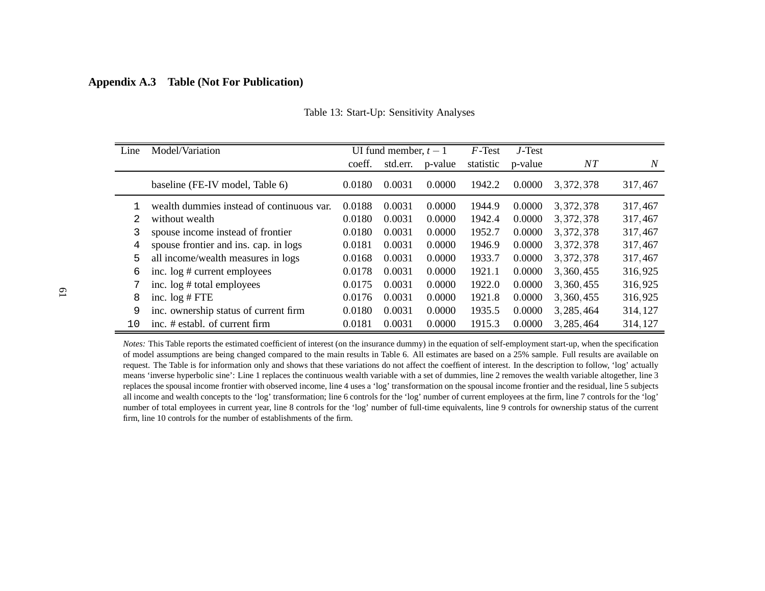## Appendix A.3 Table (Not For Publication)

Table 13: Start-Up: Sensitivity Analyses

| Line | Model/Variation | UI fund member, $t-1$ | | | $F$-Test | $J$-Test | | |
|---|---|---|---|---|---|---|---|---|
| | | coeff. | std.err. | p-value | statistic | p-value | $NT$ | $N$ |
| | baseline (FE-IV model, Table 6) | 0.0180 | 0.0031 | 0.0000 | 1942.2 | 0.0000 | 3,372,378 | 317,467 |
| 1 | wealth dummies instead of continuous var. | 0.0188 | 0.0031 | 0.0000 | 1944.9 | 0.0000 | 3,372,378 | 317,467 |
| 2 | without wealth | 0.0180 | 0.0031 | 0.0000 | 1942.4 | 0.0000 | 3,372,378 | 317,467 |
| 3 | spouse income instead of frontier | 0.0180 | 0.0031 | 0.0000 | 1952.7 | 0.0000 | 3,372,378 | 317,467 |
| 4 | spouse frontier and ins. cap. in logs | 0.0181 | 0.0031 | 0.0000 | 1946.9 | 0.0000 | 3,372,378 | 317,467 |
| 5 | all income/wealth measures in logs | 0.0168 | 0.0031 | 0.0000 | 1933.7 | 0.0000 | 3,372,378 | 317,467 |
| 6 | inc. log # current employees | 0.0178 | 0.0031 | 0.0000 | 1921.1 | 0.0000 | 3,360,455 | 316,925 |
| 7 | inc. log # total employees | 0.0175 | 0.0031 | 0.0000 | 1922.0 | 0.0000 | 3,360,455 | 316,925 |
| 8 | inc. log # FTE | 0.0176 | 0.0031 | 0.0000 | 1921.8 | 0.0000 | 3,360,455 | 316,925 |
| 9 | inc. ownership status of current firm | 0.0180 | 0.0031 | 0.0000 | 1935.5 | 0.0000 | 3,285,464 | 314,127 |
| 10 | inc. # establ. of current firm | 0.0181 | 0.0031 | 0.0000 | 1915.3 | 0.0000 | 3,285,464 | 314,127 |

*Notes:* This Table reports the estimated coefficient of interest (on the insurance dummy) in the equation of self-employment start-up, when the specification of model assumptions are being changed compared to the main results in Table 6. All estimates are based on a 25% sample. Full results are available on request. The Table is for information only and shows that these variations do not affect the coeffient of interest. In the description to follow, 'log' actually means 'inverse hyperbolic sine': Line 1 replaces the continuous wealth variable with a set of dummies, line 2 removes the wealth variable altogether, line 3 replaces the spousal income frontier with observed income, line 4 uses a 'log' transformation on the spousal income frontier and the residual, line 5 subjects all income and wealth concepts to the 'log' transformation; line 6 controls for the 'log' number of current employees at the firm, line 7 controls for the 'log' number of total employees in current year, line 8 controls for the 'log' number of full-time equivalents, line 9 controls for ownership status of the current firm, line 10 controls for the number of establishments of the firm.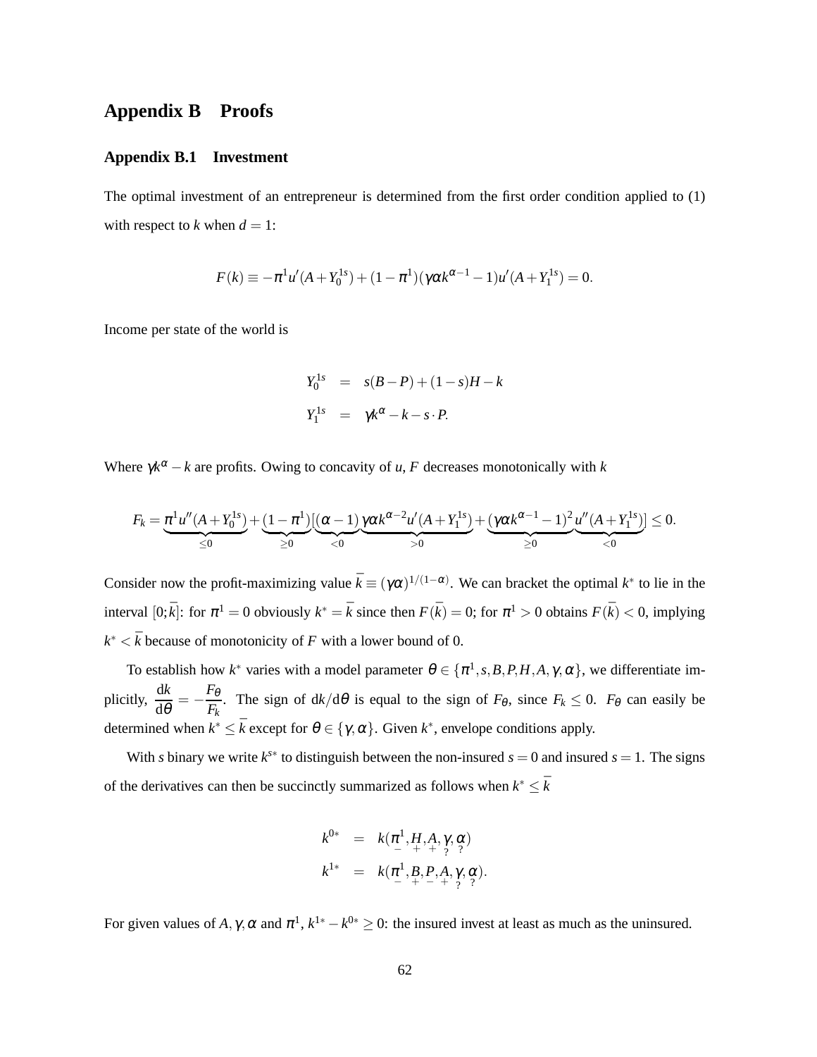# Appendix B Proofs

## Appendix B.1 Investment

The optimal investment of an entrepreneur is determined from the first order condition applied to (1) with respect to $k$ when $d = 1$:

$$F(k) \equiv -\pi^1 u'(A + Y_0^{1s}) + (1 - \pi^1)(\gamma\alpha k^{\alpha-1} - 1)u'(A + Y_1^{1s}) = 0.$$

Income per state of the world is

$$\begin{aligned} Y_0^{1s} &= s(B - P) + (1 - s)H - k \\ Y_1^{1s} &= \gamma k^\alpha - k - s \cdot P. \end{aligned}$$

Where $\gamma k^\alpha - k$ are profits. Owing to concavity of $u$, $F$ decreases monotonically with $k$

$$F_k = \underbrace{\pi^1 u''(A + Y_0^{1s})}_{\leq 0} + \underbrace{(1 - \pi^1)}_{\geq 0}[\underbrace{(\alpha - 1)}_{<0}\underbrace{\gamma\alpha k^{\alpha-2} u'(A + Y_1^{1s})}_{>0} + \underbrace{(\gamma\alpha k^{\alpha-1} - 1)^2}_{\geq 0}\underbrace{u''(A + Y_1^{1s})}_{<0}] \leq 0.$$

Consider now the profit-maximizing value $\bar{k} \equiv (\gamma\alpha)^{1/(1-\alpha)}$. We can bracket the optimal $k^*$ to lie in the interval $[0; \bar{k}]$: for $\pi^1 = 0$ obviously $k^* = \bar{k}$ since then $F(\bar{k}) = 0$; for $\pi^1 > 0$ obtains $F(\bar{k}) < 0$, implying $k^* < \bar{k}$ because of monotonicity of $F$ with a lower bound of 0.

To establish how $k^*$ varies with a model parameter $\theta \in \{\pi^1, s, B, P, H, A, \gamma, \alpha\}$, we differentiate implicitly, $\frac{\mathrm{d}k}{\mathrm{d}\theta} = -\frac{F_\theta}{F_k}$. The sign of $\mathrm{d}k/\mathrm{d}\theta$ is equal to the sign of $F_\theta$, since $F_k \leq 0$. $F_\theta$ can easily be determined when $k^* \leq \bar{k}$ except for $\theta \in \{\gamma, \alpha\}$. Given $k^*$, envelope conditions apply.

With $s$ binary we write $k^{s*}$ to distinguish between the non-insured $s = 0$ and insured $s = 1$. The signs of the derivatives can then be succinctly summarized as follows when $k^* \leq \bar{k}$

$$\begin{aligned} k^{0*} &= k(\underset{-}{\pi^1}, \underset{+}{H}, \underset{+}{A}, \underset{?}{\gamma}, \underset{?}{\alpha}) \\ k^{1*} &= k(\underset{-}{\pi^1}, \underset{+}{B}, \underset{-}{P}, \underset{+}{A}, \underset{?}{\gamma}, \underset{?}{\alpha}). \end{aligned}$$

For given values of $A, \gamma, \alpha$ and $\pi^1$, $k^{1*} - k^{0*} \geq 0$: the insured invest at least as much as the uninsured.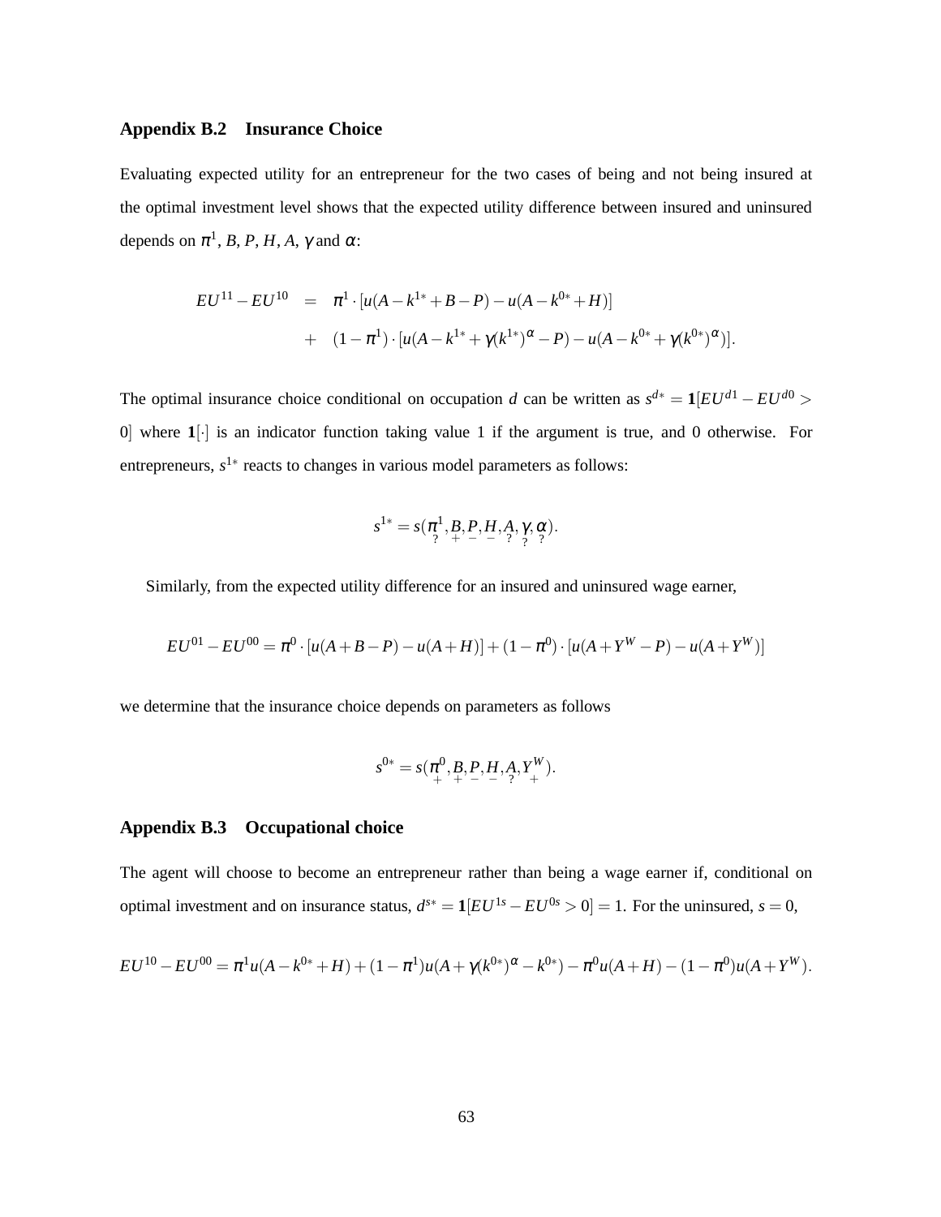### Appendix B.2 Insurance Choice

Evaluating expected utility for an entrepreneur for the two cases of being and not being insured at the optimal investment level shows that the expected utility difference between insured and uninsured depends on $\pi^1$, $B$, $P$, $H$, $A$, $\gamma$ and $\alpha$:

$$
\begin{aligned}
EU^{11} - EU^{10} &= \pi^1 \cdot [u(A - k^{1*} + B - P) - u(A - k^{0*} + H)] \\
&+ (1 - \pi^1) \cdot [u(A - k^{1*} + \gamma (k^{1*})^{\alpha} - P) - u(A - k^{0*} + \gamma (k^{0*})^{\alpha})].
\end{aligned}
$$

The optimal insurance choice conditional on occupation $d$ can be written as $s^{d*} = \mathbf{1}[EU^{d1} - EU^{d0} > 0]$ where $\mathbf{1}[\cdot]$ is an indicator function taking value 1 if the argument is true, and 0 otherwise. For entrepreneurs, $s^{1*}$ reacts to changes in various model parameters as follows:

$$
s^{1*} = s(\underset{?}{\pi^1}, \underset{+}{B}, \underset{-}{P}, \underset{-}{H}, \underset{?}{A}, \underset{?}{\gamma}, \underset{?}{\alpha}).
$$

Similarly, from the expected utility difference for an insured and uninsured wage earner,

$$
EU^{01} - EU^{00} = \pi^0 \cdot [u(A + B - P) - u(A + H)] + (1 - \pi^0) \cdot [u(A + Y^W - P) - u(A + Y^W)]
$$

we determine that the insurance choice depends on parameters as follows

$$
s^{0*} = s(\underset{+}{\pi^0}, \underset{+}{B}, \underset{-}{P}, \underset{-}{H}, \underset{?}{A}, \underset{+}{Y^W}).
$$

### Appendix B.3 Occupational choice

The agent will choose to become an entrepreneur rather than being a wage earner if, conditional on optimal investment and on insurance status, $d^{s*} = \mathbf{1}[EU^{1s} - EU^{0s} > 0] = 1$. For the uninsured, $s = 0$,

$$
EU^{10} - EU^{00} = \pi^1 u(A - k^{0*} + H) + (1 - \pi^1) u(A + \gamma (k^{0*})^{\alpha} - k^{0*}) - \pi^0 u(A + H) - (1 - \pi^0) u(A + Y^W).
$$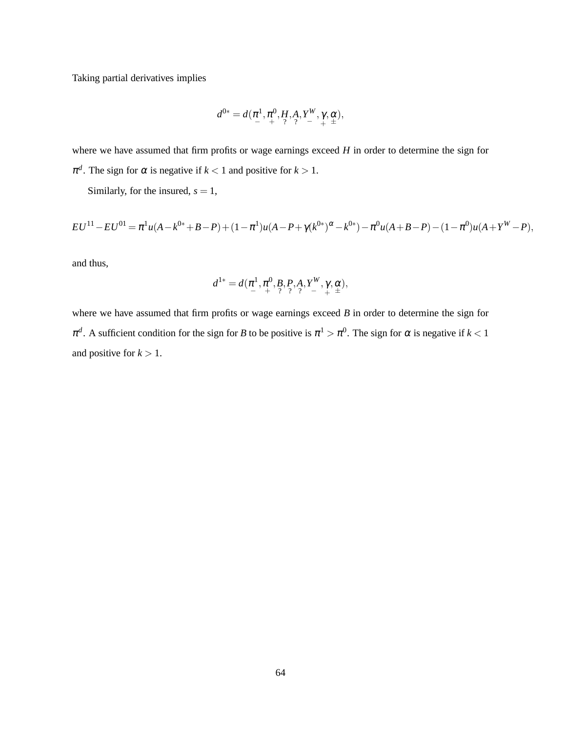Taking partial derivatives implies

$$d^{0*} = d(\underset{-}{\pi^1}, \underset{+}{\pi^0}, \underset{?}{H}, \underset{?}{A}, \underset{-}{Y^W}, \underset{+}{\gamma}, \underset{\pm}{\alpha}),$$

where we have assumed that firm profits or wage earnings exceed $H$ in order to determine the sign for $\pi^d$. The sign for $\alpha$ is negative if $k < 1$ and positive for $k > 1$.

Similarly, for the insured, $s = 1$,

$$EU^{11} - EU^{01} = \pi^1 u(A - k^{0*} + B - P) + (1 - \pi^1)u(A - P + \gamma(k^{0*})^{\alpha} - k^{0*}) - \pi^0 u(A + B - P) - (1 - \pi^0)u(A + Y^W - P),$$

and thus,

$$d^{1*} = d(\underset{-}{\pi^1}, \underset{+}{\pi^0}, \underset{?}{B}, \underset{?}{P}, \underset{?}{A}, \underset{-}{Y^W}, \underset{+}{\gamma}, \underset{\pm}{\alpha}),$$

where we have assumed that firm profits or wage earnings exceed $B$ in order to determine the sign for $\pi^d$. A sufficient condition for the sign for $B$ to be positive is $\pi^1 > \pi^0$. The sign for $\alpha$ is negative if $k < 1$ and positive for $k > 1$.